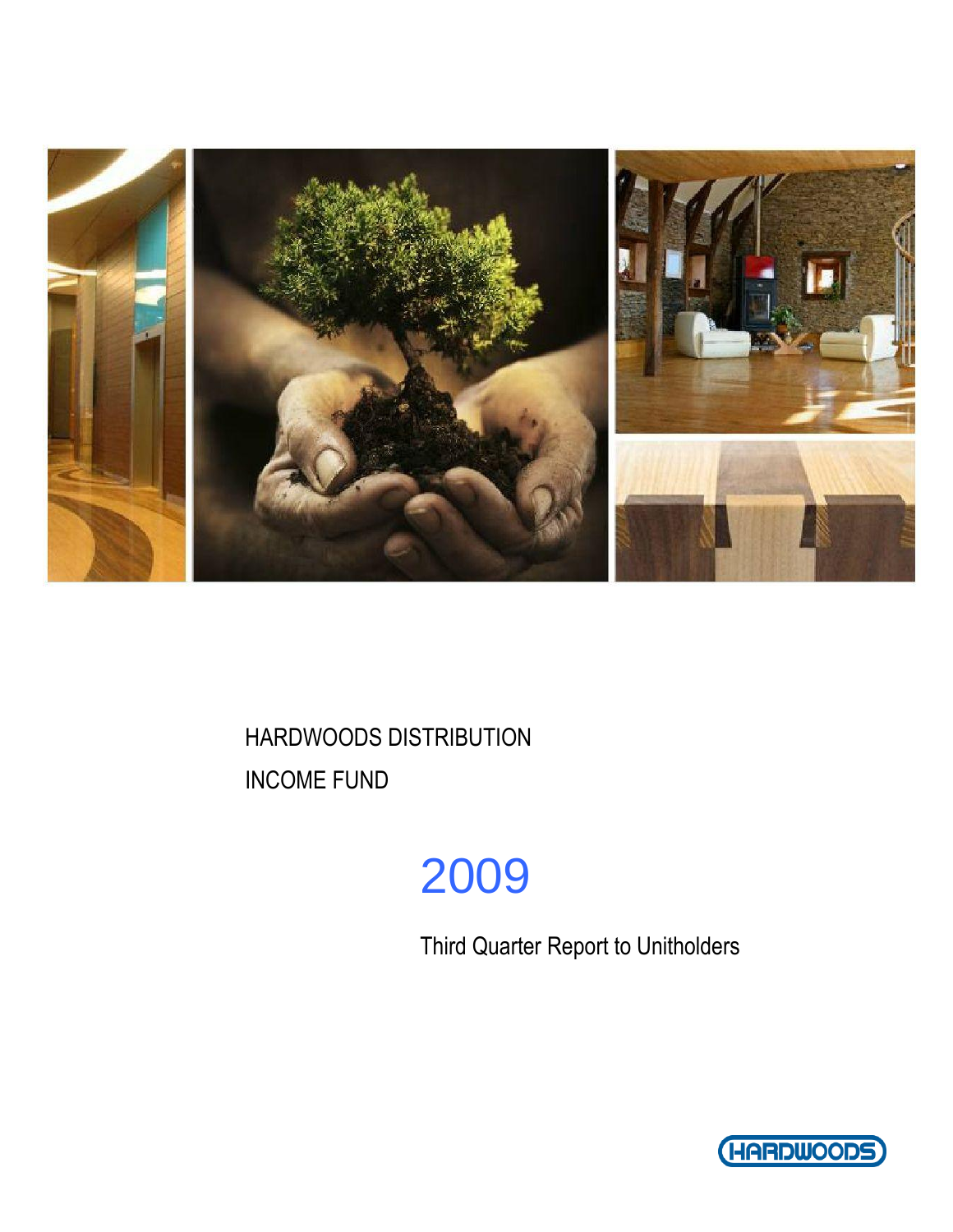# HARDWOODS DISTRIBUTION INCOME FUND

## 2009

### Third Quarter Report to Unitholders

HARDWOODS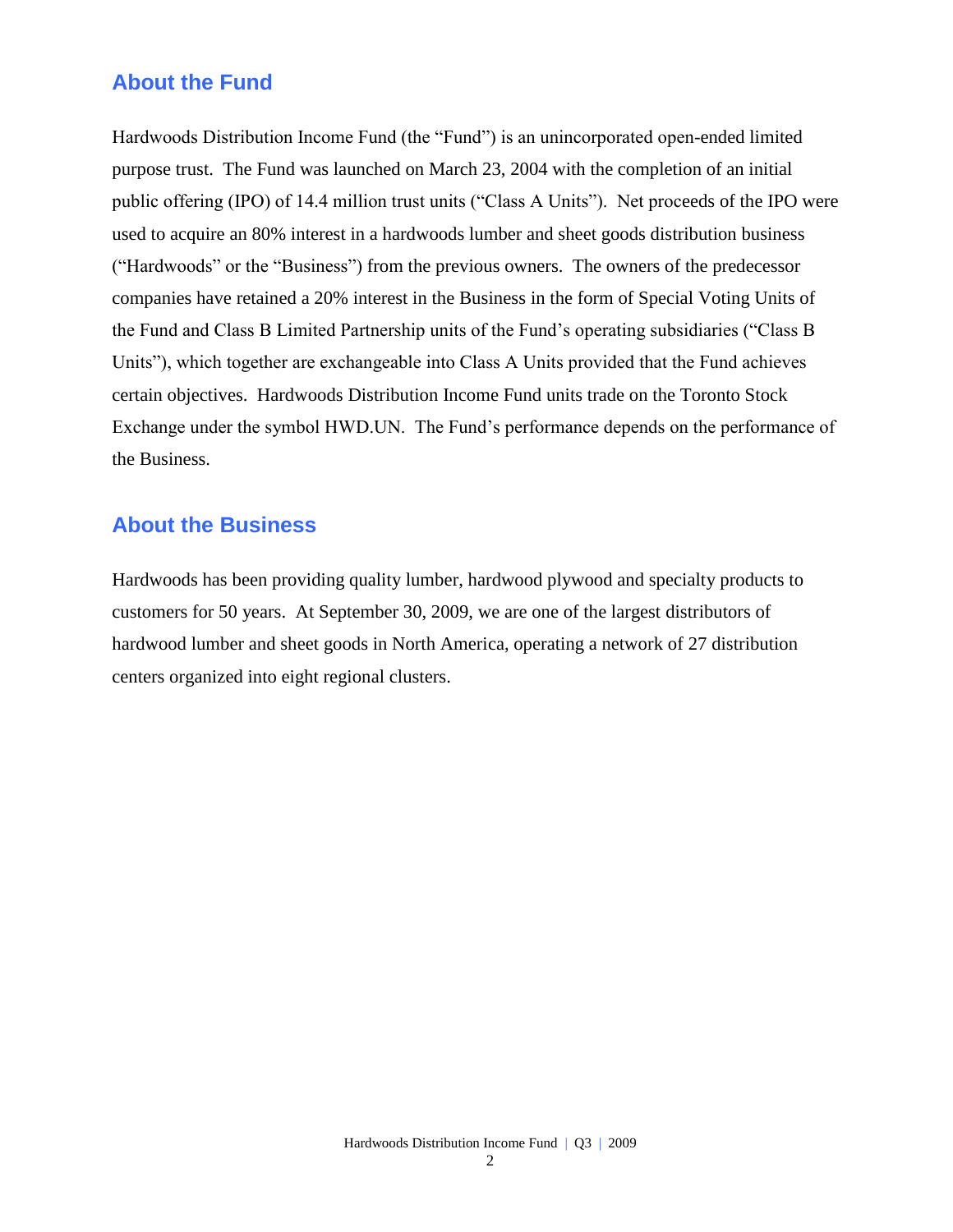## About the Fund

Hardwoods Distribution Income Fund (the "Fund") is an unincorporated open-ended limited purpose trust. The Fund was launched on March 23, 2004 with the completion of an initial public offering (IPO) of 14.4 million trust units ("Class A Units"). Net proceeds of the IPO were used to acquire an 80% interest in a hardwoods lumber and sheet goods distribution business ("Hardwoods" or the "Business") from the previous owners. The owners of the predecessor companies have retained a 20% interest in the Business in the form of Special Voting Units of the Fund and Class B Limited Partnership units of the Fund's operating subsidiaries ("Class B Units"), which together are exchangeable into Class A Units provided that the Fund achieves certain objectives. Hardwoods Distribution Income Fund units trade on the Toronto Stock Exchange under the symbol HWD.UN. The Fund's performance depends on the performance of the Business.

## About the Business

Hardwoods has been providing quality lumber, hardwood plywood and specialty products to customers for 50 years. At September 30, 2009, we are one of the largest distributors of hardwood lumber and sheet goods in North America, operating a network of 27 distribution centers organized into eight regional clusters.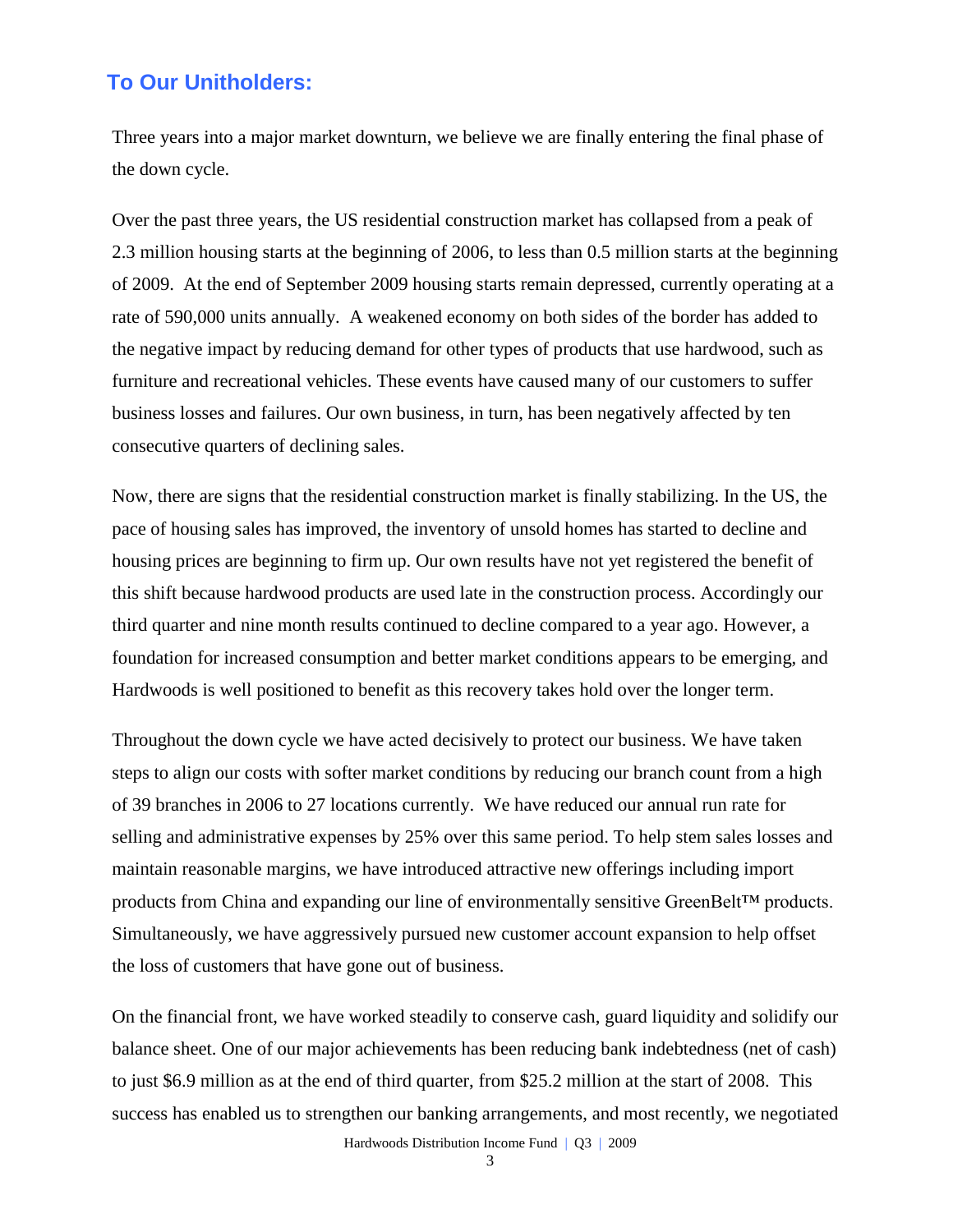## To Our Unitholders:

Three years into a major market downturn, we believe we are finally entering the final phase of the down cycle.

Over the past three years, the US residential construction market has collapsed from a peak of 2.3 million housing starts at the beginning of 2006, to less than 0.5 million starts at the beginning of 2009. At the end of September 2009 housing starts remain depressed, currently operating at a rate of 590,000 units annually. A weakened economy on both sides of the border has added to the negative impact by reducing demand for other types of products that use hardwood, such as furniture and recreational vehicles. These events have caused many of our customers to suffer business losses and failures. Our own business, in turn, has been negatively affected by ten consecutive quarters of declining sales.

Now, there are signs that the residential construction market is finally stabilizing. In the US, the pace of housing sales has improved, the inventory of unsold homes has started to decline and housing prices are beginning to firm up. Our own results have not yet registered the benefit of this shift because hardwood products are used late in the construction process. Accordingly our third quarter and nine month results continued to decline compared to a year ago. However, a foundation for increased consumption and better market conditions appears to be emerging, and Hardwoods is well positioned to benefit as this recovery takes hold over the longer term.

Throughout the down cycle we have acted decisively to protect our business. We have taken steps to align our costs with softer market conditions by reducing our branch count from a high of 39 branches in 2006 to 27 locations currently. We have reduced our annual run rate for selling and administrative expenses by 25% over this same period. To help stem sales losses and maintain reasonable margins, we have introduced attractive new offerings including import products from China and expanding our line of environmentally sensitive GreenBelt™ products. Simultaneously, we have aggressively pursued new customer account expansion to help offset the loss of customers that have gone out of business.

On the financial front, we have worked steadily to conserve cash, guard liquidity and solidify our balance sheet. One of our major achievements has been reducing bank indebtedness (net of cash) to just $6.9 million as at the end of third quarter, from $25.2 million at the start of 2008. This success has enabled us to strengthen our banking arrangements, and most recently, we negotiated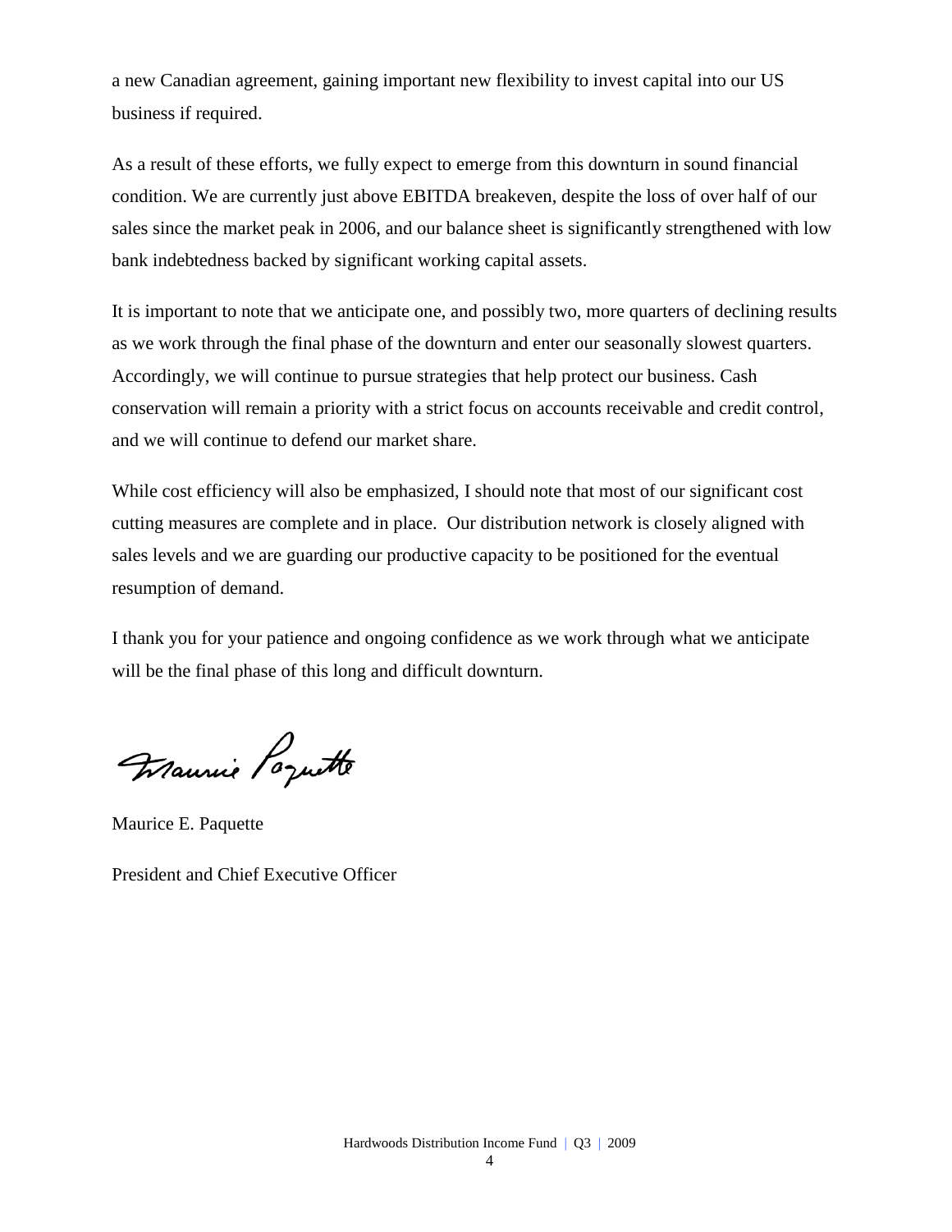a new Canadian agreement, gaining important new flexibility to invest capital into our US business if required.

As a result of these efforts, we fully expect to emerge from this downturn in sound financial condition. We are currently just above EBITDA breakeven, despite the loss of over half of our sales since the market peak in 2006, and our balance sheet is significantly strengthened with low bank indebtedness backed by significant working capital assets.

It is important to note that we anticipate one, and possibly two, more quarters of declining results as we work through the final phase of the downturn and enter our seasonally slowest quarters. Accordingly, we will continue to pursue strategies that help protect our business. Cash conservation will remain a priority with a strict focus on accounts receivable and credit control, and we will continue to defend our market share.

While cost efficiency will also be emphasized, I should note that most of our significant cost cutting measures are complete and in place. Our distribution network is closely aligned with sales levels and we are guarding our productive capacity to be positioned for the eventual resumption of demand.

I thank you for your patience and ongoing confidence as we work through what we anticipate will be the final phase of this long and difficult downturn.

Maurice E. Paquette

President and Chief Executive Officer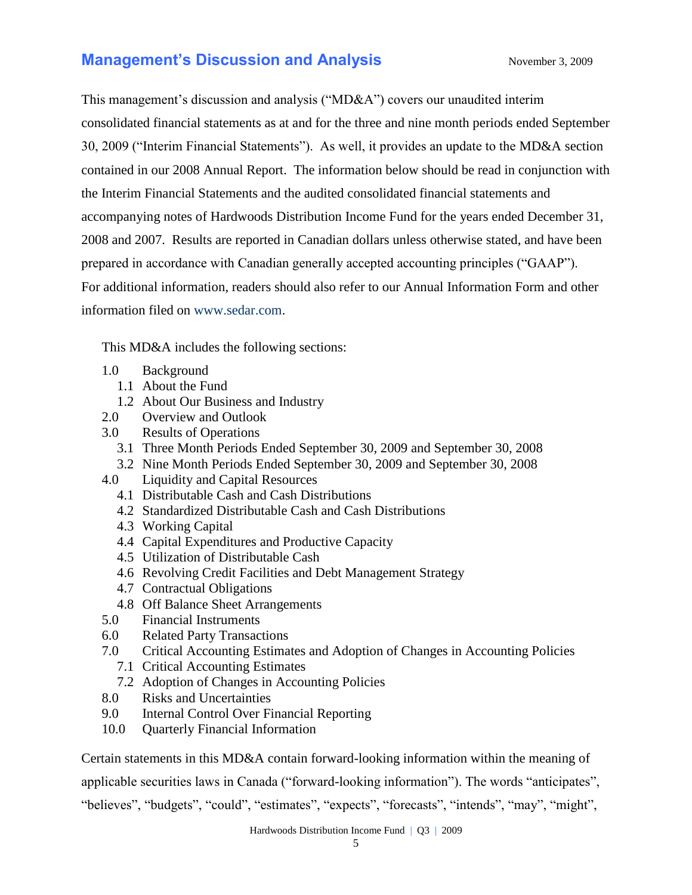## Management's Discussion and Analysis

November 3, 2009

This management's discussion and analysis ("MD&A") covers our unaudited interim consolidated financial statements as at and for the three and nine month periods ended September 30, 2009 ("Interim Financial Statements"). As well, it provides an update to the MD&A section contained in our 2008 Annual Report. The information below should be read in conjunction with the Interim Financial Statements and the audited consolidated financial statements and accompanying notes of Hardwoods Distribution Income Fund for the years ended December 31, 2008 and 2007. Results are reported in Canadian dollars unless otherwise stated, and have been prepared in accordance with Canadian generally accepted accounting principles ("GAAP"). For additional information, readers should also refer to our Annual Information Form and other information filed on www.sedar.com.

This MD&A includes the following sections:

- 1.0 Background
  - 1.1 About the Fund
  - 1.2 About Our Business and Industry
- 2.0 Overview and Outlook
- 3.0 Results of Operations
  - 3.1 Three Month Periods Ended September 30, 2009 and September 30, 2008
  - 3.2 Nine Month Periods Ended September 30, 2009 and September 30, 2008
- 4.0 Liquidity and Capital Resources
  - 4.1 Distributable Cash and Cash Distributions
  - 4.2 Standardized Distributable Cash and Cash Distributions
  - 4.3 Working Capital
  - 4.4 Capital Expenditures and Productive Capacity
  - 4.5 Utilization of Distributable Cash
  - 4.6 Revolving Credit Facilities and Debt Management Strategy
  - 4.7 Contractual Obligations
  - 4.8 Off Balance Sheet Arrangements
- 5.0 Financial Instruments
- 6.0 Related Party Transactions
- 7.0 Critical Accounting Estimates and Adoption of Changes in Accounting Policies
  - 7.1 Critical Accounting Estimates
  - 7.2 Adoption of Changes in Accounting Policies
- 8.0 Risks and Uncertainties
- 9.0 Internal Control Over Financial Reporting
- 10.0 Quarterly Financial Information

Certain statements in this MD&A contain forward-looking information within the meaning of applicable securities laws in Canada ("forward-looking information"). The words "anticipates", "believes", "budgets", "could", "estimates", "expects", "forecasts", "intends", "may", "might",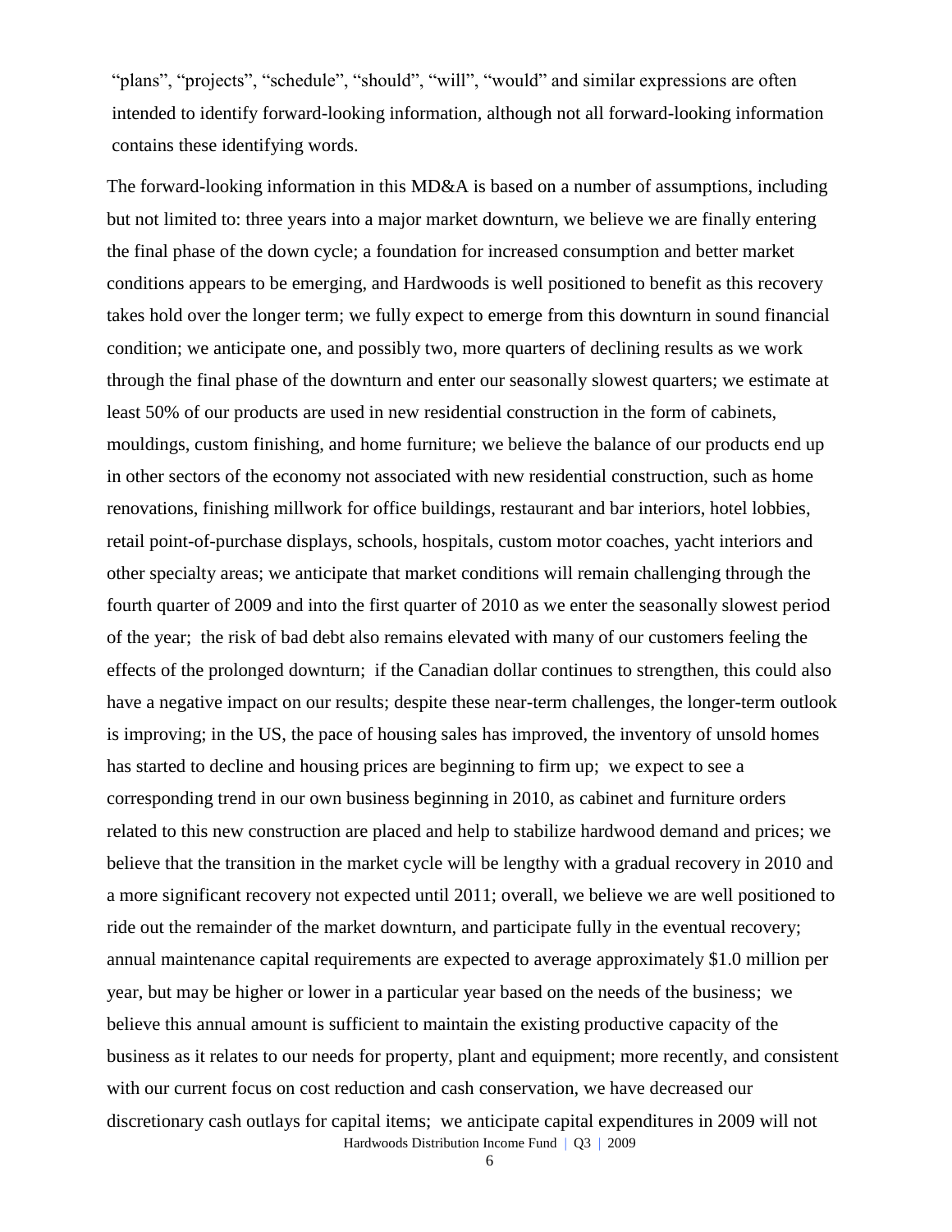"plans", "projects", "schedule", "should", "will", "would" and similar expressions are often intended to identify forward-looking information, although not all forward-looking information contains these identifying words.

The forward-looking information in this MD&A is based on a number of assumptions, including but not limited to: three years into a major market downturn, we believe we are finally entering the final phase of the down cycle; a foundation for increased consumption and better market conditions appears to be emerging, and Hardwoods is well positioned to benefit as this recovery takes hold over the longer term; we fully expect to emerge from this downturn in sound financial condition; we anticipate one, and possibly two, more quarters of declining results as we work through the final phase of the downturn and enter our seasonally slowest quarters; we estimate at least 50% of our products are used in new residential construction in the form of cabinets, mouldings, custom finishing, and home furniture; we believe the balance of our products end up in other sectors of the economy not associated with new residential construction, such as home renovations, finishing millwork for office buildings, restaurant and bar interiors, hotel lobbies, retail point-of-purchase displays, schools, hospitals, custom motor coaches, yacht interiors and other specialty areas; we anticipate that market conditions will remain challenging through the fourth quarter of 2009 and into the first quarter of 2010 as we enter the seasonally slowest period of the year; the risk of bad debt also remains elevated with many of our customers feeling the effects of the prolonged downturn; if the Canadian dollar continues to strengthen, this could also have a negative impact on our results; despite these near-term challenges, the longer-term outlook is improving; in the US, the pace of housing sales has improved, the inventory of unsold homes has started to decline and housing prices are beginning to firm up; we expect to see a corresponding trend in our own business beginning in 2010, as cabinet and furniture orders related to this new construction are placed and help to stabilize hardwood demand and prices; we believe that the transition in the market cycle will be lengthy with a gradual recovery in 2010 and a more significant recovery not expected until 2011; overall, we believe we are well positioned to ride out the remainder of the market downturn, and participate fully in the eventual recovery; annual maintenance capital requirements are expected to average approximately $1.0 million per year, but may be higher or lower in a particular year based on the needs of the business; we believe this annual amount is sufficient to maintain the existing productive capacity of the business as it relates to our needs for property, plant and equipment; more recently, and consistent with our current focus on cost reduction and cash conservation, we have decreased our discretionary cash outlays for capital items; we anticipate capital expenditures in 2009 will not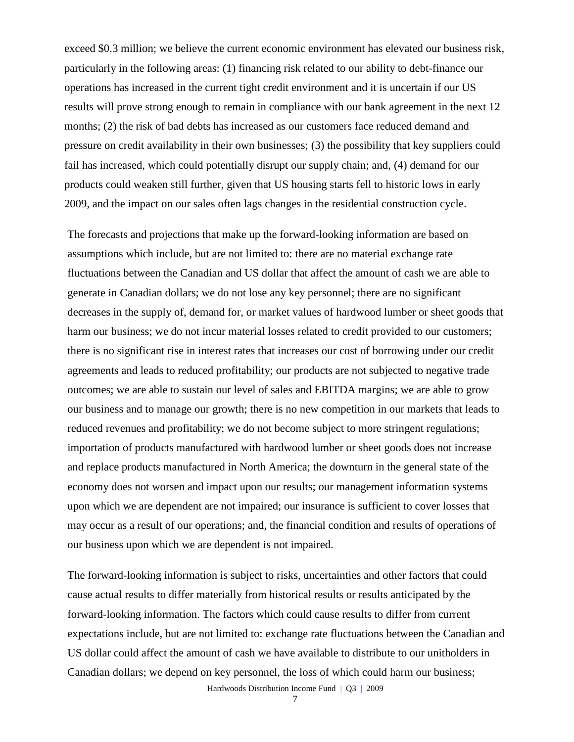exceed \$0.3 million; we believe the current economic environment has elevated our business risk, particularly in the following areas: (1) financing risk related to our ability to debt-finance our operations has increased in the current tight credit environment and it is uncertain if our US results will prove strong enough to remain in compliance with our bank agreement in the next 12 months; (2) the risk of bad debts has increased as our customers face reduced demand and pressure on credit availability in their own businesses; (3) the possibility that key suppliers could fail has increased, which could potentially disrupt our supply chain; and, (4) demand for our products could weaken still further, given that US housing starts fell to historic lows in early 2009, and the impact on our sales often lags changes in the residential construction cycle.

The forecasts and projections that make up the forward-looking information are based on assumptions which include, but are not limited to: there are no material exchange rate fluctuations between the Canadian and US dollar that affect the amount of cash we are able to generate in Canadian dollars; we do not lose any key personnel; there are no significant decreases in the supply of, demand for, or market values of hardwood lumber or sheet goods that harm our business; we do not incur material losses related to credit provided to our customers; there is no significant rise in interest rates that increases our cost of borrowing under our credit agreements and leads to reduced profitability; our products are not subjected to negative trade outcomes; we are able to sustain our level of sales and EBITDA margins; we are able to grow our business and to manage our growth; there is no new competition in our markets that leads to reduced revenues and profitability; we do not become subject to more stringent regulations; importation of products manufactured with hardwood lumber or sheet goods does not increase and replace products manufactured in North America; the downturn in the general state of the economy does not worsen and impact upon our results; our management information systems upon which we are dependent are not impaired; our insurance is sufficient to cover losses that may occur as a result of our operations; and, the financial condition and results of operations of our business upon which we are dependent is not impaired.

The forward-looking information is subject to risks, uncertainties and other factors that could cause actual results to differ materially from historical results or results anticipated by the forward-looking information. The factors which could cause results to differ from current expectations include, but are not limited to: exchange rate fluctuations between the Canadian and US dollar could affect the amount of cash we have available to distribute to our unitholders in Canadian dollars; we depend on key personnel, the loss of which could harm our business;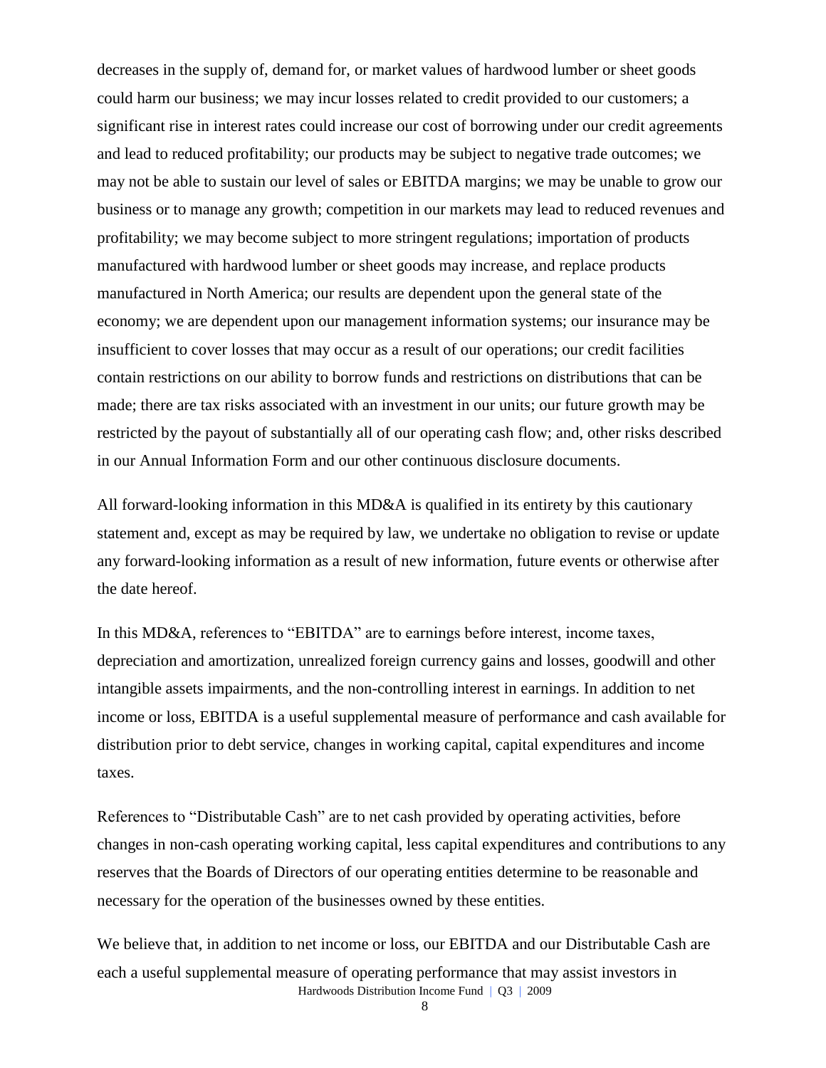decreases in the supply of, demand for, or market values of hardwood lumber or sheet goods could harm our business; we may incur losses related to credit provided to our customers; a significant rise in interest rates could increase our cost of borrowing under our credit agreements and lead to reduced profitability; our products may be subject to negative trade outcomes; we may not be able to sustain our level of sales or EBITDA margins; we may be unable to grow our business or to manage any growth; competition in our markets may lead to reduced revenues and profitability; we may become subject to more stringent regulations; importation of products manufactured with hardwood lumber or sheet goods may increase, and replace products manufactured in North America; our results are dependent upon the general state of the economy; we are dependent upon our management information systems; our insurance may be insufficient to cover losses that may occur as a result of our operations; our credit facilities contain restrictions on our ability to borrow funds and restrictions on distributions that can be made; there are tax risks associated with an investment in our units; our future growth may be restricted by the payout of substantially all of our operating cash flow; and, other risks described in our Annual Information Form and our other continuous disclosure documents.

All forward-looking information in this MD&A is qualified in its entirety by this cautionary statement and, except as may be required by law, we undertake no obligation to revise or update any forward-looking information as a result of new information, future events or otherwise after the date hereof.

In this MD&A, references to "EBITDA" are to earnings before interest, income taxes, depreciation and amortization, unrealized foreign currency gains and losses, goodwill and other intangible assets impairments, and the non-controlling interest in earnings. In addition to net income or loss, EBITDA is a useful supplemental measure of performance and cash available for distribution prior to debt service, changes in working capital, capital expenditures and income taxes.

References to "Distributable Cash" are to net cash provided by operating activities, before changes in non-cash operating working capital, less capital expenditures and contributions to any reserves that the Boards of Directors of our operating entities determine to be reasonable and necessary for the operation of the businesses owned by these entities.

We believe that, in addition to net income or loss, our EBITDA and our Distributable Cash are each a useful supplemental measure of operating performance that may assist investors in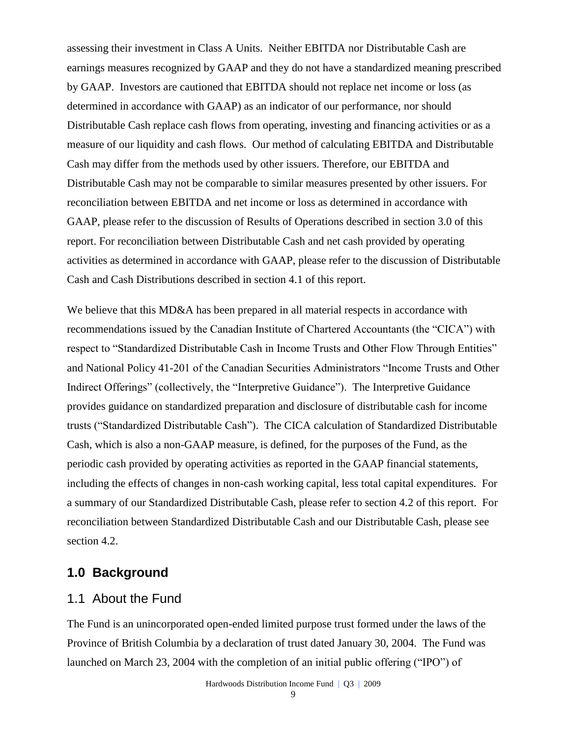assessing their investment in Class A Units. Neither EBITDA nor Distributable Cash are earnings measures recognized by GAAP and they do not have a standardized meaning prescribed by GAAP. Investors are cautioned that EBITDA should not replace net income or loss (as determined in accordance with GAAP) as an indicator of our performance, nor should Distributable Cash replace cash flows from operating, investing and financing activities or as a measure of our liquidity and cash flows. Our method of calculating EBITDA and Distributable Cash may differ from the methods used by other issuers. Therefore, our EBITDA and Distributable Cash may not be comparable to similar measures presented by other issuers. For reconciliation between EBITDA and net income or loss as determined in accordance with GAAP, please refer to the discussion of Results of Operations described in section 3.0 of this report. For reconciliation between Distributable Cash and net cash provided by operating activities as determined in accordance with GAAP, please refer to the discussion of Distributable Cash and Cash Distributions described in section 4.1 of this report.

We believe that this MD&A has been prepared in all material respects in accordance with recommendations issued by the Canadian Institute of Chartered Accountants (the "CICA") with respect to "Standardized Distributable Cash in Income Trusts and Other Flow Through Entities" and National Policy 41-201 of the Canadian Securities Administrators "Income Trusts and Other Indirect Offerings" (collectively, the "Interpretive Guidance"). The Interpretive Guidance provides guidance on standardized preparation and disclosure of distributable cash for income trusts ("Standardized Distributable Cash"). The CICA calculation of Standardized Distributable Cash, which is also a non-GAAP measure, is defined, for the purposes of the Fund, as the periodic cash provided by operating activities as reported in the GAAP financial statements, including the effects of changes in non-cash working capital, less total capital expenditures. For a summary of our Standardized Distributable Cash, please refer to section 4.2 of this report. For reconciliation between Standardized Distributable Cash and our Distributable Cash, please see section 4.2.

## 1.0 Background

### 1.1 About the Fund

The Fund is an unincorporated open-ended limited purpose trust formed under the laws of the Province of British Columbia by a declaration of trust dated January 30, 2004. The Fund was launched on March 23, 2004 with the completion of an initial public offering ("IPO") of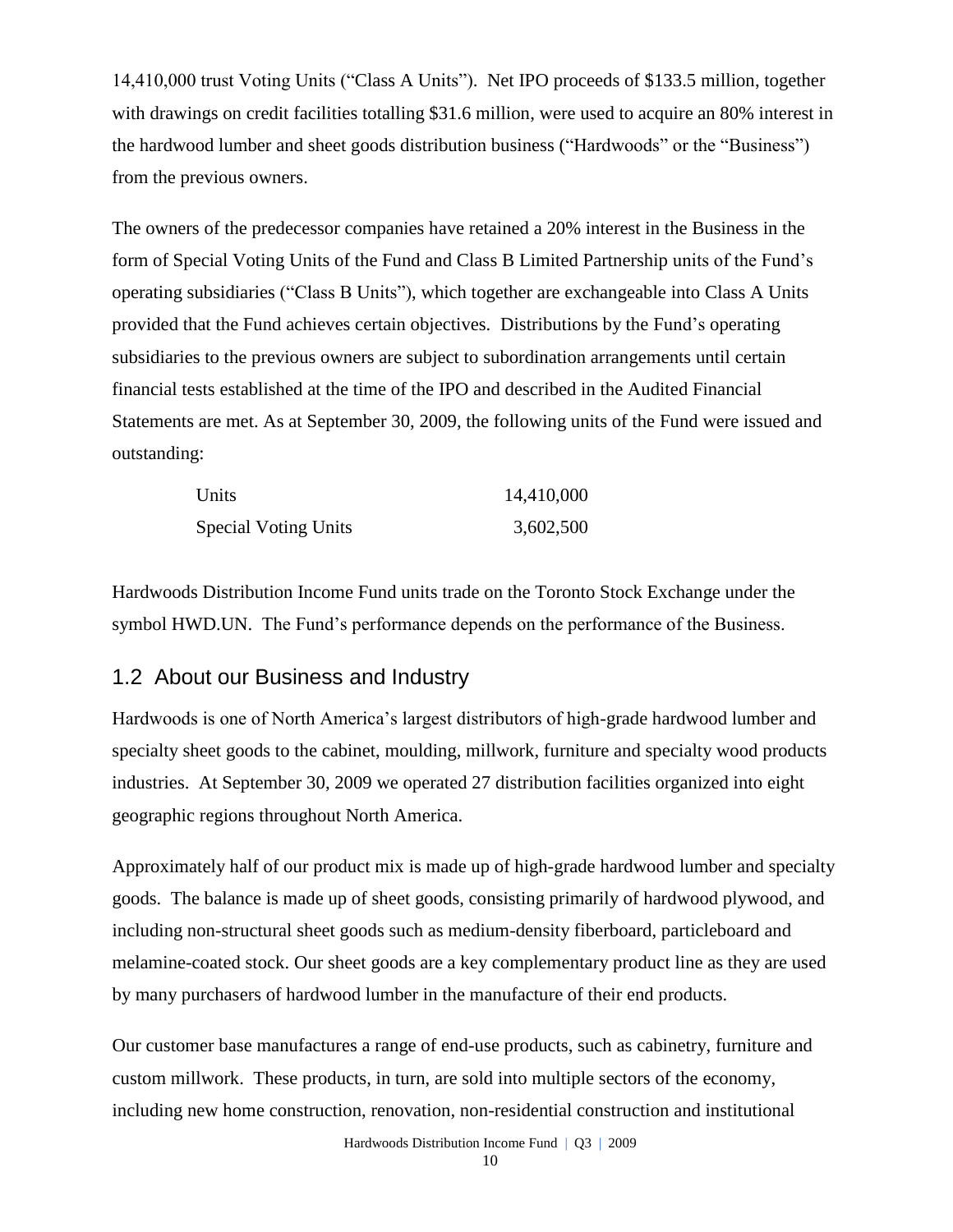14,410,000 trust Voting Units ("Class A Units"). Net IPO proceeds of $133.5 million, together with drawings on credit facilities totalling $31.6 million, were used to acquire an 80% interest in the hardwood lumber and sheet goods distribution business ("Hardwoods" or the "Business") from the previous owners.

The owners of the predecessor companies have retained a 20% interest in the Business in the form of Special Voting Units of the Fund and Class B Limited Partnership units of the Fund's operating subsidiaries ("Class B Units"), which together are exchangeable into Class A Units provided that the Fund achieves certain objectives. Distributions by the Fund's operating subsidiaries to the previous owners are subject to subordination arrangements until certain financial tests established at the time of the IPO and described in the Audited Financial Statements are met. As at September 30, 2009, the following units of the Fund were issued and outstanding:

| | |
|---|---|
| Units | 14,410,000 |
| Special Voting Units | 3,602,500 |

Hardwoods Distribution Income Fund units trade on the Toronto Stock Exchange under the symbol HWD.UN. The Fund's performance depends on the performance of the Business.

## 1.2 About our Business and Industry

Hardwoods is one of North America's largest distributors of high-grade hardwood lumber and specialty sheet goods to the cabinet, moulding, millwork, furniture and specialty wood products industries. At September 30, 2009 we operated 27 distribution facilities organized into eight geographic regions throughout North America.

Approximately half of our product mix is made up of high-grade hardwood lumber and specialty goods. The balance is made up of sheet goods, consisting primarily of hardwood plywood, and including non-structural sheet goods such as medium-density fiberboard, particleboard and melamine-coated stock. Our sheet goods are a key complementary product line as they are used by many purchasers of hardwood lumber in the manufacture of their end products.

Our customer base manufactures a range of end-use products, such as cabinetry, furniture and custom millwork. These products, in turn, are sold into multiple sectors of the economy, including new home construction, renovation, non-residential construction and institutional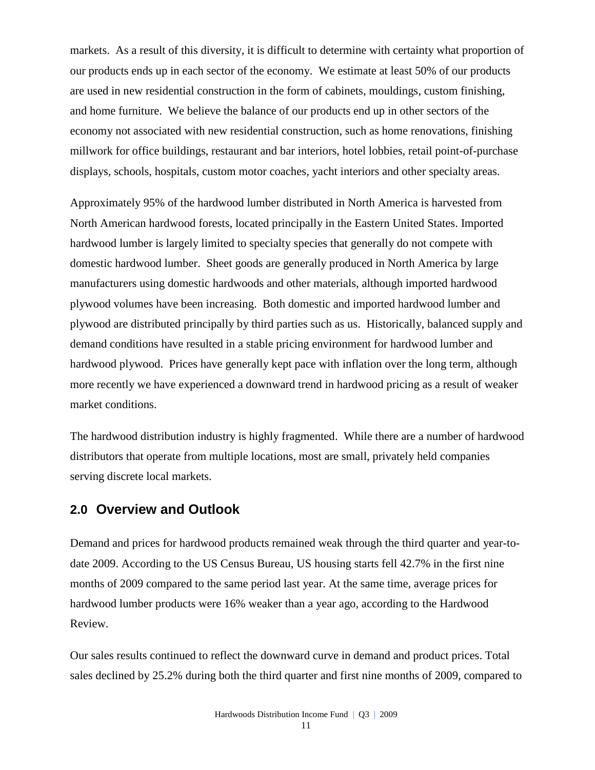markets. As a result of this diversity, it is difficult to determine with certainty what proportion of our products ends up in each sector of the economy. We estimate at least 50% of our products are used in new residential construction in the form of cabinets, mouldings, custom finishing, and home furniture. We believe the balance of our products end up in other sectors of the economy not associated with new residential construction, such as home renovations, finishing millwork for office buildings, restaurant and bar interiors, hotel lobbies, retail point-of-purchase displays, schools, hospitals, custom motor coaches, yacht interiors and other specialty areas.

Approximately 95% of the hardwood lumber distributed in North America is harvested from North American hardwood forests, located principally in the Eastern United States. Imported hardwood lumber is largely limited to specialty species that generally do not compete with domestic hardwood lumber. Sheet goods are generally produced in North America by large manufacturers using domestic hardwoods and other materials, although imported hardwood plywood volumes have been increasing. Both domestic and imported hardwood lumber and plywood are distributed principally by third parties such as us. Historically, balanced supply and demand conditions have resulted in a stable pricing environment for hardwood lumber and hardwood plywood. Prices have generally kept pace with inflation over the long term, although more recently we have experienced a downward trend in hardwood pricing as a result of weaker market conditions.

The hardwood distribution industry is highly fragmented. While there are a number of hardwood distributors that operate from multiple locations, most are small, privately held companies serving discrete local markets.

## 2.0 Overview and Outlook

Demand and prices for hardwood products remained weak through the third quarter and year-to-date 2009. According to the US Census Bureau, US housing starts fell 42.7% in the first nine months of 2009 compared to the same period last year. At the same time, average prices for hardwood lumber products were 16% weaker than a year ago, according to the Hardwood Review.

Our sales results continued to reflect the downward curve in demand and product prices. Total sales declined by 25.2% during both the third quarter and first nine months of 2009, compared to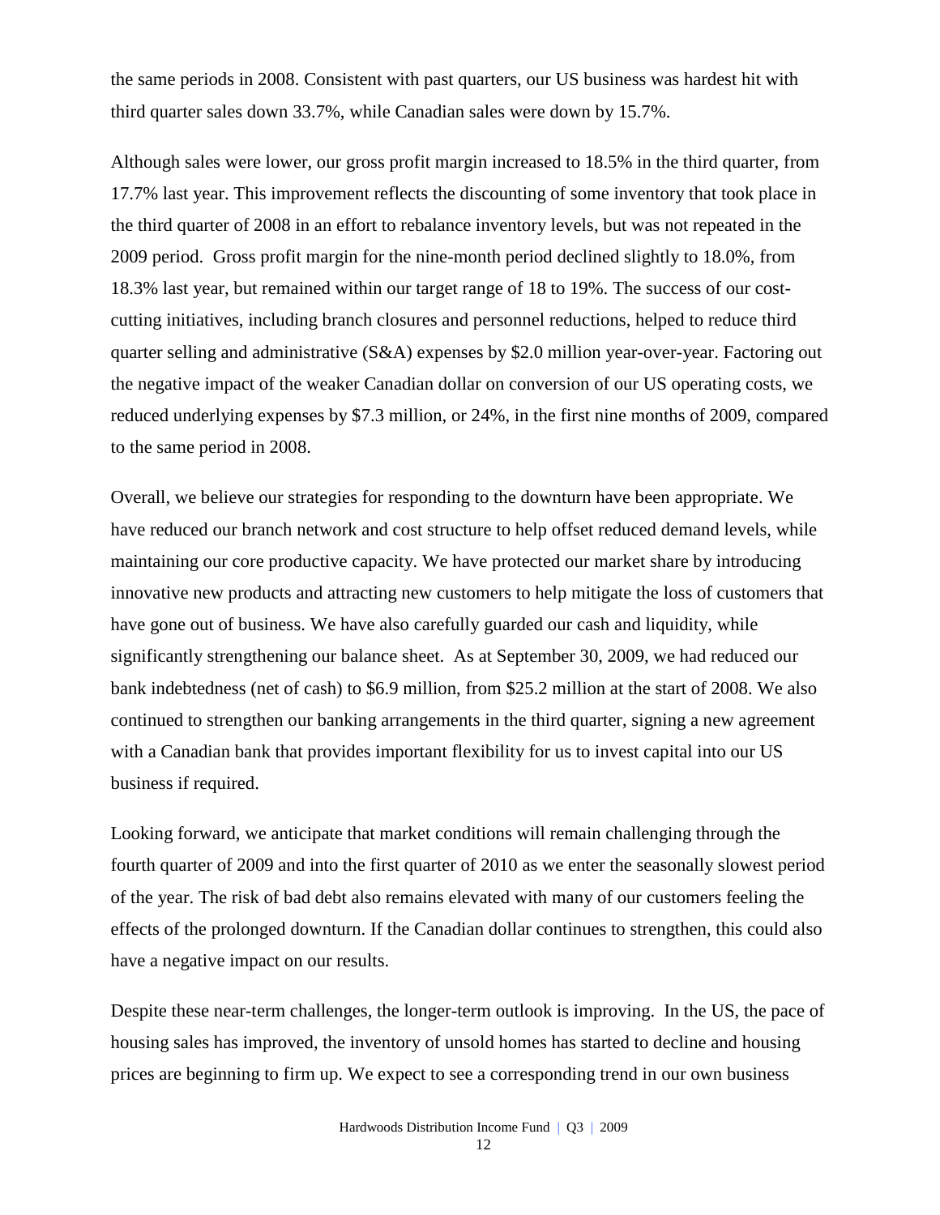the same periods in 2008. Consistent with past quarters, our US business was hardest hit with third quarter sales down 33.7%, while Canadian sales were down by 15.7%.

Although sales were lower, our gross profit margin increased to 18.5% in the third quarter, from 17.7% last year. This improvement reflects the discounting of some inventory that took place in the third quarter of 2008 in an effort to rebalance inventory levels, but was not repeated in the 2009 period. Gross profit margin for the nine-month period declined slightly to 18.0%, from 18.3% last year, but remained within our target range of 18 to 19%. The success of our cost-cutting initiatives, including branch closures and personnel reductions, helped to reduce third quarter selling and administrative (S&A) expenses by $2.0 million year-over-year. Factoring out the negative impact of the weaker Canadian dollar on conversion of our US operating costs, we reduced underlying expenses by $7.3 million, or 24%, in the first nine months of 2009, compared to the same period in 2008.

Overall, we believe our strategies for responding to the downturn have been appropriate. We have reduced our branch network and cost structure to help offset reduced demand levels, while maintaining our core productive capacity. We have protected our market share by introducing innovative new products and attracting new customers to help mitigate the loss of customers that have gone out of business. We have also carefully guarded our cash and liquidity, while significantly strengthening our balance sheet. As at September 30, 2009, we had reduced our bank indebtedness (net of cash) to $6.9 million, from $25.2 million at the start of 2008. We also continued to strengthen our banking arrangements in the third quarter, signing a new agreement with a Canadian bank that provides important flexibility for us to invest capital into our US business if required.

Looking forward, we anticipate that market conditions will remain challenging through the fourth quarter of 2009 and into the first quarter of 2010 as we enter the seasonally slowest period of the year. The risk of bad debt also remains elevated with many of our customers feeling the effects of the prolonged downturn. If the Canadian dollar continues to strengthen, this could also have a negative impact on our results.

Despite these near-term challenges, the longer-term outlook is improving. In the US, the pace of housing sales has improved, the inventory of unsold homes has started to decline and housing prices are beginning to firm up. We expect to see a corresponding trend in our own business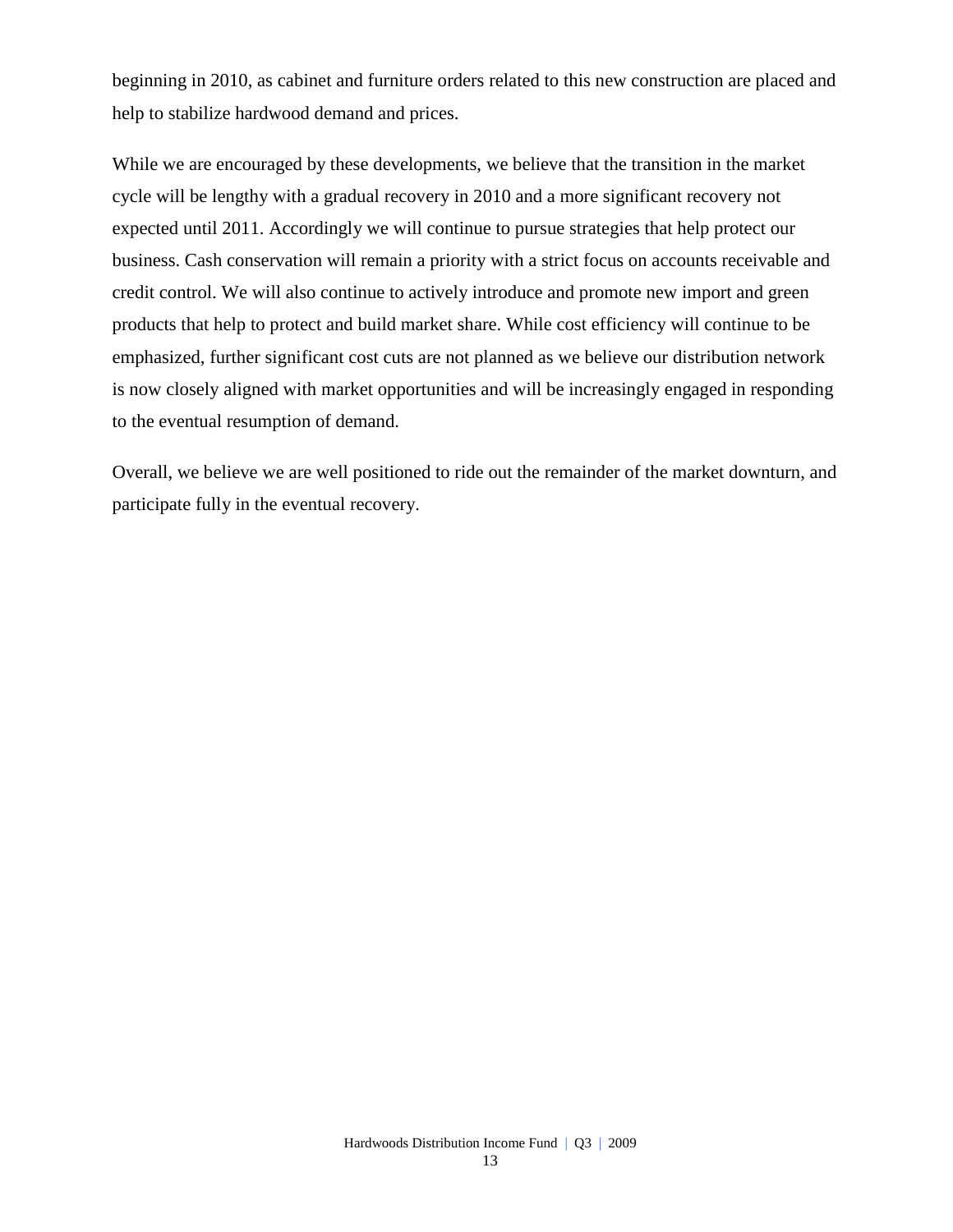beginning in 2010, as cabinet and furniture orders related to this new construction are placed and help to stabilize hardwood demand and prices.

While we are encouraged by these developments, we believe that the transition in the market cycle will be lengthy with a gradual recovery in 2010 and a more significant recovery not expected until 2011. Accordingly we will continue to pursue strategies that help protect our business. Cash conservation will remain a priority with a strict focus on accounts receivable and credit control. We will also continue to actively introduce and promote new import and green products that help to protect and build market share. While cost efficiency will continue to be emphasized, further significant cost cuts are not planned as we believe our distribution network is now closely aligned with market opportunities and will be increasingly engaged in responding to the eventual resumption of demand.

Overall, we believe we are well positioned to ride out the remainder of the market downturn, and participate fully in the eventual recovery.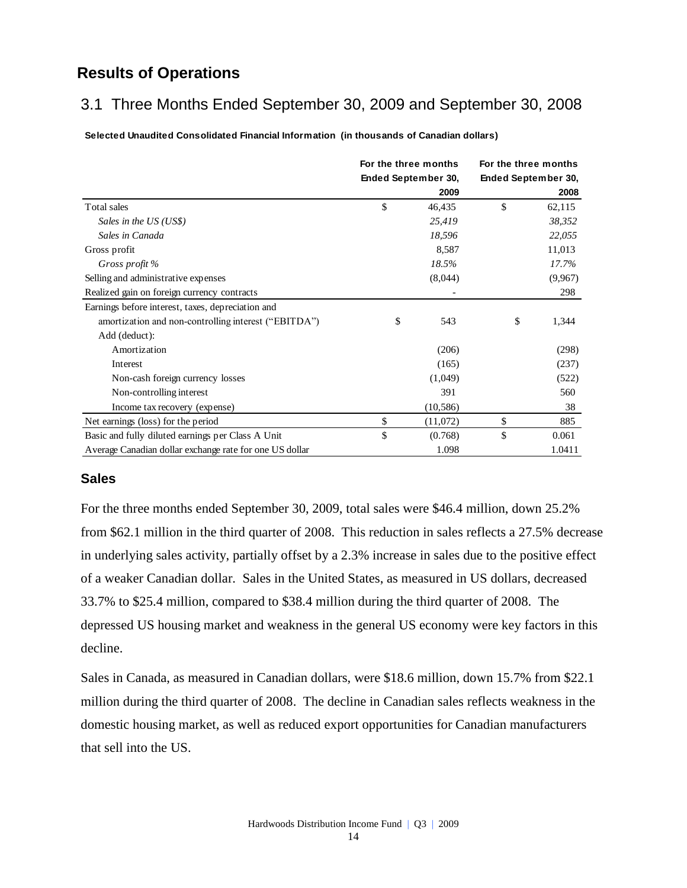## Results of Operations

### 3.1 Three Months Ended September 30, 2009 and September 30, 2008

**Selected Unaudited Consolidated Financial Information (in thousands of Canadian dollars)**

| | For the three months Ended September 30, 2009 | For the three months Ended September 30, 2008 |
|---|---|---|
| Total sales | $ 46,435 | $ 62,115 |
| *Sales in the US (US$)* | *25,419* | *38,352* |
| *Sales in Canada* | *18,596* | *22,055* |
| Gross profit | 8,587 | 11,013 |
| *Gross profit %* | *18.5%* | *17.7%* |
| Selling and administrative expenses | (8,044) | (9,967) |
| Realized gain on foreign currency contracts | - | 298 |
| Earnings before interest, taxes, depreciation and amortization and non-controlling interest ("EBITDA") | $ 543 | $ 1,344 |
| Add (deduct): | | |
| Amortization | (206) | (298) |
| Interest | (165) | (237) |
| Non-cash foreign currency losses | (1,049) | (522) |
| Non-controlling interest | 391 | 560 |
| Income tax recovery (expense) | (10,586) | 38 |
| Net earnings (loss) for the period | $ (11,072) | $ 885 |
| Basic and fully diluted earnings per Class A Unit | $ (0.768) | $ 0.061 |
| Average Canadian dollar exchange rate for one US dollar | 1.098 | 1.0411 |

### Sales

For the three months ended September 30, 2009, total sales were $46.4 million, down 25.2% from $62.1 million in the third quarter of 2008. This reduction in sales reflects a 27.5% decrease in underlying sales activity, partially offset by a 2.3% increase in sales due to the positive effect of a weaker Canadian dollar. Sales in the United States, as measured in US dollars, decreased 33.7% to $25.4 million, compared to $38.4 million during the third quarter of 2008. The depressed US housing market and weakness in the general US economy were key factors in this decline.

Sales in Canada, as measured in Canadian dollars, were $18.6 million, down 15.7% from $22.1 million during the third quarter of 2008. The decline in Canadian sales reflects weakness in the domestic housing market, as well as reduced export opportunities for Canadian manufacturers that sell into the US.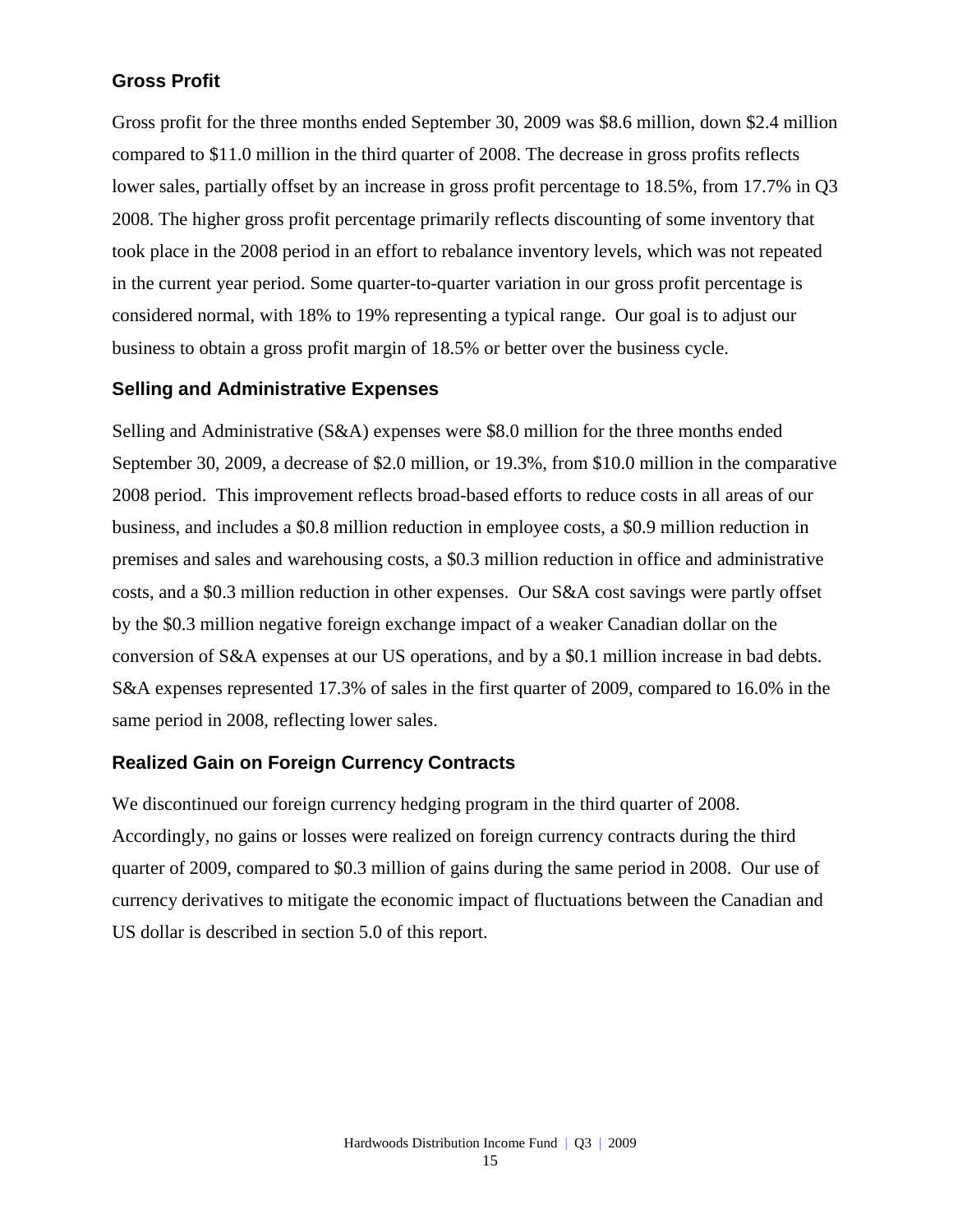## Gross Profit

Gross profit for the three months ended September 30, 2009 was $8.6 million, down $2.4 million compared to $11.0 million in the third quarter of 2008. The decrease in gross profits reflects lower sales, partially offset by an increase in gross profit percentage to 18.5%, from 17.7% in Q3 2008. The higher gross profit percentage primarily reflects discounting of some inventory that took place in the 2008 period in an effort to rebalance inventory levels, which was not repeated in the current year period. Some quarter-to-quarter variation in our gross profit percentage is considered normal, with 18% to 19% representing a typical range. Our goal is to adjust our business to obtain a gross profit margin of 18.5% or better over the business cycle.

## Selling and Administrative Expenses

Selling and Administrative (S&A) expenses were $8.0 million for the three months ended September 30, 2009, a decrease of $2.0 million, or 19.3%, from $10.0 million in the comparative 2008 period. This improvement reflects broad-based efforts to reduce costs in all areas of our business, and includes a $0.8 million reduction in employee costs, a $0.9 million reduction in premises and sales and warehousing costs, a $0.3 million reduction in office and administrative costs, and a $0.3 million reduction in other expenses. Our S&A cost savings were partly offset by the $0.3 million negative foreign exchange impact of a weaker Canadian dollar on the conversion of S&A expenses at our US operations, and by a $0.1 million increase in bad debts. S&A expenses represented 17.3% of sales in the first quarter of 2009, compared to 16.0% in the same period in 2008, reflecting lower sales.

## Realized Gain on Foreign Currency Contracts

We discontinued our foreign currency hedging program in the third quarter of 2008. Accordingly, no gains or losses were realized on foreign currency contracts during the third quarter of 2009, compared to $0.3 million of gains during the same period in 2008. Our use of currency derivatives to mitigate the economic impact of fluctuations between the Canadian and US dollar is described in section 5.0 of this report.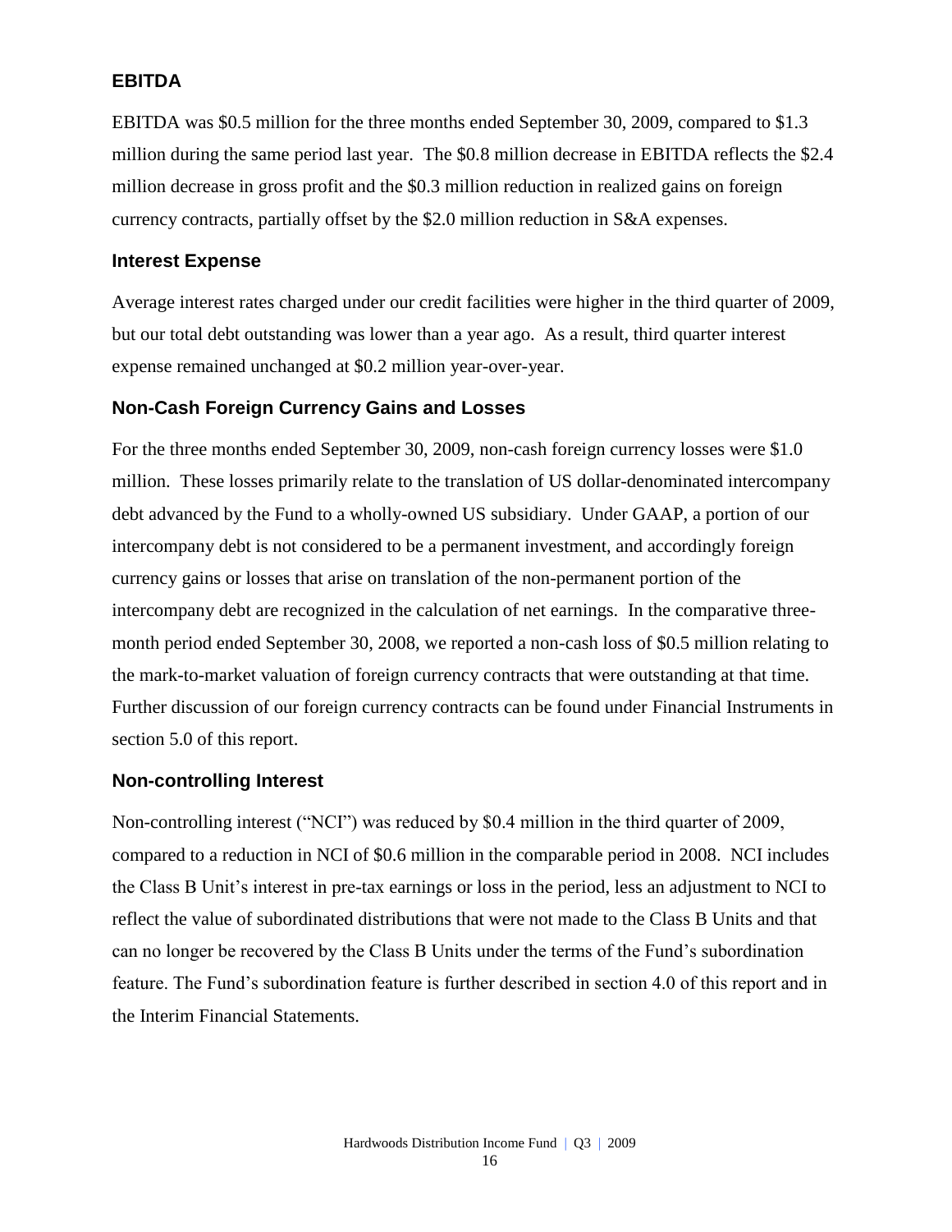### EBITDA

EBITDA was $0.5 million for the three months ended September 30, 2009, compared to $1.3 million during the same period last year. The $0.8 million decrease in EBITDA reflects the $2.4 million decrease in gross profit and the $0.3 million reduction in realized gains on foreign currency contracts, partially offset by the $2.0 million reduction in S&A expenses.

### Interest Expense

Average interest rates charged under our credit facilities were higher in the third quarter of 2009, but our total debt outstanding was lower than a year ago. As a result, third quarter interest expense remained unchanged at $0.2 million year-over-year.

### Non-Cash Foreign Currency Gains and Losses

For the three months ended September 30, 2009, non-cash foreign currency losses were $1.0 million. These losses primarily relate to the translation of US dollar-denominated intercompany debt advanced by the Fund to a wholly-owned US subsidiary. Under GAAP, a portion of our intercompany debt is not considered to be a permanent investment, and accordingly foreign currency gains or losses that arise on translation of the non-permanent portion of the intercompany debt are recognized in the calculation of net earnings. In the comparative three-month period ended September 30, 2008, we reported a non-cash loss of $0.5 million relating to the mark-to-market valuation of foreign currency contracts that were outstanding at that time. Further discussion of our foreign currency contracts can be found under Financial Instruments in section 5.0 of this report.

### Non-controlling Interest

Non-controlling interest ("NCI") was reduced by $0.4 million in the third quarter of 2009, compared to a reduction in NCI of $0.6 million in the comparable period in 2008. NCI includes the Class B Unit's interest in pre-tax earnings or loss in the period, less an adjustment to NCI to reflect the value of subordinated distributions that were not made to the Class B Units and that can no longer be recovered by the Class B Units under the terms of the Fund's subordination feature. The Fund's subordination feature is further described in section 4.0 of this report and in the Interim Financial Statements.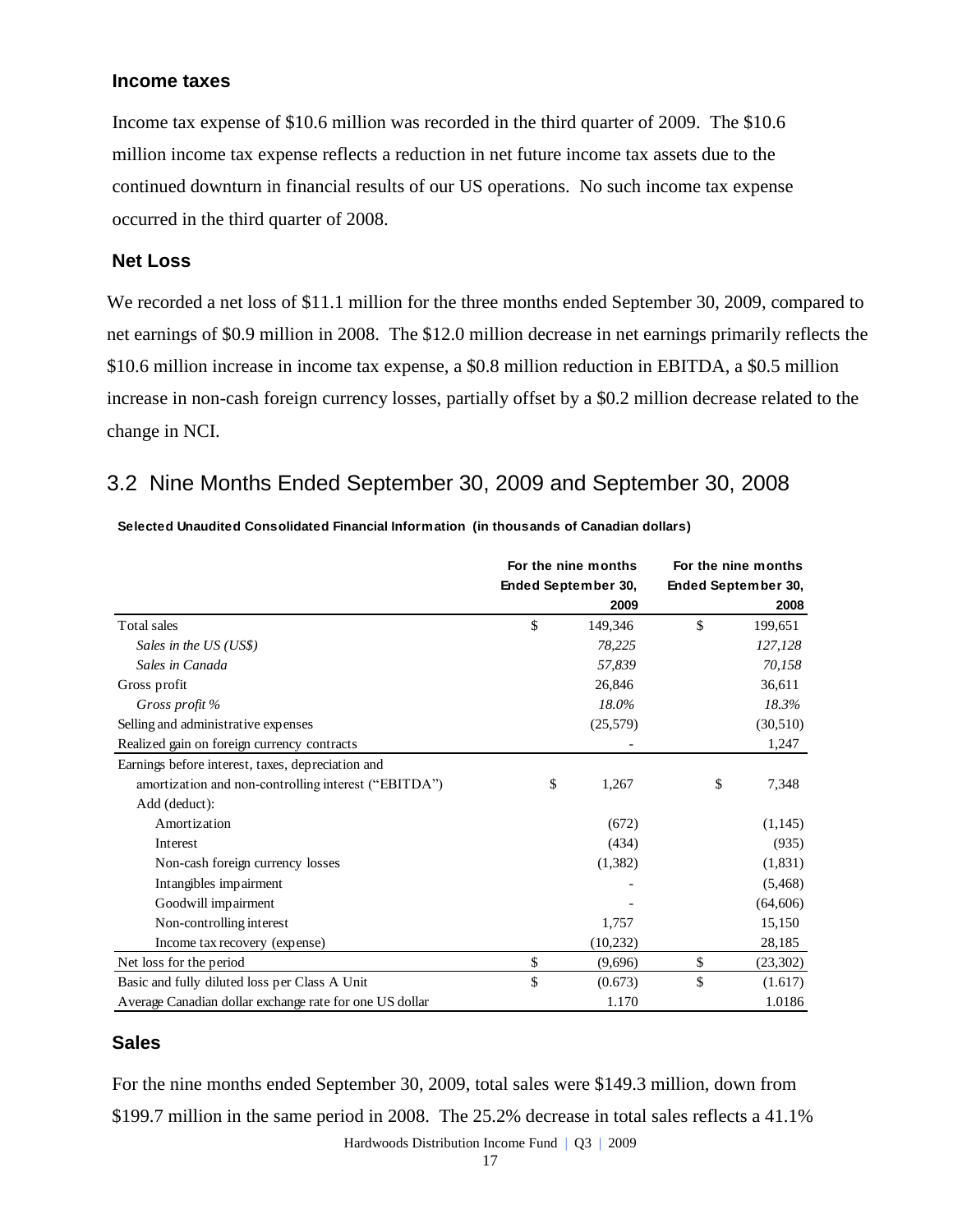### Income taxes

Income tax expense of $10.6 million was recorded in the third quarter of 2009. The $10.6 million income tax expense reflects a reduction in net future income tax assets due to the continued downturn in financial results of our US operations. No such income tax expense occurred in the third quarter of 2008.

### Net Loss

We recorded a net loss of $11.1 million for the three months ended September 30, 2009, compared to net earnings of $0.9 million in 2008. The $12.0 million decrease in net earnings primarily reflects the $10.6 million increase in income tax expense, a $0.8 million reduction in EBITDA, a $0.5 million increase in non-cash foreign currency losses, partially offset by a $0.2 million decrease related to the change in NCI.

## 3.2 Nine Months Ended September 30, 2009 and September 30, 2008

**Selected Unaudited Consolidated Financial Information (in thousands of Canadian dollars)**

| | For the nine months Ended September 30, 2009 | For the nine months Ended September 30, 2008 |
|---|---|---|
| Total sales | $ 149,346 | $ 199,651 |
| *Sales in the US (US$)* | *78,225* | *127,128* |
| *Sales in Canada* | *57,839* | *70,158* |
| Gross profit | 26,846 | 36,611 |
| *Gross profit %* | *18.0%* | *18.3%* |
| Selling and administrative expenses | (25,579) | (30,510) |
| Realized gain on foreign currency contracts | - | 1,247 |
| Earnings before interest, taxes, depreciation and amortization and non-controlling interest ("EBITDA") | $ 1,267 | $ 7,348 |
| Add (deduct): | | |
| Amortization | (672) | (1,145) |
| Interest | (434) | (935) |
| Non-cash foreign currency losses | (1,382) | (1,831) |
| Intangibles impairment | - | (5,468) |
| Goodwill impairment | - | (64,606) |
| Non-controlling interest | 1,757 | 15,150 |
| Income tax recovery (expense) | (10,232) | 28,185 |
| Net loss for the period | $ (9,696) | $ (23,302) |
| Basic and fully diluted loss per Class A Unit | $ (0.673) | $ (1.617) |
| Average Canadian dollar exchange rate for one US dollar | 1.170 | 1.0186 |

### Sales

For the nine months ended September 30, 2009, total sales were $149.3 million, down from $199.7 million in the same period in 2008. The 25.2% decrease in total sales reflects a 41.1%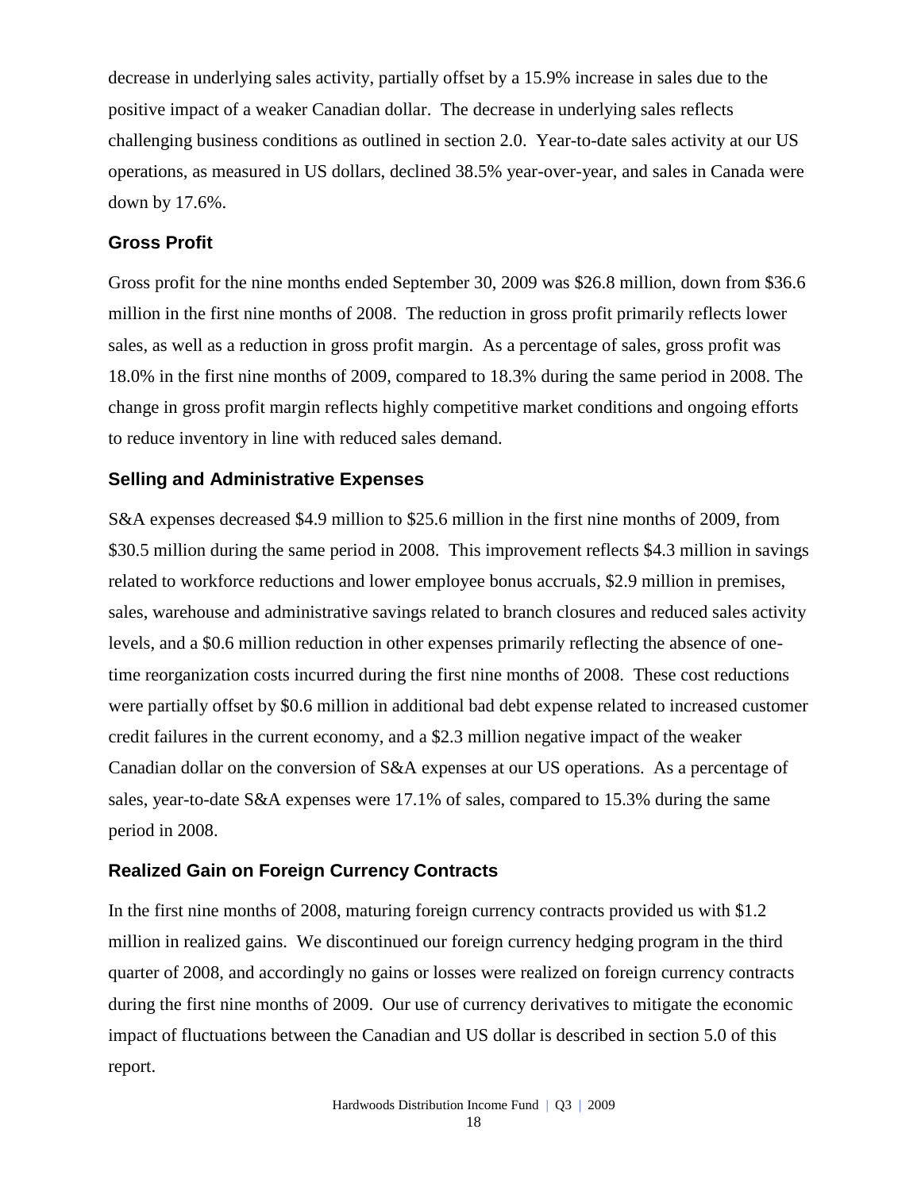decrease in underlying sales activity, partially offset by a 15.9% increase in sales due to the positive impact of a weaker Canadian dollar. The decrease in underlying sales reflects challenging business conditions as outlined in section 2.0. Year-to-date sales activity at our US operations, as measured in US dollars, declined 38.5% year-over-year, and sales in Canada were down by 17.6%.

### Gross Profit

Gross profit for the nine months ended September 30, 2009 was $26.8 million, down from $36.6 million in the first nine months of 2008. The reduction in gross profit primarily reflects lower sales, as well as a reduction in gross profit margin. As a percentage of sales, gross profit was 18.0% in the first nine months of 2009, compared to 18.3% during the same period in 2008. The change in gross profit margin reflects highly competitive market conditions and ongoing efforts to reduce inventory in line with reduced sales demand.

### Selling and Administrative Expenses

S&A expenses decreased $4.9 million to $25.6 million in the first nine months of 2009, from $30.5 million during the same period in 2008. This improvement reflects $4.3 million in savings related to workforce reductions and lower employee bonus accruals, $2.9 million in premises, sales, warehouse and administrative savings related to branch closures and reduced sales activity levels, and a $0.6 million reduction in other expenses primarily reflecting the absence of one-time reorganization costs incurred during the first nine months of 2008. These cost reductions were partially offset by $0.6 million in additional bad debt expense related to increased customer credit failures in the current economy, and a $2.3 million negative impact of the weaker Canadian dollar on the conversion of S&A expenses at our US operations. As a percentage of sales, year-to-date S&A expenses were 17.1% of sales, compared to 15.3% during the same period in 2008.

### Realized Gain on Foreign Currency Contracts

In the first nine months of 2008, maturing foreign currency contracts provided us with $1.2 million in realized gains. We discontinued our foreign currency hedging program in the third quarter of 2008, and accordingly no gains or losses were realized on foreign currency contracts during the first nine months of 2009. Our use of currency derivatives to mitigate the economic impact of fluctuations between the Canadian and US dollar is described in section 5.0 of this report.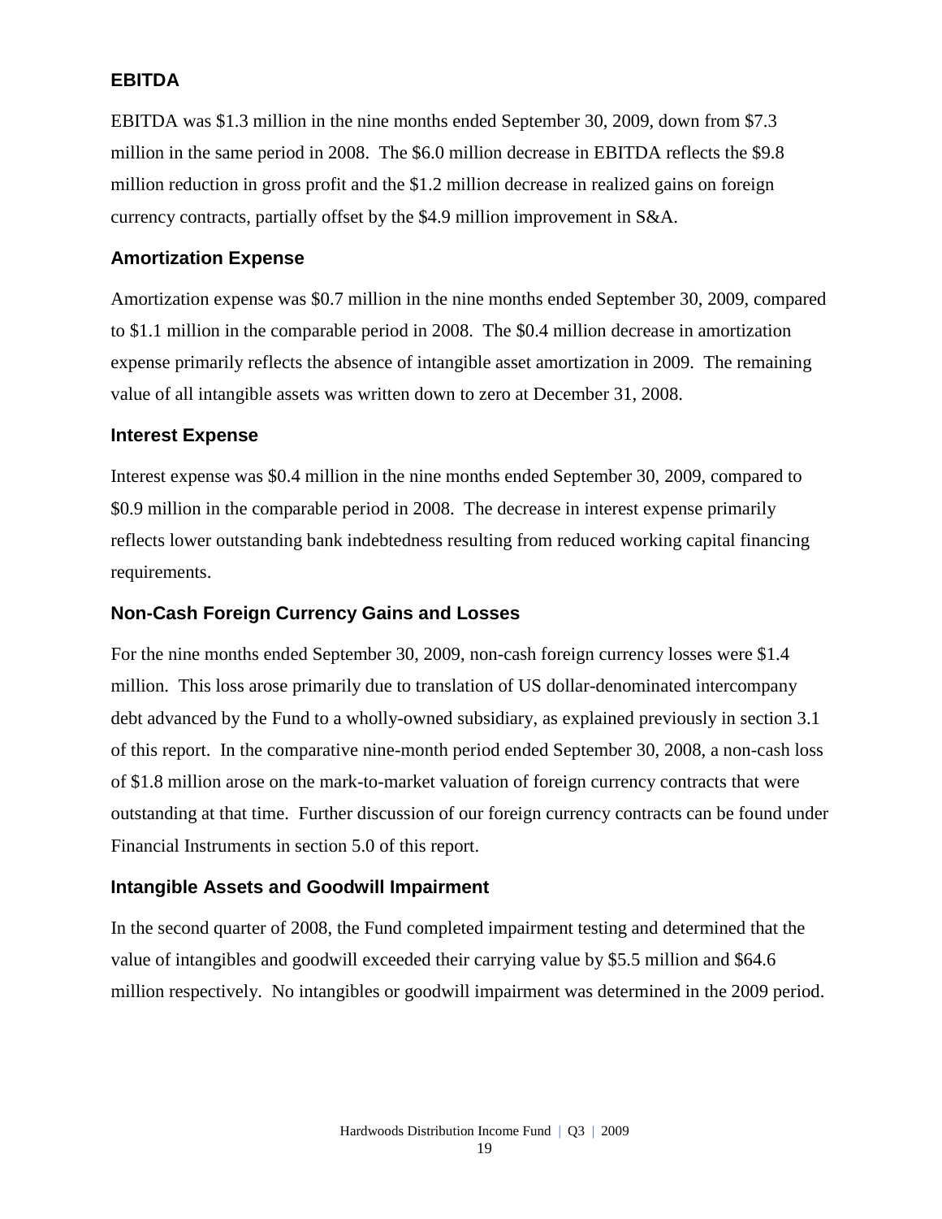### EBITDA

EBITDA was $1.3 million in the nine months ended September 30, 2009, down from $7.3 million in the same period in 2008. The $6.0 million decrease in EBITDA reflects the $9.8 million reduction in gross profit and the $1.2 million decrease in realized gains on foreign currency contracts, partially offset by the $4.9 million improvement in S&A.

### Amortization Expense

Amortization expense was $0.7 million in the nine months ended September 30, 2009, compared to $1.1 million in the comparable period in 2008. The $0.4 million decrease in amortization expense primarily reflects the absence of intangible asset amortization in 2009. The remaining value of all intangible assets was written down to zero at December 31, 2008.

### Interest Expense

Interest expense was $0.4 million in the nine months ended September 30, 2009, compared to $0.9 million in the comparable period in 2008. The decrease in interest expense primarily reflects lower outstanding bank indebtedness resulting from reduced working capital financing requirements.

### Non-Cash Foreign Currency Gains and Losses

For the nine months ended September 30, 2009, non-cash foreign currency losses were $1.4 million. This loss arose primarily due to translation of US dollar-denominated intercompany debt advanced by the Fund to a wholly-owned subsidiary, as explained previously in section 3.1 of this report. In the comparative nine-month period ended September 30, 2008, a non-cash loss of $1.8 million arose on the mark-to-market valuation of foreign currency contracts that were outstanding at that time. Further discussion of our foreign currency contracts can be found under Financial Instruments in section 5.0 of this report.

### Intangible Assets and Goodwill Impairment

In the second quarter of 2008, the Fund completed impairment testing and determined that the value of intangibles and goodwill exceeded their carrying value by $5.5 million and $64.6 million respectively. No intangibles or goodwill impairment was determined in the 2009 period.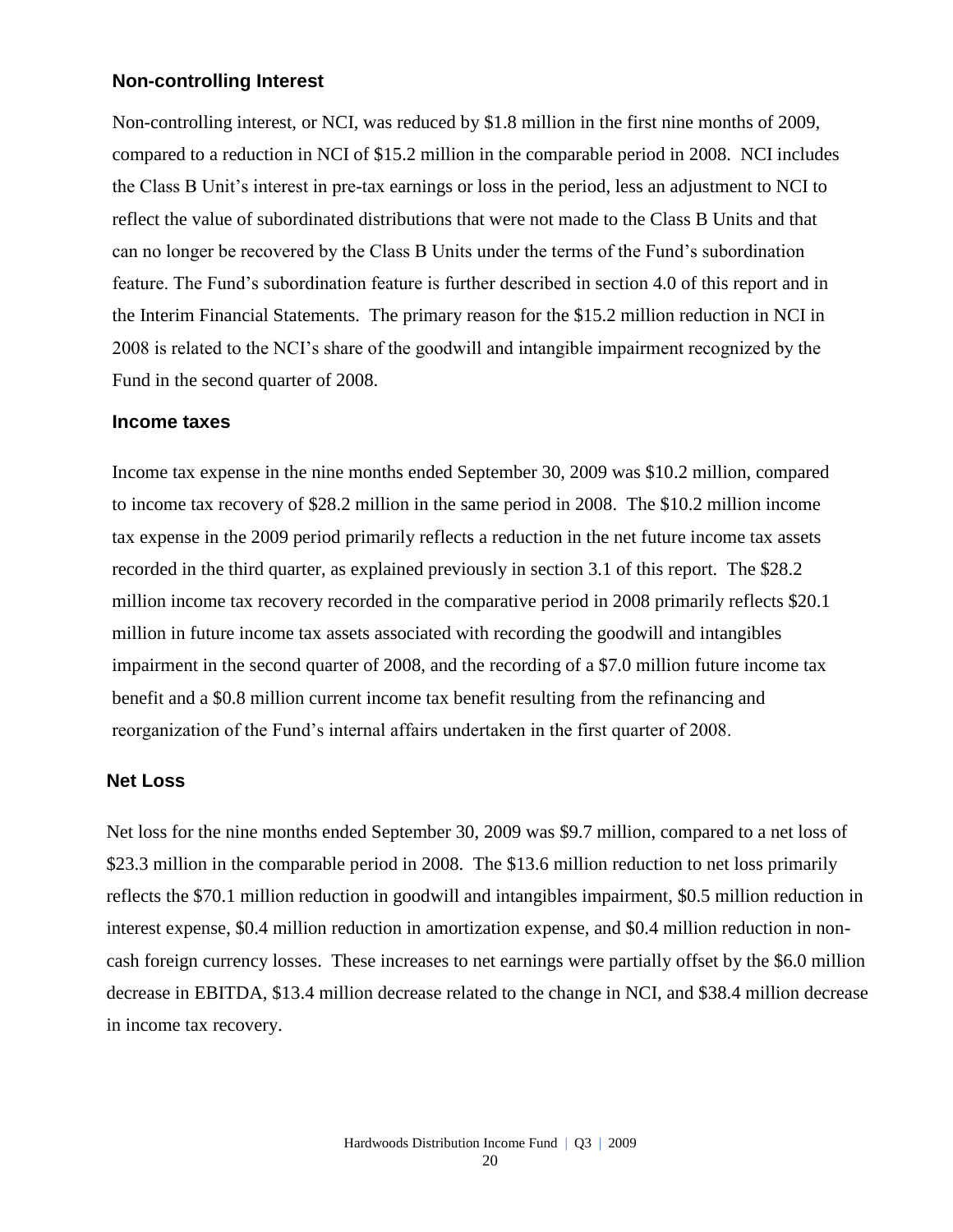### Non-controlling Interest

Non-controlling interest, or NCI, was reduced by $1.8 million in the first nine months of 2009, compared to a reduction in NCI of $15.2 million in the comparable period in 2008. NCI includes the Class B Unit's interest in pre-tax earnings or loss in the period, less an adjustment to NCI to reflect the value of subordinated distributions that were not made to the Class B Units and that can no longer be recovered by the Class B Units under the terms of the Fund's subordination feature. The Fund's subordination feature is further described in section 4.0 of this report and in the Interim Financial Statements. The primary reason for the $15.2 million reduction in NCI in 2008 is related to the NCI's share of the goodwill and intangible impairment recognized by the Fund in the second quarter of 2008.

### Income taxes

Income tax expense in the nine months ended September 30, 2009 was $10.2 million, compared to income tax recovery of $28.2 million in the same period in 2008. The $10.2 million income tax expense in the 2009 period primarily reflects a reduction in the net future income tax assets recorded in the third quarter, as explained previously in section 3.1 of this report. The $28.2 million income tax recovery recorded in the comparative period in 2008 primarily reflects $20.1 million in future income tax assets associated with recording the goodwill and intangibles impairment in the second quarter of 2008, and the recording of a $7.0 million future income tax benefit and a $0.8 million current income tax benefit resulting from the refinancing and reorganization of the Fund's internal affairs undertaken in the first quarter of 2008.

### Net Loss

Net loss for the nine months ended September 30, 2009 was $9.7 million, compared to a net loss of $23.3 million in the comparable period in 2008. The $13.6 million reduction to net loss primarily reflects the $70.1 million reduction in goodwill and intangibles impairment, $0.5 million reduction in interest expense, $0.4 million reduction in amortization expense, and $0.4 million reduction in non-cash foreign currency losses. These increases to net earnings were partially offset by the $6.0 million decrease in EBITDA, $13.4 million decrease related to the change in NCI, and $38.4 million decrease in income tax recovery.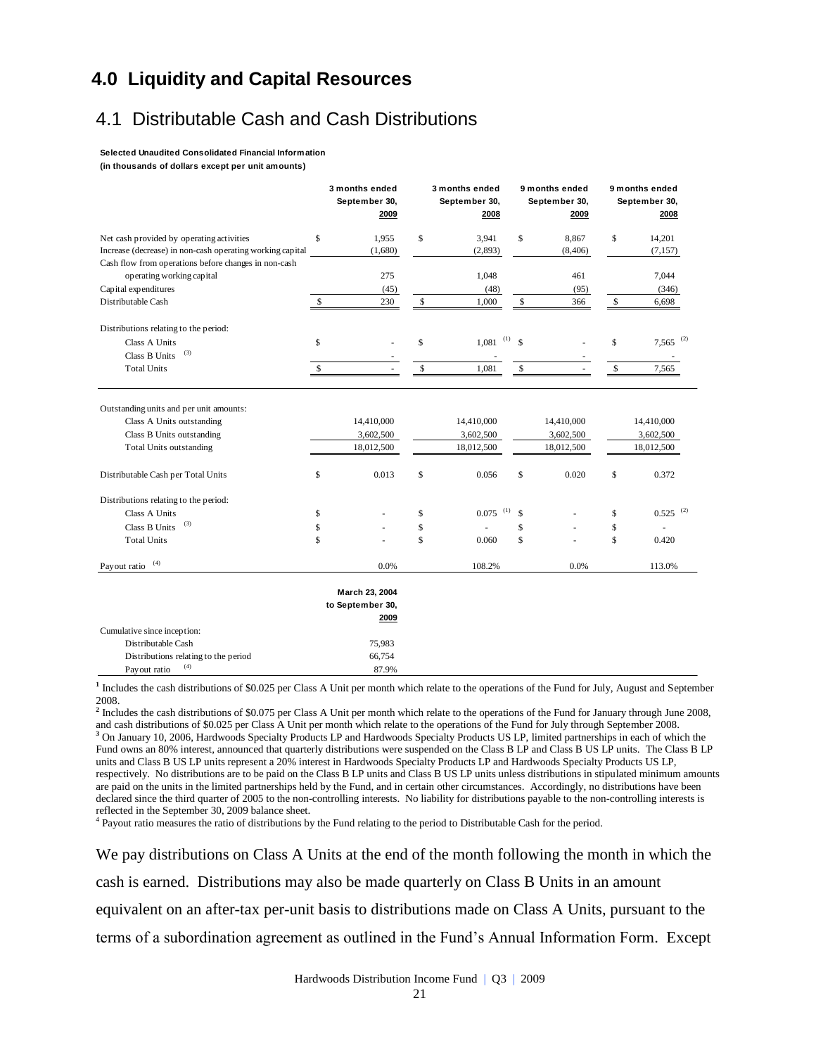# 4.0 Liquidity and Capital Resources

## 4.1 Distributable Cash and Cash Distributions

**Selected Unaudited Consolidated Financial Information**
**(in thousands of dollars except per unit amounts)**

| | 3 months ended September 30, 2009 | 3 months ended September 30, 2008 | 9 months ended September 30, 2009 | 9 months ended September 30, 2008 |
|---|---|---|---|---|
| Net cash provided by operating activities | $ 1,955 | $ 3,941 | $ 8,867 | $ 14,201 |
| Increase (decrease) in non-cash operating working capital | (1,680) | (2,893) | (8,406) | (7,157) |
| Cash flow from operations before changes in non-cash operating working capital | 275 | 1,048 | 461 | 7,044 |
| Capital expenditures | (45) | (48) | (95) | (346) |
| Distributable Cash | $ 230 | $ 1,000 | $ 366 | $ 6,698 |
| Distributions relating to the period: | | | | |
| Class A Units | $ - | $ 1,081 [(1)] | $ - | $ 7,565 [(2)] |
| Class B Units [(3)] | - | - | - | - |
| Total Units | $ - | $ 1,081 | $ - | $ 7,565 |
| Outstanding units and per unit amounts: | | | | |
| Class A Units outstanding | 14,410,000 | 14,410,000 | 14,410,000 | 14,410,000 |
| Class B Units outstanding | 3,602,500 | 3,602,500 | 3,602,500 | 3,602,500 |
| Total Units outstanding | 18,012,500 | 18,012,500 | 18,012,500 | 18,012,500 |
| Distributable Cash per Total Units | $ 0.013 | $ 0.056 | $ 0.020 | $ 0.372 |
| Distributions relating to the period: | | | | |
| Class A Units | $ - | $ 0.075 [(1)] | $ - | $ 0.525 [(2)] |
| Class B Units [(3)] | $ - | $ - | $ - | $ - |
| Total Units | $ - | $ 0.060 | $ - | $ 0.420 |
| Payout ratio [(4)] | 0.0% | 108.2% | 0.0% | 113.0% |

| | March 23, 2004 to September 30, 2009 |
|---|---|
| Cumulative since inception: | |
| Distributable Cash | 75,983 |
| Distributions relating to the period | 66,754 |
| Payout ratio [(4)] | 87.9% |

[1] Includes the cash distributions of $0.025 per Class A Unit per month which relate to the operations of the Fund for July, August and September 2008.

[2] Includes the cash distributions of $0.075 per Class A Unit per month which relate to the operations of the Fund for January through June 2008, and cash distributions of $0.025 per Class A Unit per month which relate to the operations of the Fund for July through September 2008.

[3] On January 10, 2006, Hardwoods Specialty Products LP and Hardwoods Specialty Products US LP, limited partnerships in each of which the Fund owns an 80% interest, announced that quarterly distributions were suspended on the Class B LP and Class B US LP units. The Class B LP units and Class B US LP units represent a 20% interest in Hardwoods Specialty Products LP and Hardwoods Specialty Products US LP, respectively. No distributions are to be paid on the Class B LP units and Class B US LP units unless distributions in stipulated minimum amounts are paid on the units in the limited partnerships held by the Fund, and in certain other circumstances. Accordingly, no distributions have been declared since the third quarter of 2005 to the non-controlling interests. No liability for distributions payable to the non-controlling interests is reflected in the September 30, 2009 balance sheet.

[4] Payout ratio measures the ratio of distributions by the Fund relating to the period to Distributable Cash for the period.

We pay distributions on Class A Units at the end of the month following the month in which the cash is earned. Distributions may also be made quarterly on Class B Units in an amount equivalent on an after-tax per-unit basis to distributions made on Class A Units, pursuant to the terms of a subordination agreement as outlined in the Fund's Annual Information Form. Except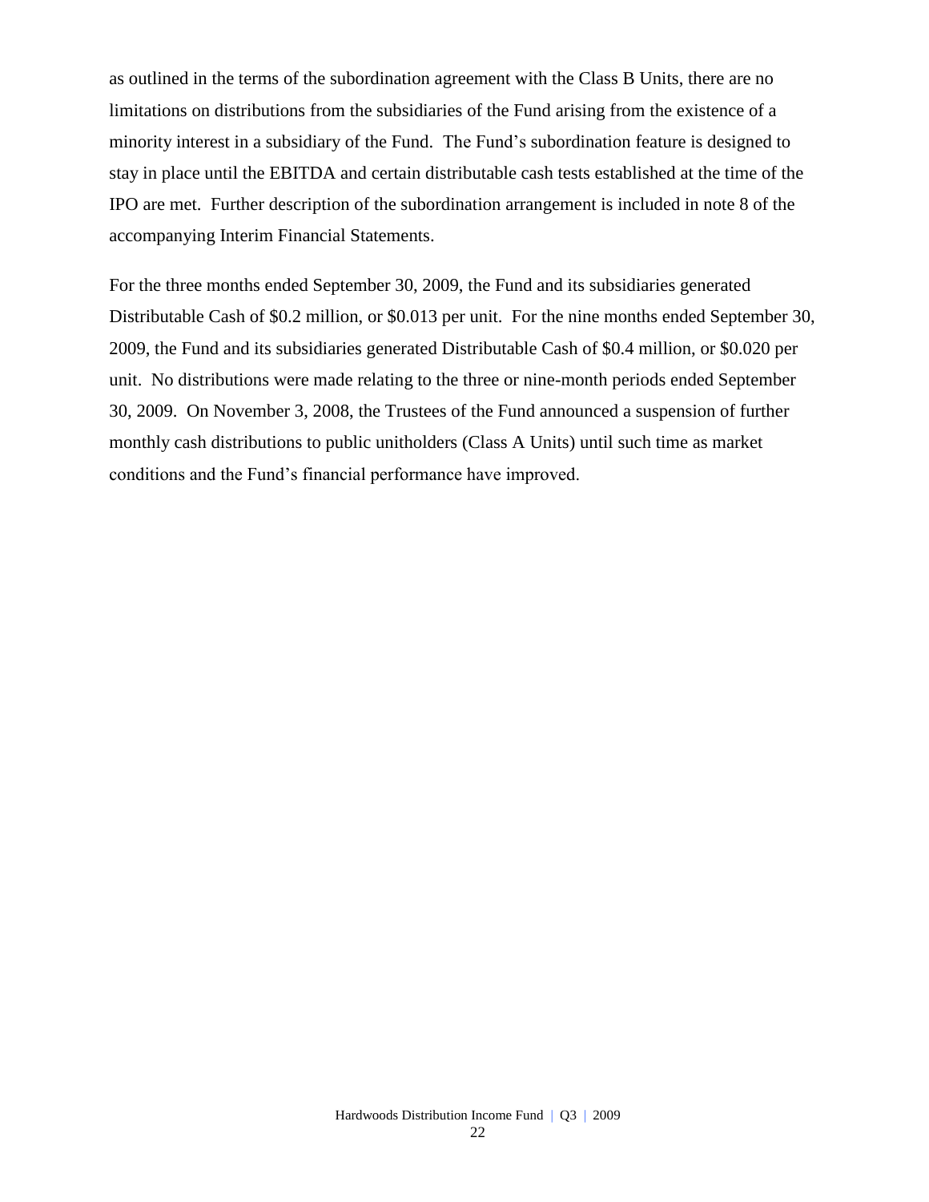as outlined in the terms of the subordination agreement with the Class B Units, there are no limitations on distributions from the subsidiaries of the Fund arising from the existence of a minority interest in a subsidiary of the Fund. The Fund's subordination feature is designed to stay in place until the EBITDA and certain distributable cash tests established at the time of the IPO are met. Further description of the subordination arrangement is included in note 8 of the accompanying Interim Financial Statements.

For the three months ended September 30, 2009, the Fund and its subsidiaries generated Distributable Cash of $0.2 million, or $0.013 per unit. For the nine months ended September 30, 2009, the Fund and its subsidiaries generated Distributable Cash of $0.4 million, or $0.020 per unit. No distributions were made relating to the three or nine-month periods ended September 30, 2009. On November 3, 2008, the Trustees of the Fund announced a suspension of further monthly cash distributions to public unitholders (Class A Units) until such time as market conditions and the Fund's financial performance have improved.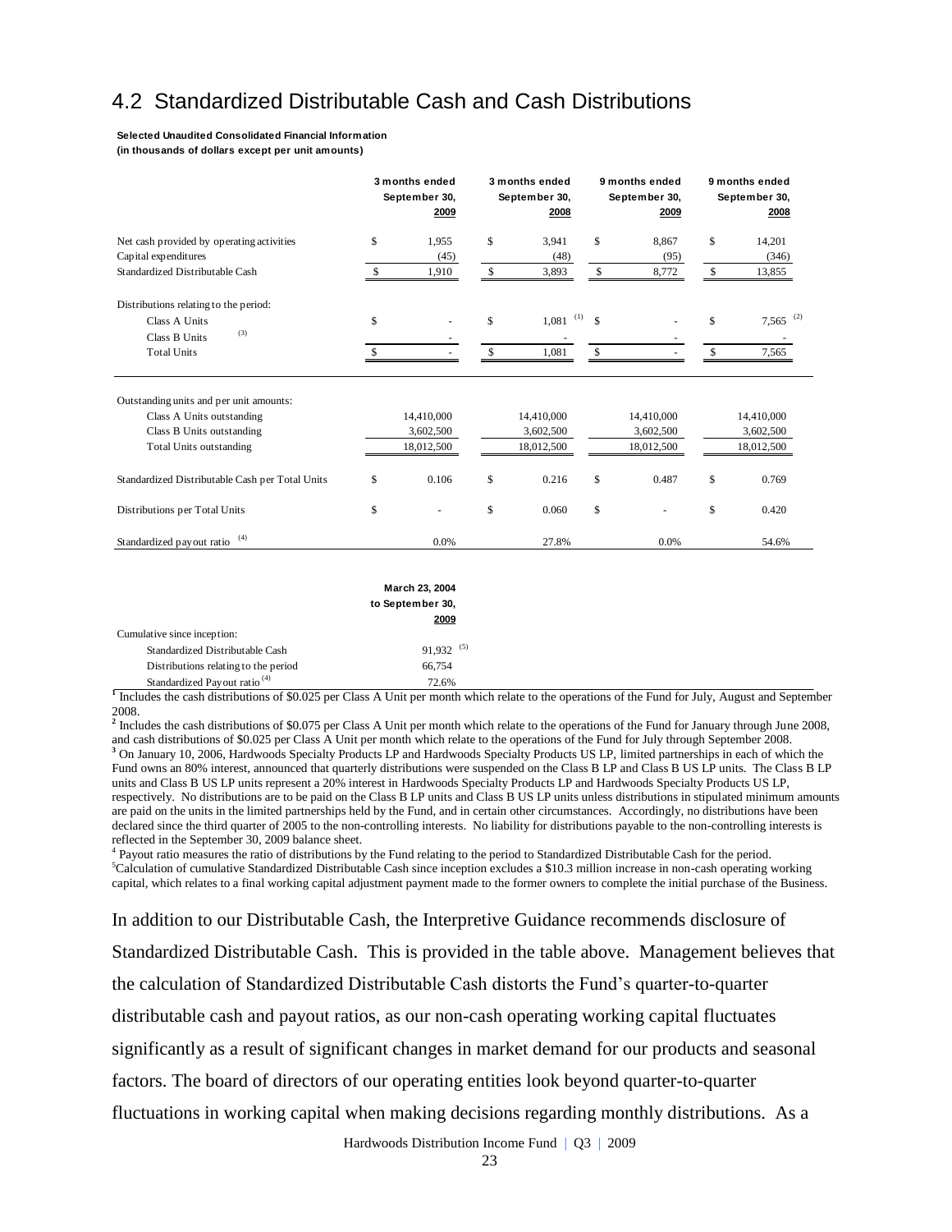## 4.2 Standardized Distributable Cash and Cash Distributions

**Selected Unaudited Consolidated Financial Information**
**(in thousands of dollars except per unit amounts)**

| | 3 months ended September 30, 2009 | 3 months ended September 30, 2008 | 9 months ended September 30, 2009 | 9 months ended September 30, 2008 |
|---|---|---|---|---|
| Net cash provided by operating activities | $ 1,955 | $ 3,941 | $ 8,867 | $ 14,201 |
| Capital expenditures | (45) | (48) | (95) | (346) |
| Standardized Distributable Cash | $ 1,910 | $ 3,893 | $ 8,772 | $ 13,855 |
| Distributions relating to the period: | | | | |
| Class A Units | $ - | $ 1,081 (1) | $ - | $ 7,565 (2) |
| Class B Units (3) | - | - | - | - |
| Total Units | $ - | $ 1,081 | $ - | $ 7,565 |
| Outstanding units and per unit amounts: | | | | |
| Class A Units outstanding | 14,410,000 | 14,410,000 | 14,410,000 | 14,410,000 |
| Class B Units outstanding | 3,602,500 | 3,602,500 | 3,602,500 | 3,602,500 |
| Total Units outstanding | 18,012,500 | 18,012,500 | 18,012,500 | 18,012,500 |
| Standardized Distributable Cash per Total Units | $ 0.106 | $ 0.216 | $ 0.487 | $ 0.769 |
| Distributions per Total Units | $ - | $ 0.060 | $ - | $ 0.420 |
| Standardized payout ratio (4) | 0.0% | 27.8% | 0.0% | 54.6% |

| | March 23, 2004 to September 30, 2009 |
|---|---|
| Cumulative since inception: | |
| Standardized Distributable Cash | 91,932 (5) |
| Distributions relating to the period | 66,754 |
| Standardized Payout ratio (4) | 72.6% |

[1] Includes the cash distributions of $0.025 per Class A Unit per month which relate to the operations of the Fund for July, August and September 2008.

[2] Includes the cash distributions of $0.075 per Class A Unit per month which relate to the operations of the Fund for January through June 2008, and cash distributions of $0.025 per Class A Unit per month which relate to the operations of the Fund for July through September 2008.

[3] On January 10, 2006, Hardwoods Specialty Products LP and Hardwoods Specialty Products US LP, limited partnerships in each of which the Fund owns an 80% interest, announced that quarterly distributions were suspended on the Class B LP and Class B US LP units. The Class B LP units and Class B US LP units represent a 20% interest in Hardwoods Specialty Products LP and Hardwoods Specialty Products US LP, respectively. No distributions are to be paid on the Class B LP units and Class B US LP units unless distributions in stipulated minimum amounts are paid on the units in the limited partnerships held by the Fund, and in certain other circumstances. Accordingly, no distributions have been declared since the third quarter of 2005 to the non-controlling interests. No liability for distributions payable to the non-controlling interests is reflected in the September 30, 2009 balance sheet.

[4] Payout ratio measures the ratio of distributions by the Fund relating to the period to Standardized Distributable Cash for the period.

[5] Calculation of cumulative Standardized Distributable Cash since inception excludes a $10.3 million increase in non-cash operating working capital, which relates to a final working capital adjustment payment made to the former owners to complete the initial purchase of the Business.

In addition to our Distributable Cash, the Interpretive Guidance recommends disclosure of Standardized Distributable Cash. This is provided in the table above. Management believes that the calculation of Standardized Distributable Cash distorts the Fund's quarter-to-quarter distributable cash and payout ratios, as our non-cash operating working capital fluctuates significantly as a result of significant changes in market demand for our products and seasonal factors. The board of directors of our operating entities look beyond quarter-to-quarter fluctuations in working capital when making decisions regarding monthly distributions. As a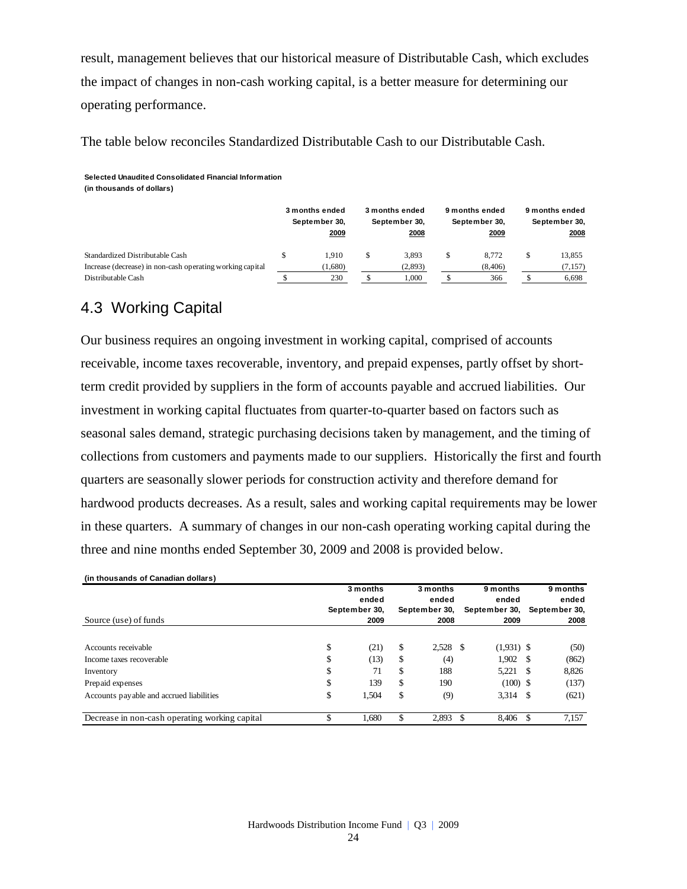result, management believes that our historical measure of Distributable Cash, which excludes the impact of changes in non-cash working capital, is a better measure for determining our operating performance.

The table below reconciles Standardized Distributable Cash to our Distributable Cash.

**Selected Unaudited Consolidated Financial Information**
**(in thousands of dollars)**

| | 3 months ended September 30, 2009 | 3 months ended September 30, 2008 | 9 months ended September 30, 2009 | 9 months ended September 30, 2008 |
|---|---|---|---|---|
| Standardized Distributable Cash | $ 1,910 | $ 3,893 | $ 8,772 | $ 13,855 |
| Increase (decrease) in non-cash operating working capital | (1,680) | (2,893) | (8,406) | (7,157) |
| Distributable Cash | $ 230 | $ 1,000 | $ 366 | $ 6,698 |

## 4.3 Working Capital

Our business requires an ongoing investment in working capital, comprised of accounts receivable, income taxes recoverable, inventory, and prepaid expenses, partly offset by short-term credit provided by suppliers in the form of accounts payable and accrued liabilities. Our investment in working capital fluctuates from quarter-to-quarter based on factors such as seasonal sales demand, strategic purchasing decisions taken by management, and the timing of collections from customers and payments made to our suppliers. Historically the first and fourth quarters are seasonally slower periods for construction activity and therefore demand for hardwood products decreases. As a result, sales and working capital requirements may be lower in these quarters. A summary of changes in our non-cash operating working capital during the three and nine months ended September 30, 2009 and 2008 is provided below.

**(in thousands of Canadian dollars)**

| Source (use) of funds | 3 months ended September 30, 2009 | 3 months ended September 30, 2008 | 9 months ended September 30, 2009 | 9 months ended September 30, 2008 |
|---|---|---|---|---|
| Accounts receivable | $ (21) | $ 2,528 | $ (1,931) | $ (50) |
| Income taxes recoverable | $ (13) | $ (4) | 1,902 | $ (862) |
| Inventory | $ 71 | $ 188 | 5,221 | $ 8,826 |
| Prepaid expenses | $ 139 | $ 190 | (100) | $ (137) |
| Accounts payable and accrued liabilities | $ 1,504 | $ (9) | 3,314 | $ (621) |
| Decrease in non-cash operating working capital | $ 1,680 | $ 2,893 | $ 8,406 | $ 7,157 |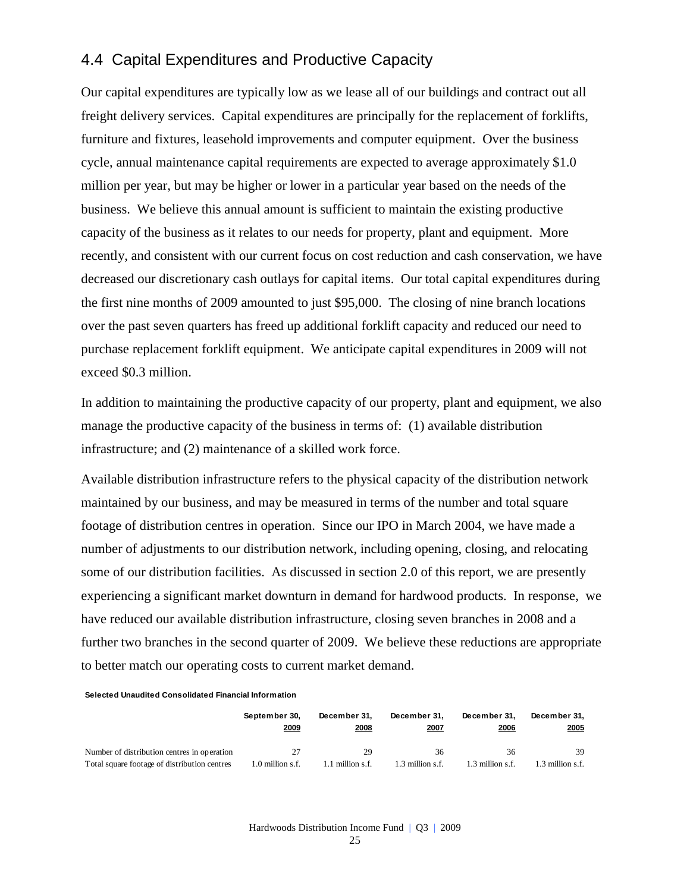## 4.4 Capital Expenditures and Productive Capacity

Our capital expenditures are typically low as we lease all of our buildings and contract out all freight delivery services. Capital expenditures are principally for the replacement of forklifts, furniture and fixtures, leasehold improvements and computer equipment. Over the business cycle, annual maintenance capital requirements are expected to average approximately $1.0 million per year, but may be higher or lower in a particular year based on the needs of the business. We believe this annual amount is sufficient to maintain the existing productive capacity of the business as it relates to our needs for property, plant and equipment. More recently, and consistent with our current focus on cost reduction and cash conservation, we have decreased our discretionary cash outlays for capital items. Our total capital expenditures during the first nine months of 2009 amounted to just $95,000. The closing of nine branch locations over the past seven quarters has freed up additional forklift capacity and reduced our need to purchase replacement forklift equipment. We anticipate capital expenditures in 2009 will not exceed $0.3 million.

In addition to maintaining the productive capacity of our property, plant and equipment, we also manage the productive capacity of the business in terms of: (1) available distribution infrastructure; and (2) maintenance of a skilled work force.

Available distribution infrastructure refers to the physical capacity of the distribution network maintained by our business, and may be measured in terms of the number and total square footage of distribution centres in operation. Since our IPO in March 2004, we have made a number of adjustments to our distribution network, including opening, closing, and relocating some of our distribution facilities. As discussed in section 2.0 of this report, we are presently experiencing a significant market downturn in demand for hardwood products. In response, we have reduced our available distribution infrastructure, closing seven branches in 2008 and a further two branches in the second quarter of 2009. We believe these reductions are appropriate to better match our operating costs to current market demand.

**Selected Unaudited Consolidated Financial Information**

| | September 30, 2009 | December 31, 2008 | December 31, 2007 | December 31, 2006 | December 31, 2005 |
|---|---|---|---|---|---|
| Number of distribution centres in operation | 27 | 29 | 36 | 36 | 39 |
| Total square footage of distribution centres | 1.0 million s.f. | 1.1 million s.f. | 1.3 million s.f. | 1.3 million s.f. | 1.3 million s.f. |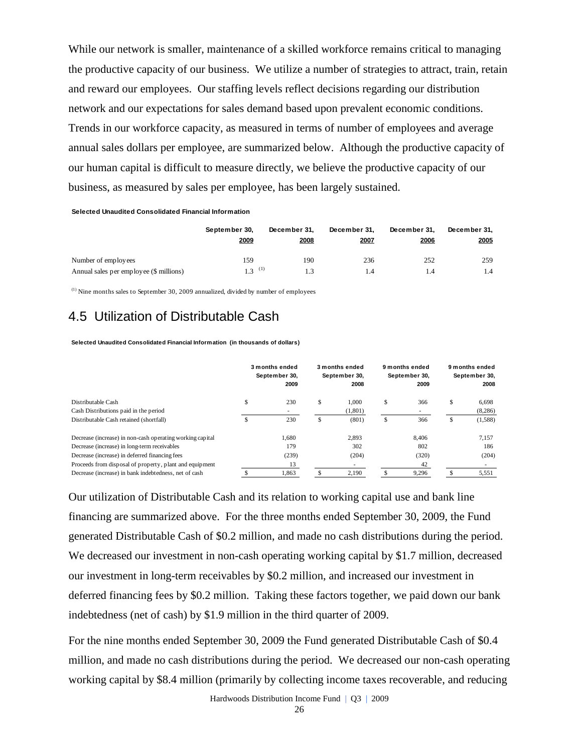While our network is smaller, maintenance of a skilled workforce remains critical to managing the productive capacity of our business. We utilize a number of strategies to attract, train, retain and reward our employees. Our staffing levels reflect decisions regarding our distribution network and our expectations for sales demand based upon prevalent economic conditions. Trends in our workforce capacity, as measured in terms of number of employees and average annual sales dollars per employee, are summarized below. Although the productive capacity of our human capital is difficult to measure directly, we believe the productive capacity of our business, as measured by sales per employee, has been largely sustained.

**Selected Unaudited Consolidated Financial Information**

| | September 30, 2009 | December 31, 2008 | December 31, 2007 | December 31, 2006 | December 31, 2005 |
|---|---|---|---|---|---|
| Number of employees | 159 | 190 | 236 | 252 | 259 |
| Annual sales per employee ($ millions) | 1.3 (1) | 1.3 | 1.4 | 1.4 | 1.4 |

(1) Nine months sales to September 30, 2009 annualized, divided by number of employees

## 4.5 Utilization of Distributable Cash

**Selected Unaudited Consolidated Financial Information (in thousands of dollars)**

| | 3 months ended September 30, 2009 | 3 months ended September 30, 2008 | 9 months ended September 30, 2009 | 9 months ended September 30, 2008 |
|---|---|---|---|---|
| Distributable Cash | $ 230 | $ 1,000 | $ 366 | $ 6,698 |
| Cash Distributions paid in the period | - | (1,801) | - | (8,286) |
| Distributable Cash retained (shortfall) | $ 230 | $ (801) | $ 366 | $ (1,588) |
| Decrease (increase) in non-cash operating working capital | 1,680 | 2,893 | 8,406 | 7,157 |
| Decrease (increase) in long-term receivables | 179 | 302 | 802 | 186 |
| Decrease (increase) in deferred financing fees | (239) | (204) | (320) | (204) |
| Proceeds from disposal of property, plant and equipment | 13 | - | 42 | - |
| Decrease (increase) in bank indebtedness, net of cash | $ 1,863 | $ 2,190 | $ 9,296 | $ 5,551 |

Our utilization of Distributable Cash and its relation to working capital use and bank line financing are summarized above. For the three months ended September 30, 2009, the Fund generated Distributable Cash of $0.2 million, and made no cash distributions during the period. We decreased our investment in non-cash operating working capital by $1.7 million, decreased our investment in long-term receivables by $0.2 million, and increased our investment in deferred financing fees by $0.2 million. Taking these factors together, we paid down our bank indebtedness (net of cash) by $1.9 million in the third quarter of 2009.

For the nine months ended September 30, 2009 the Fund generated Distributable Cash of $0.4 million, and made no cash distributions during the period. We decreased our non-cash operating working capital by $8.4 million (primarily by collecting income taxes recoverable, and reducing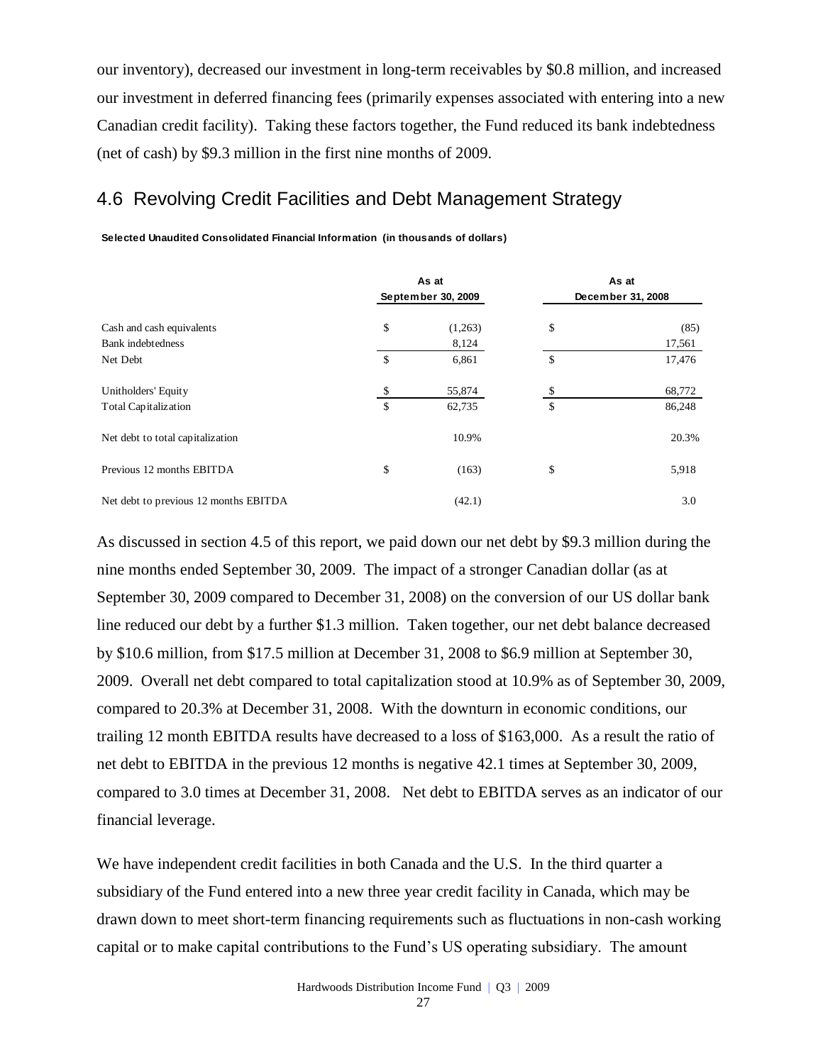our inventory), decreased our investment in long-term receivables by $0.8 million, and increased our investment in deferred financing fees (primarily expenses associated with entering into a new Canadian credit facility). Taking these factors together, the Fund reduced its bank indebtedness (net of cash) by $9.3 million in the first nine months of 2009.

## 4.6 Revolving Credit Facilities and Debt Management Strategy

**Selected Unaudited Consolidated Financial Information (in thousands of dollars)**

| | As at September 30, 2009 | | As at December 31, 2008 | |
|---|---|---|---|---|
| Cash and cash equivalents | $ | (1,263) | $ | (85) |
| Bank indebtedness | | 8,124 | | 17,561 |
| Net Debt | $ | 6,861 | $ | 17,476 |
| Unitholders' Equity | $ | 55,874 | $ | 68,772 |
| Total Capitalization | $ | 62,735 | $ | 86,248 |
| Net debt to total capitalization | | 10.9% | | 20.3% |
| Previous 12 months EBITDA | $ | (163) | $ | 5,918 |
| Net debt to previous 12 months EBITDA | | (42.1) | | 3.0 |

As discussed in section 4.5 of this report, we paid down our net debt by $9.3 million during the nine months ended September 30, 2009. The impact of a stronger Canadian dollar (as at September 30, 2009 compared to December 31, 2008) on the conversion of our US dollar bank line reduced our debt by a further $1.3 million. Taken together, our net debt balance decreased by $10.6 million, from $17.5 million at December 31, 2008 to $6.9 million at September 30, 2009. Overall net debt compared to total capitalization stood at 10.9% as of September 30, 2009, compared to 20.3% at December 31, 2008. With the downturn in economic conditions, our trailing 12 month EBITDA results have decreased to a loss of $163,000. As a result the ratio of net debt to EBITDA in the previous 12 months is negative 42.1 times at September 30, 2009, compared to 3.0 times at December 31, 2008. Net debt to EBITDA serves as an indicator of our financial leverage.

We have independent credit facilities in both Canada and the U.S. In the third quarter a subsidiary of the Fund entered into a new three year credit facility in Canada, which may be drawn down to meet short-term financing requirements such as fluctuations in non-cash working capital or to make capital contributions to the Fund's US operating subsidiary. The amount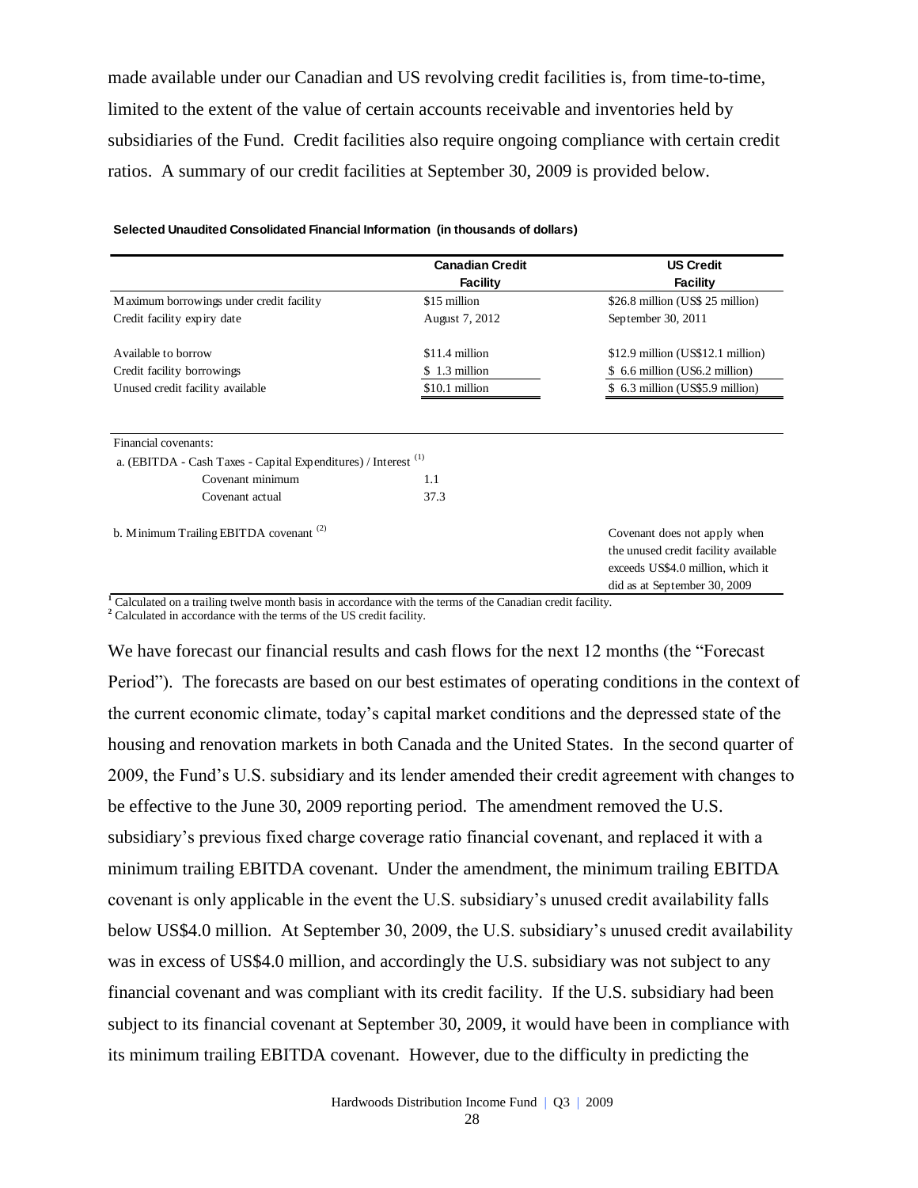made available under our Canadian and US revolving credit facilities is, from time-to-time, limited to the extent of the value of certain accounts receivable and inventories held by subsidiaries of the Fund. Credit facilities also require ongoing compliance with certain credit ratios. A summary of our credit facilities at September 30, 2009 is provided below.

**Selected Unaudited Consolidated Financial Information (in thousands of dollars)**

| | Canadian Credit Facility | US Credit Facility |
|---|---|---|
| Maximum borrowings under credit facility | $15 million | $26.8 million (US$ 25 million) |
| Credit facility expiry date | August 7, 2012 | September 30, 2011 |
| Available to borrow | $11.4 million | $12.9 million (US$12.1 million) |
| Credit facility borrowings | $ 1.3 million | $ 6.6 million (US6.2 million) |
| Unused credit facility available | $10.1 million | $ 6.3 million (US$5.9 million) |
| Financial covenants: | | |
| a. (EBITDA - Cash Taxes - Capital Expenditures) / Interest [(1)] | | |
| Covenant minimum | 1.1 | |
| Covenant actual | 37.3 | |
| b. Minimum Trailing EBITDA covenant [(2)] | | Covenant does not apply when the unused credit facility available exceeds US$4.0 million, which it did as at September 30, 2009 |

[1] Calculated on a trailing twelve month basis in accordance with the terms of the Canadian credit facility.
[2] Calculated in accordance with the terms of the US credit facility.

We have forecast our financial results and cash flows for the next 12 months (the "Forecast Period"). The forecasts are based on our best estimates of operating conditions in the context of the current economic climate, today's capital market conditions and the depressed state of the housing and renovation markets in both Canada and the United States. In the second quarter of 2009, the Fund's U.S. subsidiary and its lender amended their credit agreement with changes to be effective to the June 30, 2009 reporting period. The amendment removed the U.S. subsidiary's previous fixed charge coverage ratio financial covenant, and replaced it with a minimum trailing EBITDA covenant. Under the amendment, the minimum trailing EBITDA covenant is only applicable in the event the U.S. subsidiary's unused credit availability falls below US$4.0 million. At September 30, 2009, the U.S. subsidiary's unused credit availability was in excess of US$4.0 million, and accordingly the U.S. subsidiary was not subject to any financial covenant and was compliant with its credit facility. If the U.S. subsidiary had been subject to its financial covenant at September 30, 2009, it would have been in compliance with its minimum trailing EBITDA covenant. However, due to the difficulty in predicting the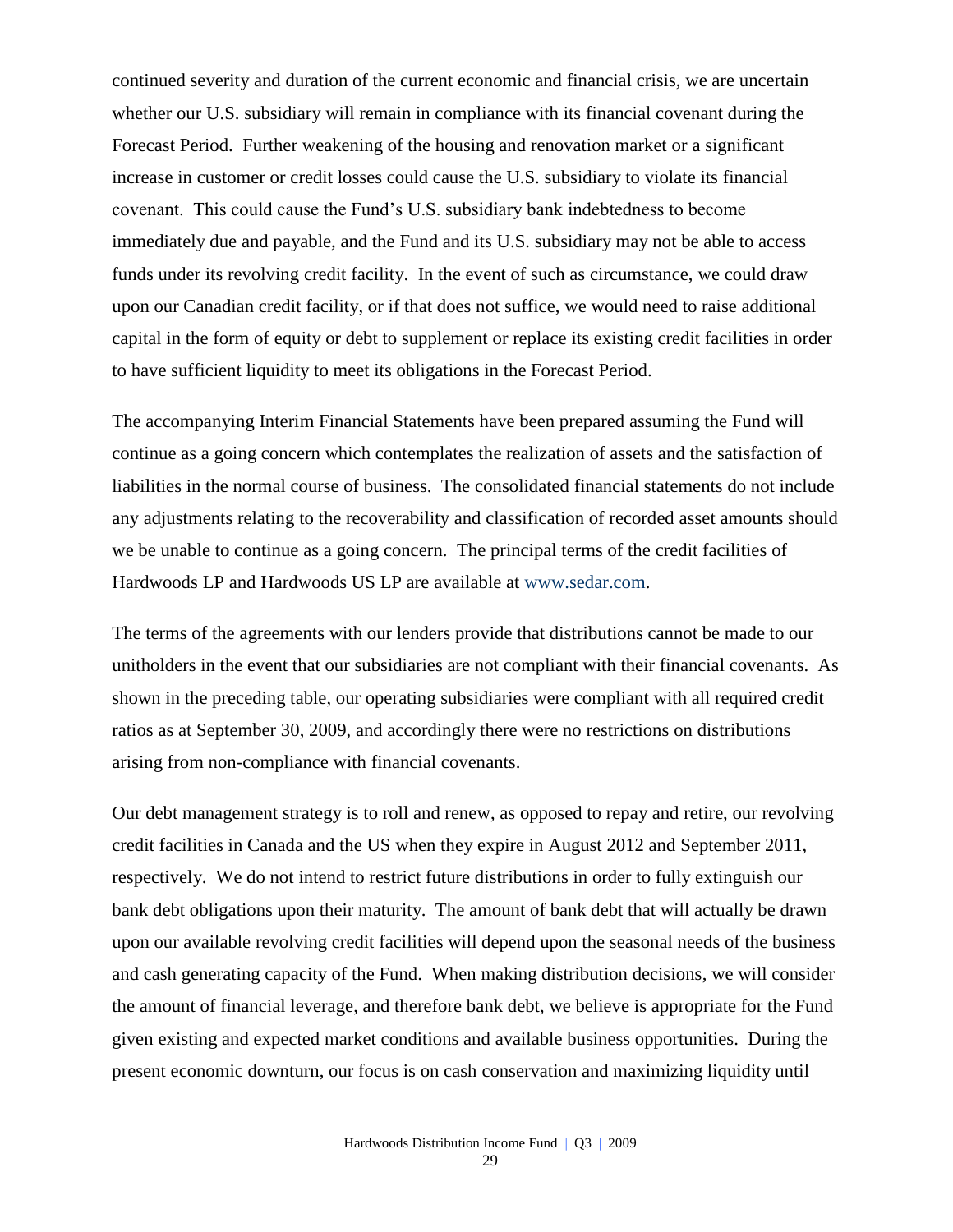continued severity and duration of the current economic and financial crisis, we are uncertain whether our U.S. subsidiary will remain in compliance with its financial covenant during the Forecast Period. Further weakening of the housing and renovation market or a significant increase in customer or credit losses could cause the U.S. subsidiary to violate its financial covenant. This could cause the Fund's U.S. subsidiary bank indebtedness to become immediately due and payable, and the Fund and its U.S. subsidiary may not be able to access funds under its revolving credit facility. In the event of such as circumstance, we could draw upon our Canadian credit facility, or if that does not suffice, we would need to raise additional capital in the form of equity or debt to supplement or replace its existing credit facilities in order to have sufficient liquidity to meet its obligations in the Forecast Period.

The accompanying Interim Financial Statements have been prepared assuming the Fund will continue as a going concern which contemplates the realization of assets and the satisfaction of liabilities in the normal course of business. The consolidated financial statements do not include any adjustments relating to the recoverability and classification of recorded asset amounts should we be unable to continue as a going concern. The principal terms of the credit facilities of Hardwoods LP and Hardwoods US LP are available at www.sedar.com.

The terms of the agreements with our lenders provide that distributions cannot be made to our unitholders in the event that our subsidiaries are not compliant with their financial covenants. As shown in the preceding table, our operating subsidiaries were compliant with all required credit ratios as at September 30, 2009, and accordingly there were no restrictions on distributions arising from non-compliance with financial covenants.

Our debt management strategy is to roll and renew, as opposed to repay and retire, our revolving credit facilities in Canada and the US when they expire in August 2012 and September 2011, respectively. We do not intend to restrict future distributions in order to fully extinguish our bank debt obligations upon their maturity. The amount of bank debt that will actually be drawn upon our available revolving credit facilities will depend upon the seasonal needs of the business and cash generating capacity of the Fund. When making distribution decisions, we will consider the amount of financial leverage, and therefore bank debt, we believe is appropriate for the Fund given existing and expected market conditions and available business opportunities. During the present economic downturn, our focus is on cash conservation and maximizing liquidity until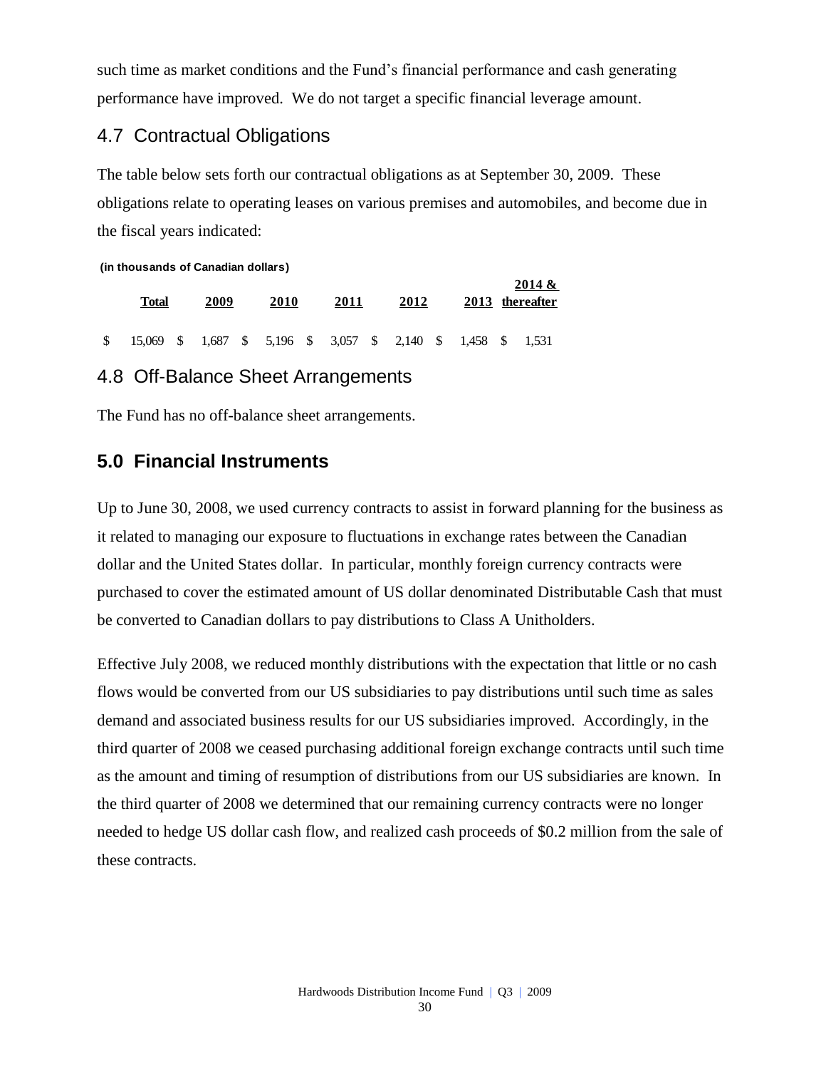such time as market conditions and the Fund's financial performance and cash generating performance have improved. We do not target a specific financial leverage amount.

## 4.7 Contractual Obligations

The table below sets forth our contractual obligations as at September 30, 2009. These obligations relate to operating leases on various premises and automobiles, and become due in the fiscal years indicated:

**(in thousands of Canadian dollars)**

| Total | 2009 | 2010 | 2011 | 2012 | 2013 | 2014 & thereafter |
|---|---|---|---|---|---|---|
| $ 15,069 | $ 1,687 | $ 5,196 | $ 3,057 | $ 2,140 | $ 1,458 | $ 1,531 |

## 4.8 Off-Balance Sheet Arrangements

The Fund has no off-balance sheet arrangements.

# 5.0 Financial Instruments

Up to June 30, 2008, we used currency contracts to assist in forward planning for the business as it related to managing our exposure to fluctuations in exchange rates between the Canadian dollar and the United States dollar. In particular, monthly foreign currency contracts were purchased to cover the estimated amount of US dollar denominated Distributable Cash that must be converted to Canadian dollars to pay distributions to Class A Unitholders.

Effective July 2008, we reduced monthly distributions with the expectation that little or no cash flows would be converted from our US subsidiaries to pay distributions until such time as sales demand and associated business results for our US subsidiaries improved. Accordingly, in the third quarter of 2008 we ceased purchasing additional foreign exchange contracts until such time as the amount and timing of resumption of distributions from our US subsidiaries are known. In the third quarter of 2008 we determined that our remaining currency contracts were no longer needed to hedge US dollar cash flow, and realized cash proceeds of $0.2 million from the sale of these contracts.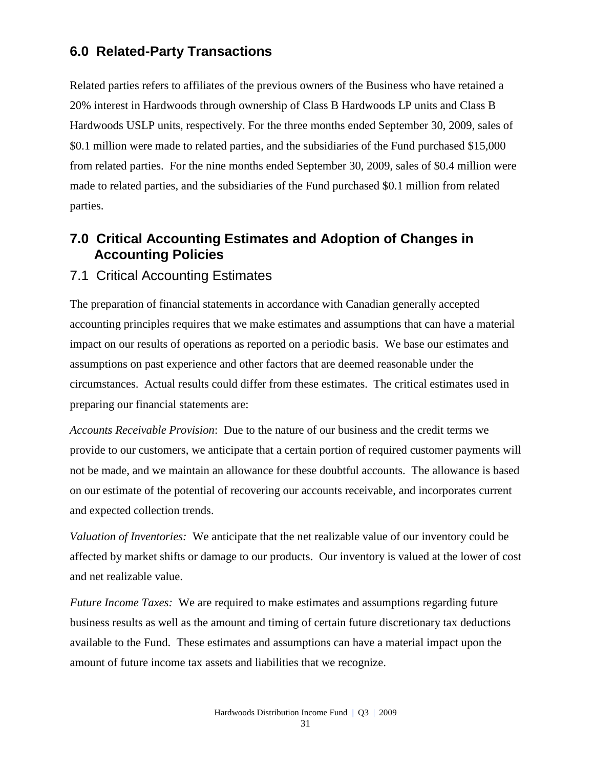## 6.0 Related-Party Transactions

Related parties refers to affiliates of the previous owners of the Business who have retained a 20% interest in Hardwoods through ownership of Class B Hardwoods LP units and Class B Hardwoods USLP units, respectively. For the three months ended September 30, 2009, sales of $0.1 million were made to related parties, and the subsidiaries of the Fund purchased $15,000 from related parties. For the nine months ended September 30, 2009, sales of $0.4 million were made to related parties, and the subsidiaries of the Fund purchased $0.1 million from related parties.

## 7.0 Critical Accounting Estimates and Adoption of Changes in Accounting Policies

### 7.1 Critical Accounting Estimates

The preparation of financial statements in accordance with Canadian generally accepted accounting principles requires that we make estimates and assumptions that can have a material impact on our results of operations as reported on a periodic basis. We base our estimates and assumptions on past experience and other factors that are deemed reasonable under the circumstances. Actual results could differ from these estimates. The critical estimates used in preparing our financial statements are:

*Accounts Receivable Provision*: Due to the nature of our business and the credit terms we provide to our customers, we anticipate that a certain portion of required customer payments will not be made, and we maintain an allowance for these doubtful accounts. The allowance is based on our estimate of the potential of recovering our accounts receivable, and incorporates current and expected collection trends.

*Valuation of Inventories:* We anticipate that the net realizable value of our inventory could be affected by market shifts or damage to our products. Our inventory is valued at the lower of cost and net realizable value.

*Future Income Taxes:* We are required to make estimates and assumptions regarding future business results as well as the amount and timing of certain future discretionary tax deductions available to the Fund. These estimates and assumptions can have a material impact upon the amount of future income tax assets and liabilities that we recognize.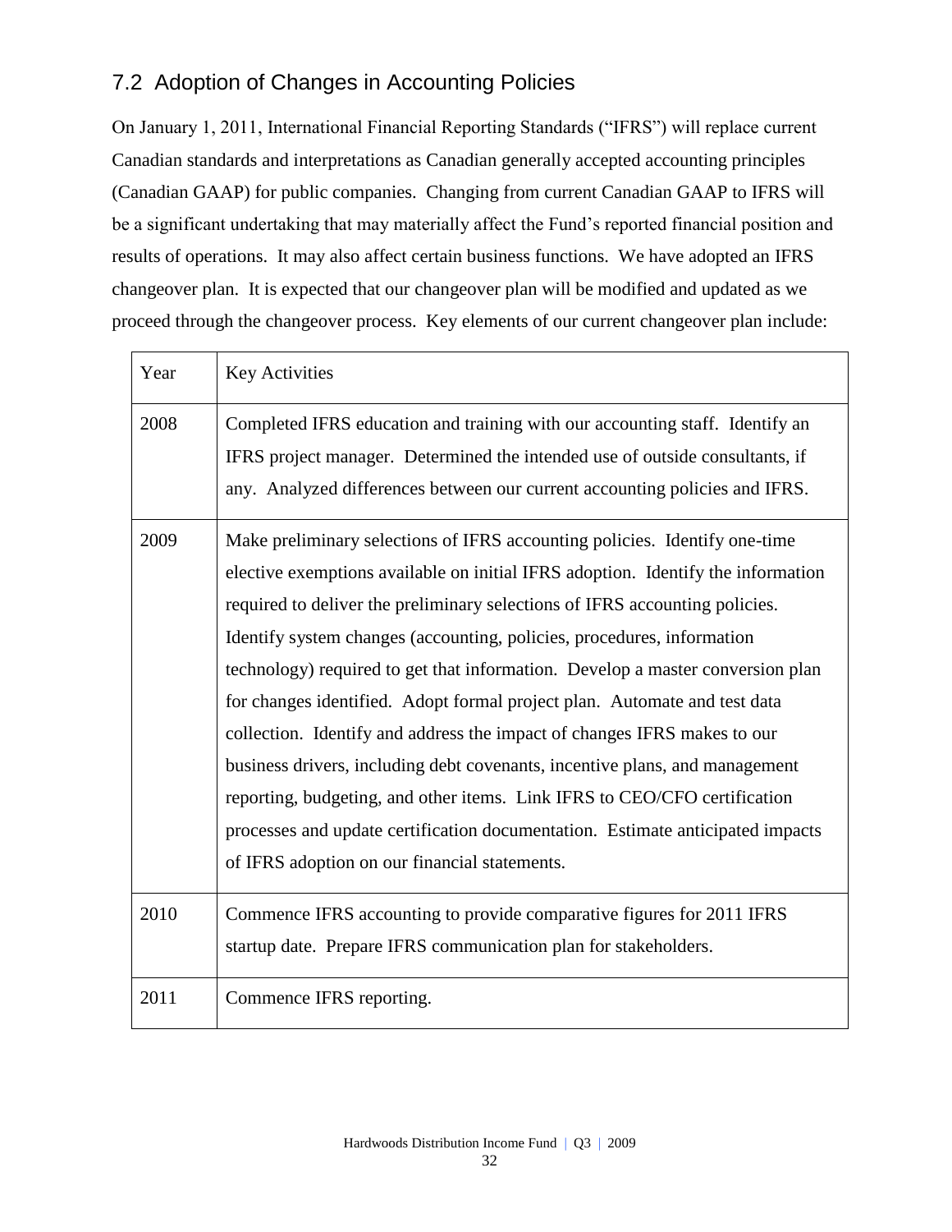## 7.2 Adoption of Changes in Accounting Policies

On January 1, 2011, International Financial Reporting Standards ("IFRS") will replace current Canadian standards and interpretations as Canadian generally accepted accounting principles (Canadian GAAP) for public companies. Changing from current Canadian GAAP to IFRS will be a significant undertaking that may materially affect the Fund's reported financial position and results of operations. It may also affect certain business functions. We have adopted an IFRS changeover plan. It is expected that our changeover plan will be modified and updated as we proceed through the changeover process. Key elements of our current changeover plan include:

| Year | Key Activities |
|---|---|
| 2008 | Completed IFRS education and training with our accounting staff. Identify an IFRS project manager. Determined the intended use of outside consultants, if any. Analyzed differences between our current accounting policies and IFRS. |
| 2009 | Make preliminary selections of IFRS accounting policies. Identify one-time elective exemptions available on initial IFRS adoption. Identify the information required to deliver the preliminary selections of IFRS accounting policies. Identify system changes (accounting, policies, procedures, information technology) required to get that information. Develop a master conversion plan for changes identified. Adopt formal project plan. Automate and test data collection. Identify and address the impact of changes IFRS makes to our business drivers, including debt covenants, incentive plans, and management reporting, budgeting, and other items. Link IFRS to CEO/CFO certification processes and update certification documentation. Estimate anticipated impacts of IFRS adoption on our financial statements. |
| 2010 | Commence IFRS accounting to provide comparative figures for 2011 IFRS startup date. Prepare IFRS communication plan for stakeholders. |
| 2011 | Commence IFRS reporting. |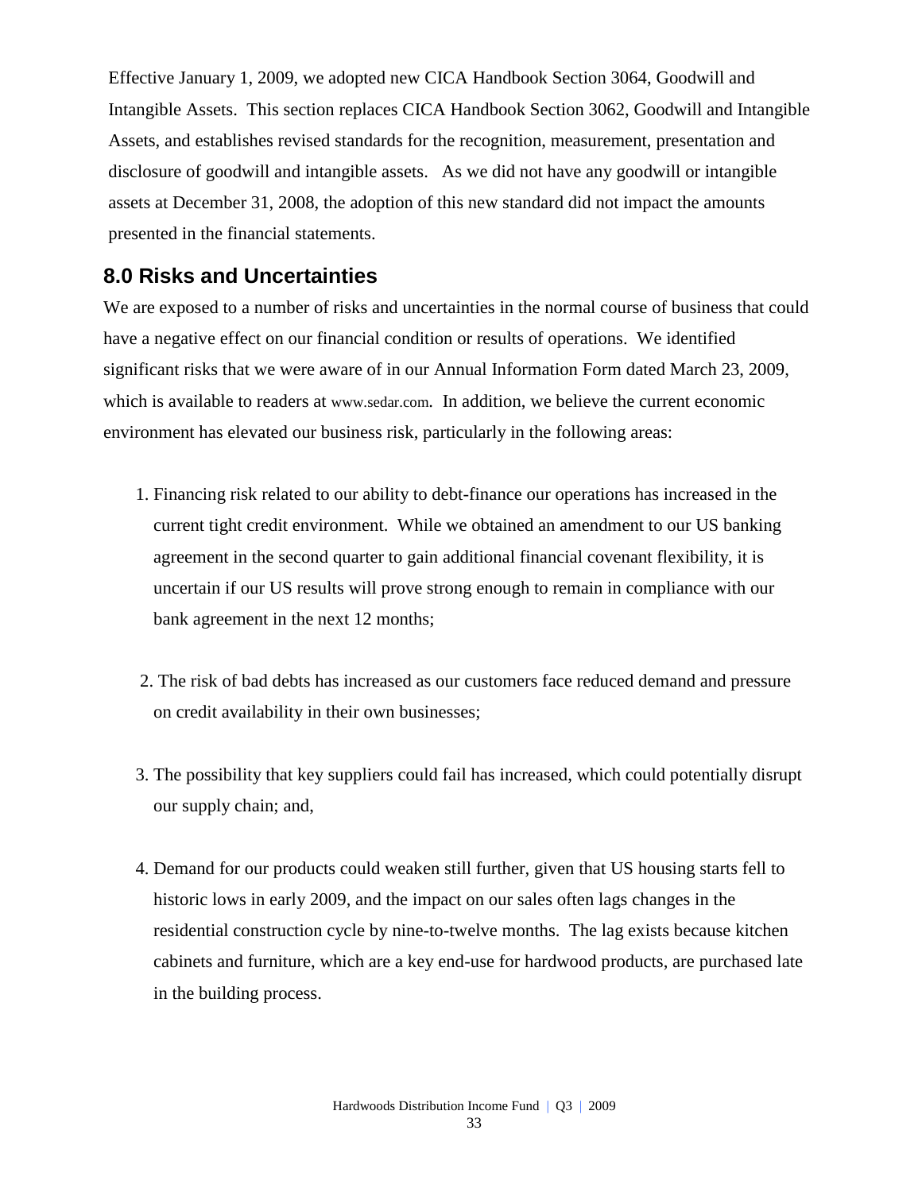Effective January 1, 2009, we adopted new CICA Handbook Section 3064, Goodwill and Intangible Assets. This section replaces CICA Handbook Section 3062, Goodwill and Intangible Assets, and establishes revised standards for the recognition, measurement, presentation and disclosure of goodwill and intangible assets. As we did not have any goodwill or intangible assets at December 31, 2008, the adoption of this new standard did not impact the amounts presented in the financial statements.

## 8.0 Risks and Uncertainties

We are exposed to a number of risks and uncertainties in the normal course of business that could have a negative effect on our financial condition or results of operations. We identified significant risks that we were aware of in our Annual Information Form dated March 23, 2009, which is available to readers at www.sedar.com. In addition, we believe the current economic environment has elevated our business risk, particularly in the following areas:

1. Financing risk related to our ability to debt-finance our operations has increased in the current tight credit environment. While we obtained an amendment to our US banking agreement in the second quarter to gain additional financial covenant flexibility, it is uncertain if our US results will prove strong enough to remain in compliance with our bank agreement in the next 12 months;

2. The risk of bad debts has increased as our customers face reduced demand and pressure on credit availability in their own businesses;

3. The possibility that key suppliers could fail has increased, which could potentially disrupt our supply chain; and,

4. Demand for our products could weaken still further, given that US housing starts fell to historic lows in early 2009, and the impact on our sales often lags changes in the residential construction cycle by nine-to-twelve months. The lag exists because kitchen cabinets and furniture, which are a key end-use for hardwood products, are purchased late in the building process.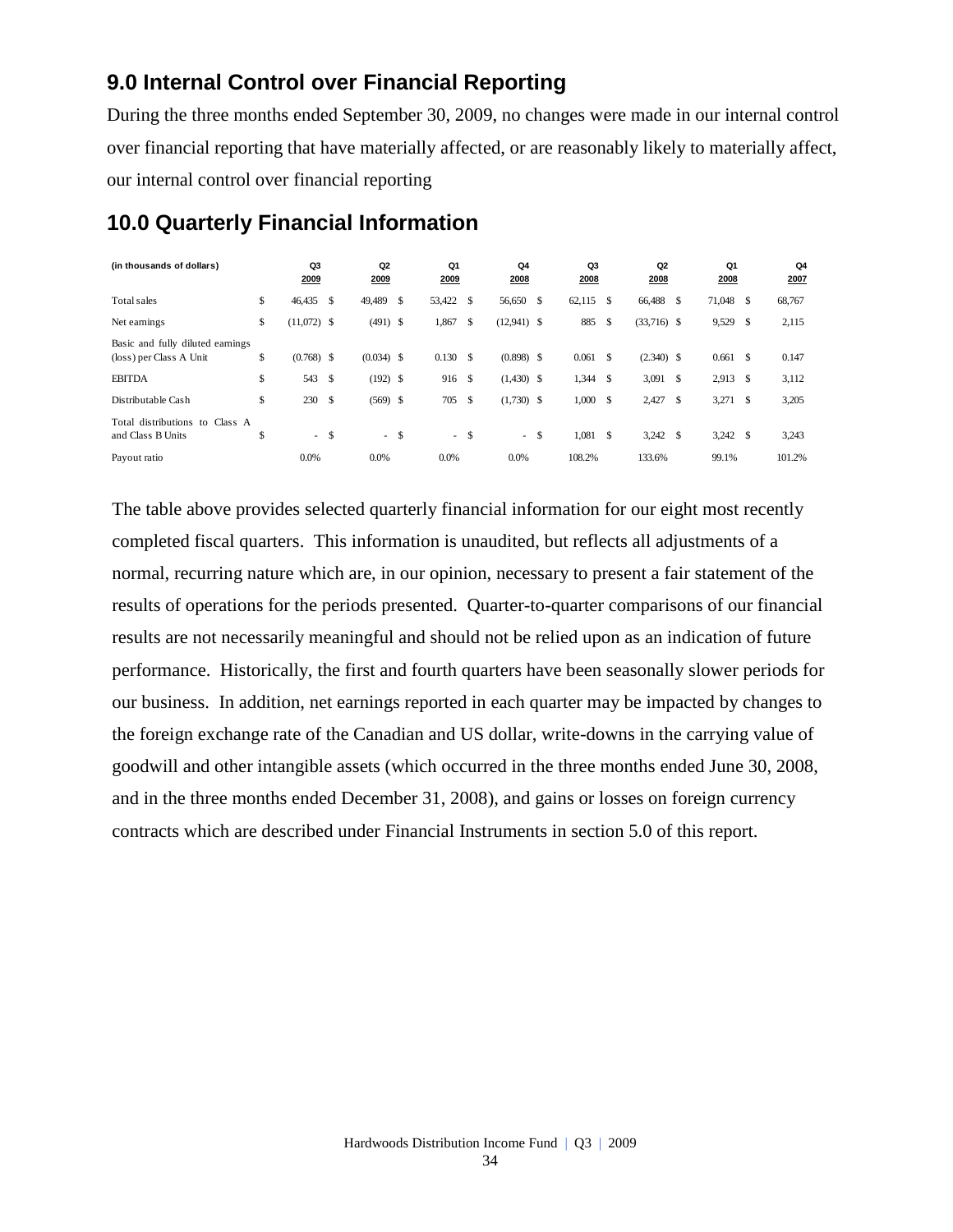## 9.0 Internal Control over Financial Reporting

During the three months ended September 30, 2009, no changes were made in our internal control over financial reporting that have materially affected, or are reasonably likely to materially affect, our internal control over financial reporting

## 10.0 Quarterly Financial Information

| (in thousands of dollars) | Q3 2009 | Q2 2009 | Q1 2009 | Q4 2008 | Q3 2008 | Q2 2008 | Q1 2008 | Q4 2007 |
|---|---|---|---|---|---|---|---|---|
| Total sales | $ 46,435 | $ 49,489 | $ 53,422 | $ 56,650 | $ 62,115 | $ 66,488 | $ 71,048 | $ 68,767 |
| Net earnings | $ (11,072) | $ (491) | $ 1,867 | $ (12,941) | $ 885 | $ (33,716) | $ 9,529 | $ 2,115 |
| Basic and fully diluted earnings (loss) per Class A Unit | $ (0.768) | $ (0.034) | $ 0.130 | $ (0.898) | $ 0.061 | $ (2.340) | $ 0.661 | $ 0.147 |
| EBITDA | $ 543 | $ (192) | $ 916 | $ (1,430) | $ 1,344 | $ 3,091 | $ 2,913 | $ 3,112 |
| Distributable Cash | $ 230 | $ (569) | $ 705 | $ (1,730) | $ 1,000 | $ 2,427 | $ 3,271 | $ 3,205 |
| Total distributions to Class A and Class B Units | $ - | $ - | $ - | $ - | $ 1,081 | $ 3,242 | $ 3,242 | $ 3,243 |
| Payout ratio | 0.0% | 0.0% | 0.0% | 0.0% | 108.2% | 133.6% | 99.1% | 101.2% |

The table above provides selected quarterly financial information for our eight most recently completed fiscal quarters. This information is unaudited, but reflects all adjustments of a normal, recurring nature which are, in our opinion, necessary to present a fair statement of the results of operations for the periods presented. Quarter-to-quarter comparisons of our financial results are not necessarily meaningful and should not be relied upon as an indication of future performance. Historically, the first and fourth quarters have been seasonally slower periods for our business. In addition, net earnings reported in each quarter may be impacted by changes to the foreign exchange rate of the Canadian and US dollar, write-downs in the carrying value of goodwill and other intangible assets (which occurred in the three months ended June 30, 2008, and in the three months ended December 31, 2008), and gains or losses on foreign currency contracts which are described under Financial Instruments in section 5.0 of this report.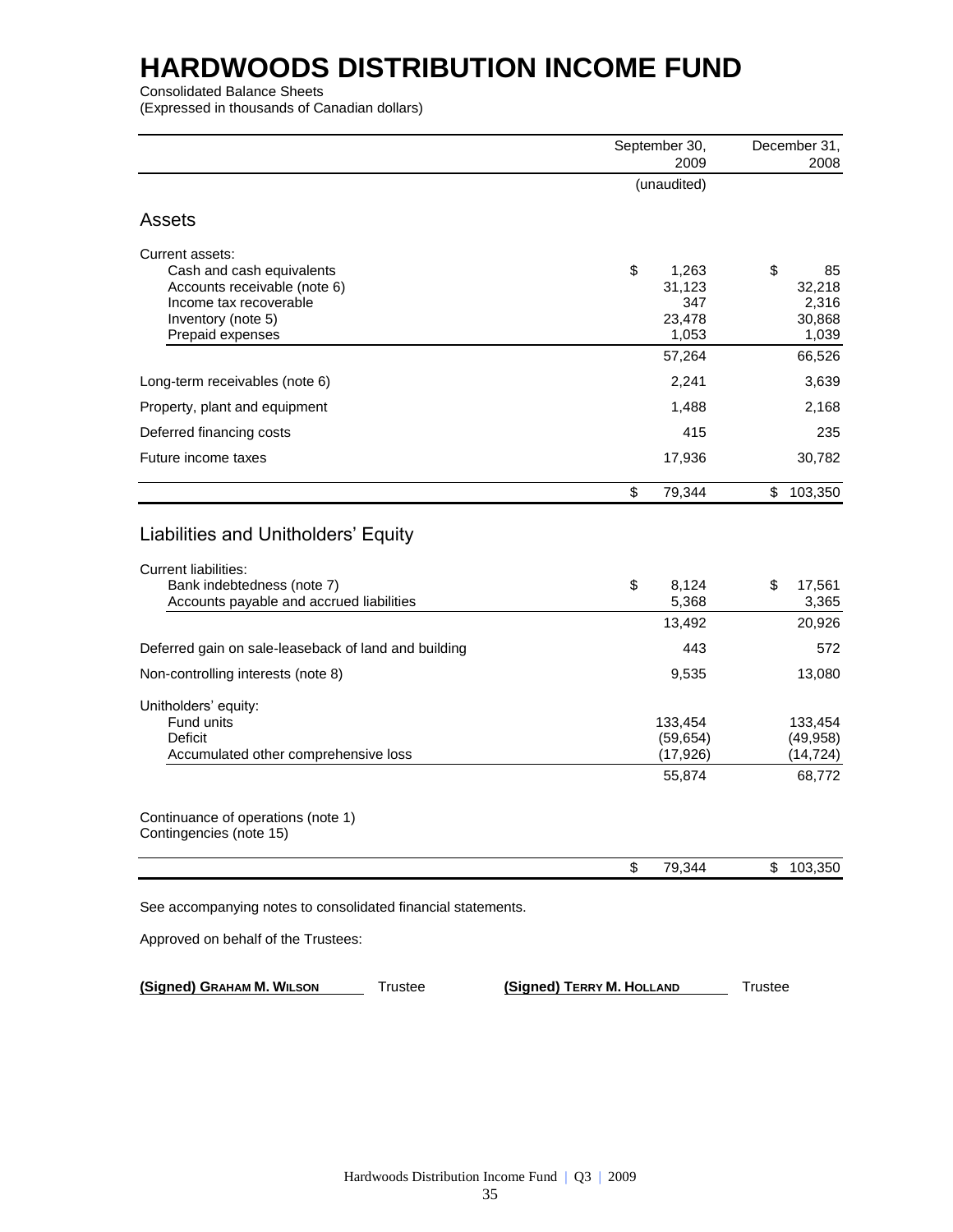# HARDWOODS DISTRIBUTION INCOME FUND

Consolidated Balance Sheets
(Expressed in thousands of Canadian dollars)

| | September 30, 2009 | December 31, 2008 |
|---|---|---|
| | (unaudited) | |
| **Assets** | | |
| Current assets: | | |
| Cash and cash equivalents | $ 1,263 | $ 85 |
| Accounts receivable (note 6) | 31,123 | 32,218 |
| Income tax recoverable | 347 | 2,316 |
| Inventory (note 5) | 23,478 | 30,868 |
| Prepaid expenses | 1,053 | 1,039 |
| | 57,264 | 66,526 |
| Long-term receivables (note 6) | 2,241 | 3,639 |
| Property, plant and equipment | 1,488 | 2,168 |
| Deferred financing costs | 415 | 235 |
| Future income taxes | 17,936 | 30,782 |
| | $ 79,344 | $ 103,350 |
| **Liabilities and Unitholders' Equity** | | |
| Current liabilities: | | |
| Bank indebtedness (note 7) | $ 8,124 | $ 17,561 |
| Accounts payable and accrued liabilities | 5,368 | 3,365 |
| | 13,492 | 20,926 |
| Deferred gain on sale-leaseback of land and building | 443 | 572 |
| Non-controlling interests (note 8) | 9,535 | 13,080 |
| Unitholders' equity: | | |
| Fund units | 133,454 | 133,454 |
| Deficit | (59,654) | (49,958) |
| Accumulated other comprehensive loss | (17,926) | (14,724) |
| | 55,874 | 68,772 |
| Continuance of operations (note 1) | | |
| Contingencies (note 15) | | |
| | $ 79,344 | $ 103,350 |

See accompanying notes to consolidated financial statements.

Approved on behalf of the Trustees:

**(Signed) GRAHAM M. WILSON** Trustee **(Signed) TERRY M. HOLLAND** Trustee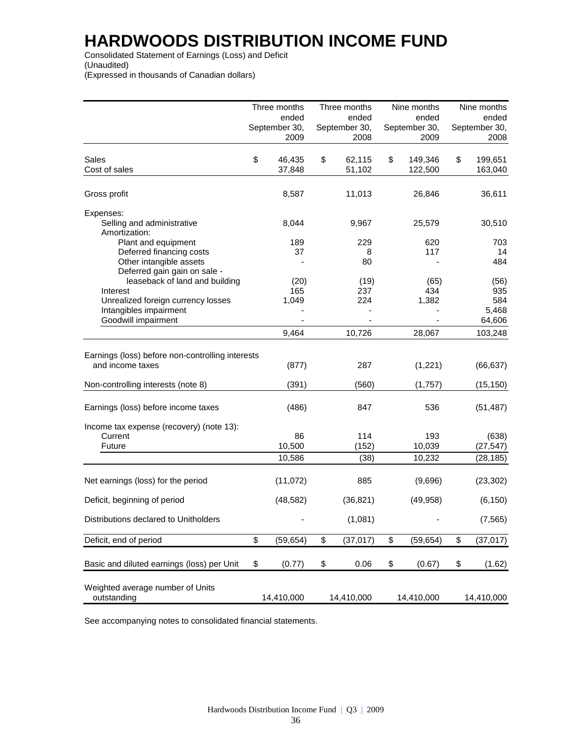# HARDWOODS DISTRIBUTION INCOME FUND

Consolidated Statement of Earnings (Loss) and Deficit
(Unaudited)
(Expressed in thousands of Canadian dollars)

| | Three months ended September 30, 2009 | Three months ended September 30, 2008 | Nine months ended September 30, 2009 | Nine months ended September 30, 2008 |
|---|---|---|---|---|
| Sales | $ 46,435 | $ 62,115 | $ 149,346 | $ 199,651 |
| Cost of sales | 37,848 | 51,102 | 122,500 | 163,040 |
| Gross profit | 8,587 | 11,013 | 26,846 | 36,611 |
| Expenses: | | | | |
| Selling and administrative | 8,044 | 9,967 | 25,579 | 30,510 |
| Amortization: | | | | |
| Plant and equipment | 189 | 229 | 620 | 703 |
| Deferred financing costs | 37 | 8 | 117 | 14 |
| Other intangible assets | - | 80 | - | 484 |
| Deferred gain gain on sale - leaseback of land and building | (20) | (19) | (65) | (56) |
| Interest | 165 | 237 | 434 | 935 |
| Unrealized foreign currency losses | 1,049 | 224 | 1,382 | 584 |
| Intangibles impairment | - | - | - | 5,468 |
| Goodwill impairment | - | - | - | 64,606 |
| | 9,464 | 10,726 | 28,067 | 103,248 |
| Earnings (loss) before non-controlling interests and income taxes | (877) | 287 | (1,221) | (66,637) |
| Non-controlling interests (note 8) | (391) | (560) | (1,757) | (15,150) |
| Earnings (loss) before income taxes | (486) | 847 | 536 | (51,487) |
| Income tax expense (recovery) (note 13): | | | | |
| Current | 86 | 114 | 193 | (638) |
| Future | 10,500 | (152) | 10,039 | (27,547) |
| | 10,586 | (38) | 10,232 | (28,185) |
| Net earnings (loss) for the period | (11,072) | 885 | (9,696) | (23,302) |
| Deficit, beginning of period | (48,582) | (36,821) | (49,958) | (6,150) |
| Distributions declared to Unitholders | - | (1,081) | - | (7,565) |
| Deficit, end of period | $ (59,654) | $ (37,017) | $ (59,654) | $ (37,017) |
| Basic and diluted earnings (loss) per Unit | $ (0.77) | $ 0.06 | $ (0.67) | $ (1.62) |
| Weighted average number of Units outstanding | 14,410,000 | 14,410,000 | 14,410,000 | 14,410,000 |

See accompanying notes to consolidated financial statements.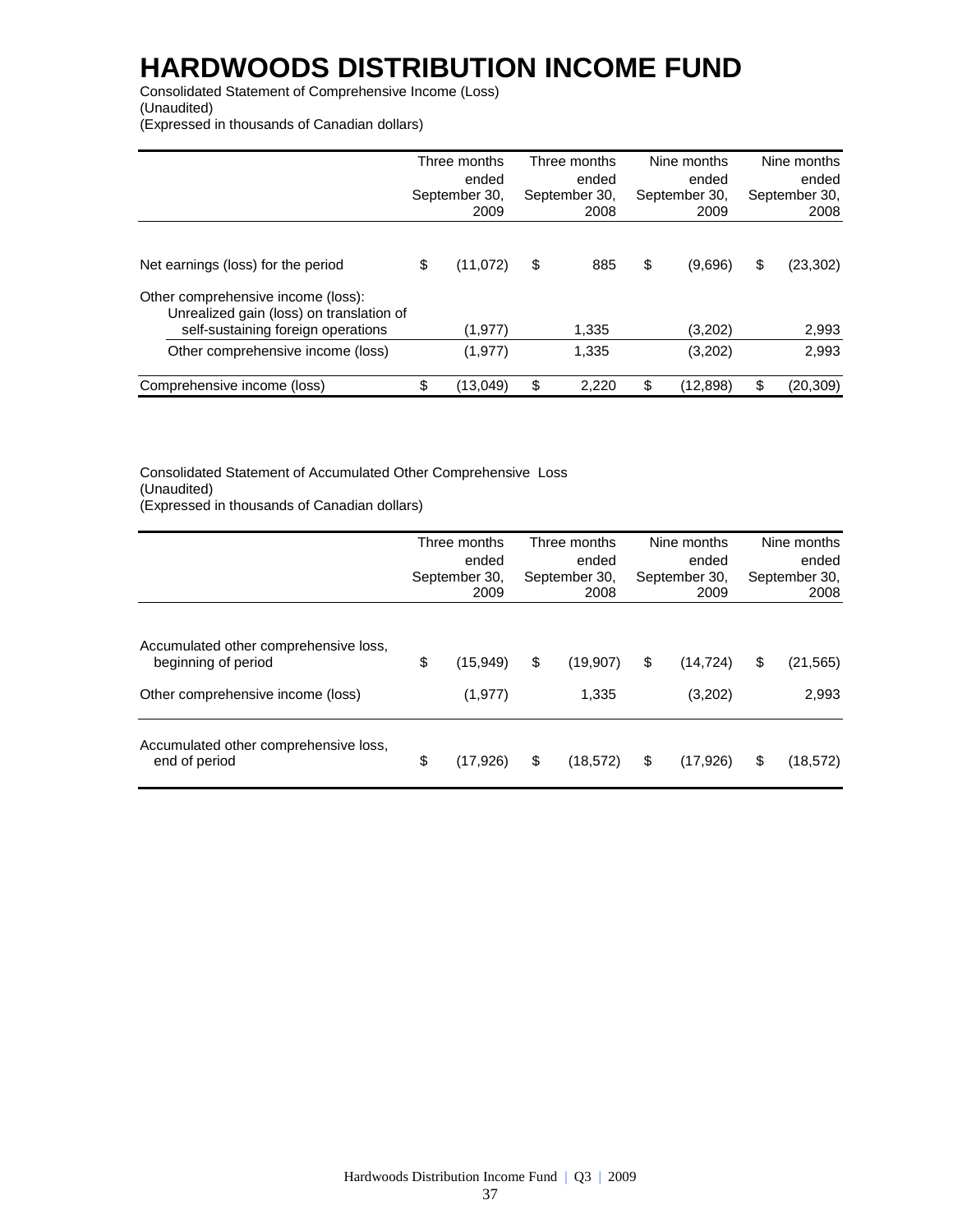# HARDWOODS DISTRIBUTION INCOME FUND

Consolidated Statement of Comprehensive Income (Loss)
(Unaudited)
(Expressed in thousands of Canadian dollars)

| | Three months ended September 30, 2009 | Three months ended September 30, 2008 | Nine months ended September 30, 2009 | Nine months ended September 30, 2008 |
|---|---|---|---|---|
| Net earnings (loss) for the period | $ (11,072) | $ 885 | $ (9,696) | $ (23,302) |
| Other comprehensive income (loss): | | | | |
| Unrealized gain (loss) on translation of self-sustaining foreign operations | (1,977) | 1,335 | (3,202) | 2,993 |
| Other comprehensive income (loss) | (1,977) | 1,335 | (3,202) | 2,993 |
| Comprehensive income (loss) | $ (13,049) | $ 2,220 | $ (12,898) | $ (20,309) |

Consolidated Statement of Accumulated Other Comprehensive Loss
(Unaudited)
(Expressed in thousands of Canadian dollars)

| | Three months ended September 30, 2009 | Three months ended September 30, 2008 | Nine months ended September 30, 2009 | Nine months ended September 30, 2008 |
|---|---|---|---|---|
| Accumulated other comprehensive loss, beginning of period | $ (15,949) | $ (19,907) | $ (14,724) | $ (21,565) |
| Other comprehensive income (loss) | (1,977) | 1,335 | (3,202) | 2,993 |
| Accumulated other comprehensive loss, end of period | $ (17,926) | $ (18,572) | $ (17,926) | $ (18,572) |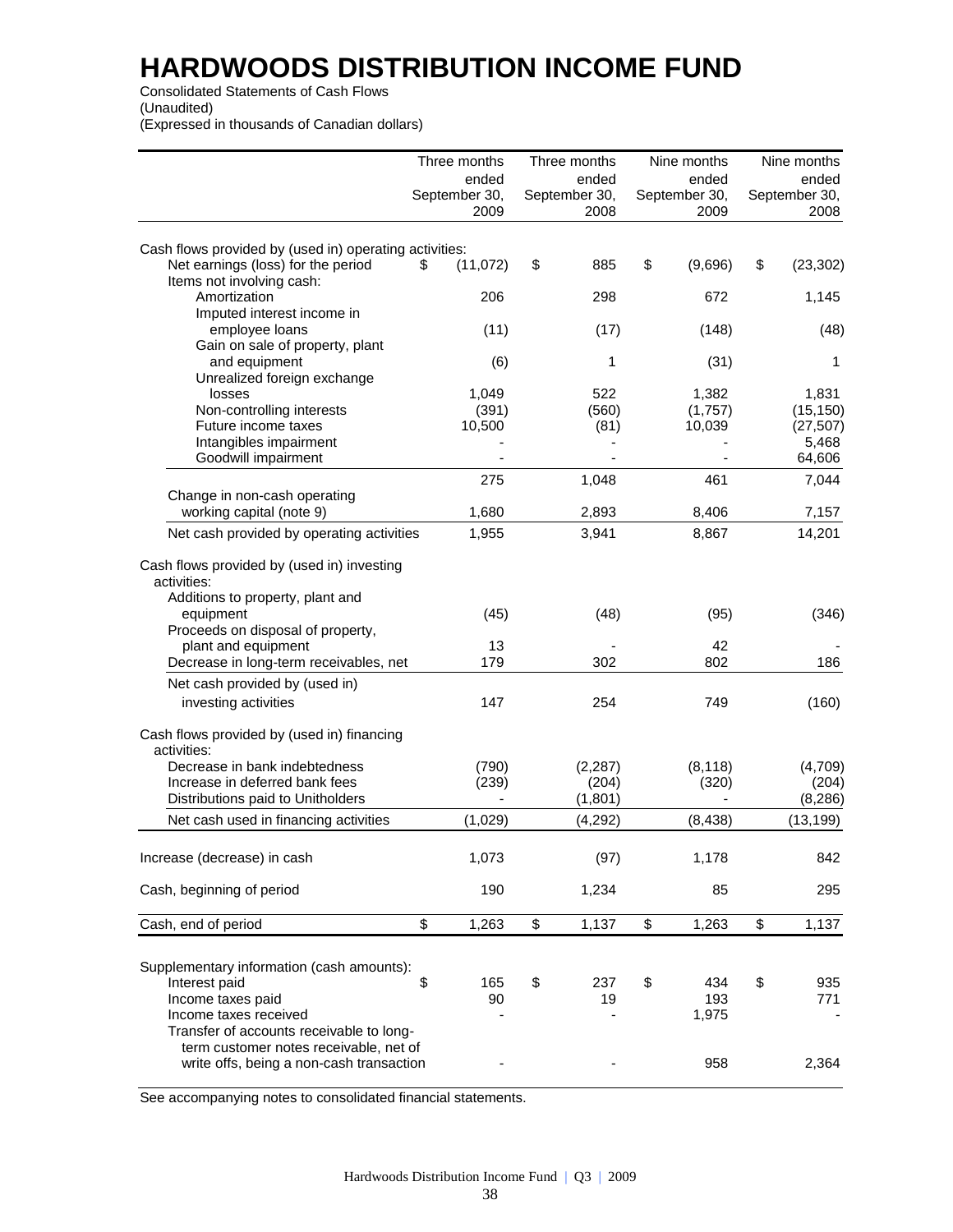# HARDWOODS DISTRIBUTION INCOME FUND

Consolidated Statements of Cash Flows
(Unaudited)
(Expressed in thousands of Canadian dollars)

| | Three months ended September 30, 2009 | Three months ended September 30, 2008 | Nine months ended September 30, 2009 | Nine months ended September 30, 2008 |
|---|---|---|---|---|
| Cash flows provided by (used in) operating activities: | | | | |
| Net earnings (loss) for the period | $ (11,072) | $ 885 | $ (9,696) | $ (23,302) |
| Items not involving cash: | | | | |
| Amortization | 206 | 298 | 672 | 1,145 |
| Imputed interest income in employee loans | (11) | (17) | (148) | (48) |
| Gain on sale of property, plant and equipment | (6) | 1 | (31) | 1 |
| Unrealized foreign exchange losses | 1,049 | 522 | 1,382 | 1,831 |
| Non-controlling interests | (391) | (560) | (1,757) | (15,150) |
| Future income taxes | 10,500 | (81) | 10,039 | (27,507) |
| Intangibles impairment | - | - | - | 5,468 |
| Goodwill impairment | - | - | - | 64,606 |
| | 275 | 1,048 | 461 | 7,044 |
| Change in non-cash operating working capital (note 9) | 1,680 | 2,893 | 8,406 | 7,157 |
| Net cash provided by operating activities | 1,955 | 3,941 | 8,867 | 14,201 |
| Cash flows provided by (used in) investing activities: | | | | |
| Additions to property, plant and equipment | (45) | (48) | (95) | (346) |
| Proceeds on disposal of property, plant and equipment | 13 | - | 42 | - |
| Decrease in long-term receivables, net | 179 | 302 | 802 | 186 |
| Net cash provided by (used in) investing activities | 147 | 254 | 749 | (160) |
| Cash flows provided by (used in) financing activities: | | | | |
| Decrease in bank indebtedness | (790) | (2,287) | (8,118) | (4,709) |
| Increase in deferred bank fees | (239) | (204) | (320) | (204) |
| Distributions paid to Unitholders | - | (1,801) | - | (8,286) |
| Net cash used in financing activities | (1,029) | (4,292) | (8,438) | (13,199) |
| Increase (decrease) in cash | 1,073 | (97) | 1,178 | 842 |
| Cash, beginning of period | 190 | 1,234 | 85 | 295 |
| Cash, end of period | $ 1,263 | $ 1,137 | $ 1,263 | $ 1,137 |
| Supplementary information (cash amounts): | | | | |
| Interest paid | $ 165 | $ 237 | $ 434 | $ 935 |
| Income taxes paid | 90 | 19 | 193 | 771 |
| Income taxes received | - | - | 1,975 | - |
| Transfer of accounts receivable to long-term customer notes receivable, net of write offs, being a non-cash transaction | - | - | 958 | 2,364 |

See accompanying notes to consolidated financial statements.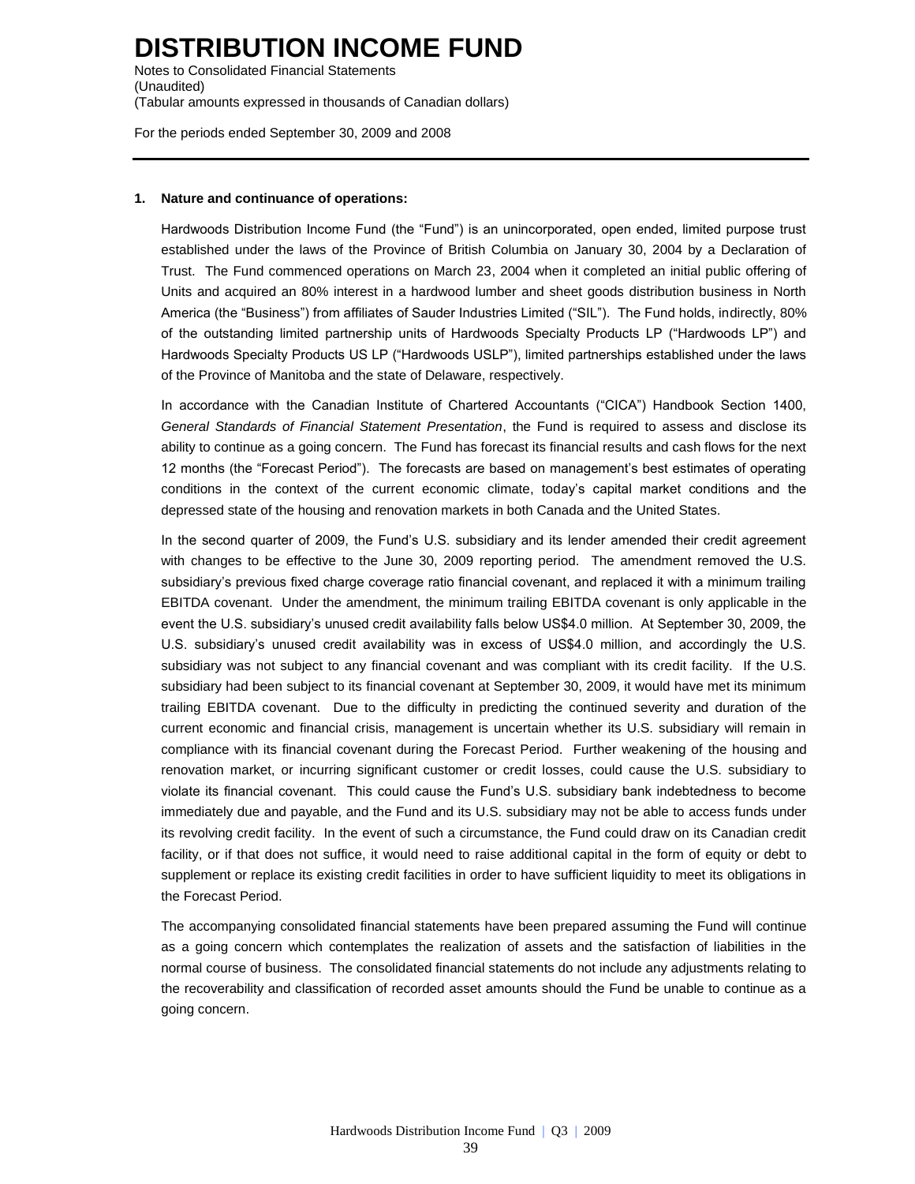# DISTRIBUTION INCOME FUND

Notes to Consolidated Financial Statements
(Unaudited)
(Tabular amounts expressed in thousands of Canadian dollars)

For the periods ended September 30, 2009 and 2008

---

**1. Nature and continuance of operations:**

Hardwoods Distribution Income Fund (the "Fund") is an unincorporated, open ended, limited purpose trust established under the laws of the Province of British Columbia on January 30, 2004 by a Declaration of Trust. The Fund commenced operations on March 23, 2004 when it completed an initial public offering of Units and acquired an 80% interest in a hardwood lumber and sheet goods distribution business in North America (the "Business") from affiliates of Sauder Industries Limited ("SIL"). The Fund holds, indirectly, 80% of the outstanding limited partnership units of Hardwoods Specialty Products LP ("Hardwoods LP") and Hardwoods Specialty Products US LP ("Hardwoods USLP"), limited partnerships established under the laws of the Province of Manitoba and the state of Delaware, respectively.

In accordance with the Canadian Institute of Chartered Accountants ("CICA") Handbook Section 1400, *General Standards of Financial Statement Presentation*, the Fund is required to assess and disclose its ability to continue as a going concern. The Fund has forecast its financial results and cash flows for the next 12 months (the "Forecast Period"). The forecasts are based on management's best estimates of operating conditions in the context of the current economic climate, today's capital market conditions and the depressed state of the housing and renovation markets in both Canada and the United States.

In the second quarter of 2009, the Fund's U.S. subsidiary and its lender amended their credit agreement with changes to be effective to the June 30, 2009 reporting period. The amendment removed the U.S. subsidiary's previous fixed charge coverage ratio financial covenant, and replaced it with a minimum trailing EBITDA covenant. Under the amendment, the minimum trailing EBITDA covenant is only applicable in the event the U.S. subsidiary's unused credit availability falls below US$4.0 million. At September 30, 2009, the U.S. subsidiary's unused credit availability was in excess of US$4.0 million, and accordingly the U.S. subsidiary was not subject to any financial covenant and was compliant with its credit facility. If the U.S. subsidiary had been subject to its financial covenant at September 30, 2009, it would have met its minimum trailing EBITDA covenant. Due to the difficulty in predicting the continued severity and duration of the current economic and financial crisis, management is uncertain whether its U.S. subsidiary will remain in compliance with its financial covenant during the Forecast Period. Further weakening of the housing and renovation market, or incurring significant customer or credit losses, could cause the U.S. subsidiary to violate its financial covenant. This could cause the Fund's U.S. subsidiary bank indebtedness to become immediately due and payable, and the Fund and its U.S. subsidiary may not be able to access funds under its revolving credit facility. In the event of such a circumstance, the Fund could draw on its Canadian credit facility, or if that does not suffice, it would need to raise additional capital in the form of equity or debt to supplement or replace its existing credit facilities in order to have sufficient liquidity to meet its obligations in the Forecast Period.

The accompanying consolidated financial statements have been prepared assuming the Fund will continue as a going concern which contemplates the realization of assets and the satisfaction of liabilities in the normal course of business. The consolidated financial statements do not include any adjustments relating to the recoverability and classification of recorded asset amounts should the Fund be unable to continue as a going concern.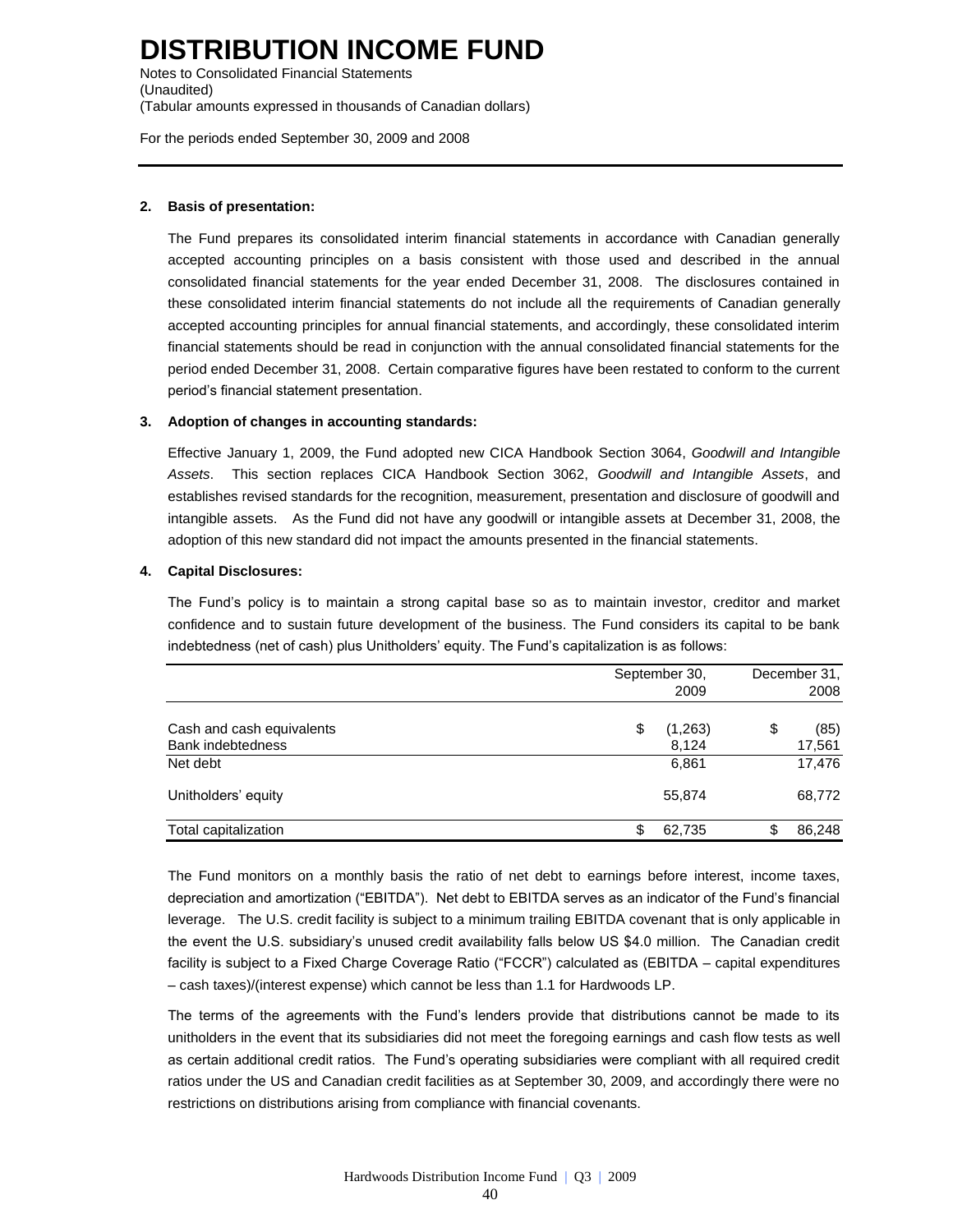# DISTRIBUTION INCOME FUND

Notes to Consolidated Financial Statements
(Unaudited)
(Tabular amounts expressed in thousands of Canadian dollars)

For the periods ended September 30, 2009 and 2008

**2. Basis of presentation:**

The Fund prepares its consolidated interim financial statements in accordance with Canadian generally accepted accounting principles on a basis consistent with those used and described in the annual consolidated financial statements for the year ended December 31, 2008. The disclosures contained in these consolidated interim financial statements do not include all the requirements of Canadian generally accepted accounting principles for annual financial statements, and accordingly, these consolidated interim financial statements should be read in conjunction with the annual consolidated financial statements for the period ended December 31, 2008. Certain comparative figures have been restated to conform to the current period's financial statement presentation.

**3. Adoption of changes in accounting standards:**

Effective January 1, 2009, the Fund adopted new CICA Handbook Section 3064, *Goodwill and Intangible Assets*. This section replaces CICA Handbook Section 3062, *Goodwill and Intangible Assets*, and establishes revised standards for the recognition, measurement, presentation and disclosure of goodwill and intangible assets. As the Fund did not have any goodwill or intangible assets at December 31, 2008, the adoption of this new standard did not impact the amounts presented in the financial statements.

**4. Capital Disclosures:**

The Fund's policy is to maintain a strong capital base so as to maintain investor, creditor and market confidence and to sustain future development of the business. The Fund considers its capital to be bank indebtedness (net of cash) plus Unitholders' equity. The Fund's capitalization is as follows:

| | September 30, 2009 | December 31, 2008 |
|---|---|---|
| Cash and cash equivalents | $ (1,263) | $ (85) |
| Bank indebtedness | 8,124 | 17,561 |
| Net debt | 6,861 | 17,476 |
| Unitholders' equity | 55,874 | 68,772 |
| Total capitalization | $ 62,735 | $ 86,248 |

The Fund monitors on a monthly basis the ratio of net debt to earnings before interest, income taxes, depreciation and amortization ("EBITDA"). Net debt to EBITDA serves as an indicator of the Fund's financial leverage. The U.S. credit facility is subject to a minimum trailing EBITDA covenant that is only applicable in the event the U.S. subsidiary's unused credit availability falls below US $4.0 million. The Canadian credit facility is subject to a Fixed Charge Coverage Ratio ("FCCR") calculated as (EBITDA – capital expenditures – cash taxes)/(interest expense) which cannot be less than 1.1 for Hardwoods LP.

The terms of the agreements with the Fund's lenders provide that distributions cannot be made to its unitholders in the event that its subsidiaries did not meet the foregoing earnings and cash flow tests as well as certain additional credit ratios. The Fund's operating subsidiaries were compliant with all required credit ratios under the US and Canadian credit facilities as at September 30, 2009, and accordingly there were no restrictions on distributions arising from compliance with financial covenants.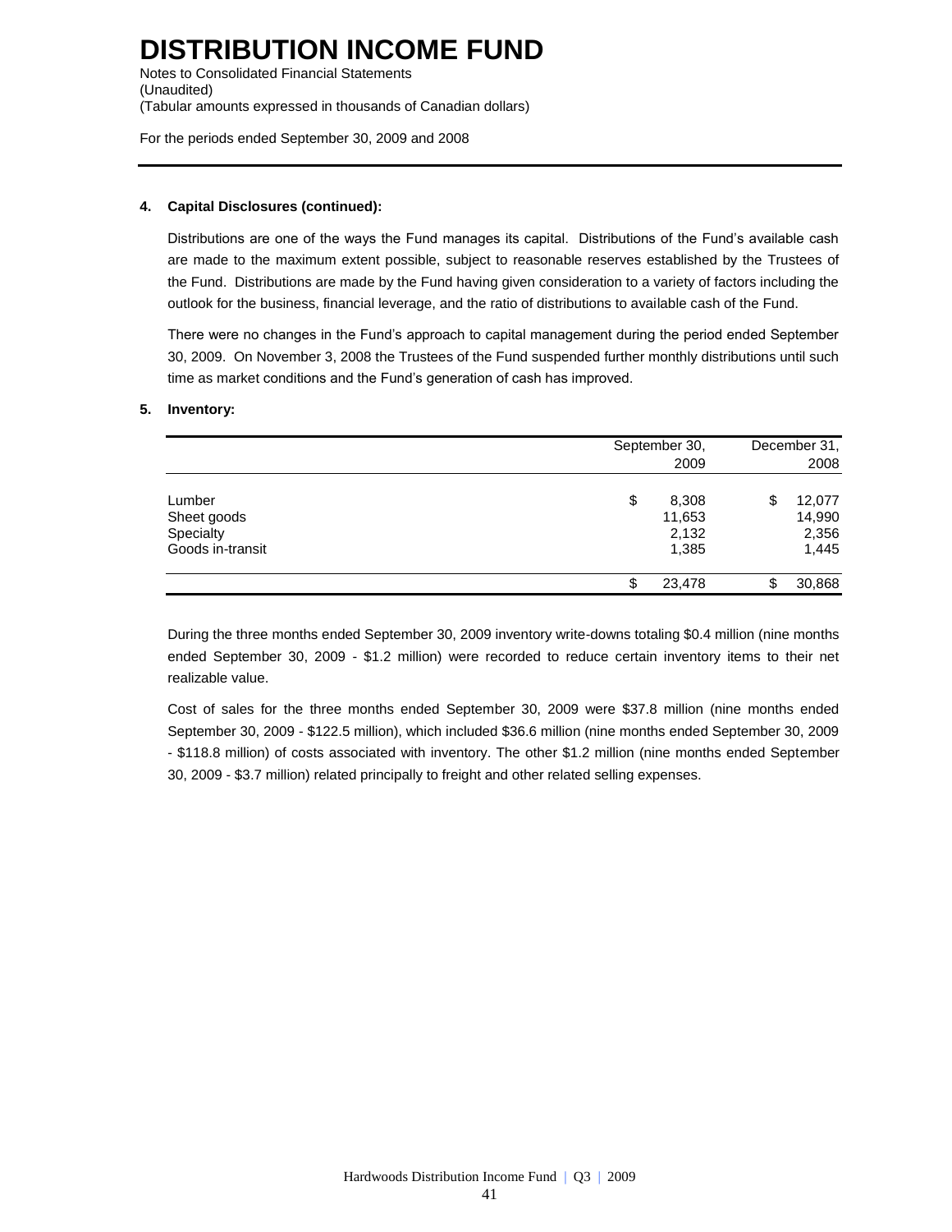# DISTRIBUTION INCOME FUND

Notes to Consolidated Financial Statements
(Unaudited)
(Tabular amounts expressed in thousands of Canadian dollars)

For the periods ended September 30, 2009 and 2008

**4. Capital Disclosures (continued):**

Distributions are one of the ways the Fund manages its capital. Distributions of the Fund's available cash are made to the maximum extent possible, subject to reasonable reserves established by the Trustees of the Fund. Distributions are made by the Fund having given consideration to a variety of factors including the outlook for the business, financial leverage, and the ratio of distributions to available cash of the Fund.

There were no changes in the Fund's approach to capital management during the period ended September 30, 2009. On November 3, 2008 the Trustees of the Fund suspended further monthly distributions until such time as market conditions and the Fund's generation of cash has improved.

**5. Inventory:**

| | September 30, 2009 | December 31, 2008 |
|---|---|---|
| Lumber | $ 8,308 | $ 12,077 |
| Sheet goods | 11,653 | 14,990 |
| Specialty | 2,132 | 2,356 |
| Goods in-transit | 1,385 | 1,445 |
| | $ 23,478 | $ 30,868 |

During the three months ended September 30, 2009 inventory write-downs totaling $0.4 million (nine months ended September 30, 2009 - $1.2 million) were recorded to reduce certain inventory items to their net realizable value.

Cost of sales for the three months ended September 30, 2009 were $37.8 million (nine months ended September 30, 2009 - $122.5 million), which included $36.6 million (nine months ended September 30, 2009 - $118.8 million) of costs associated with inventory. The other $1.2 million (nine months ended September 30, 2009 - $3.7 million) related principally to freight and other related selling expenses.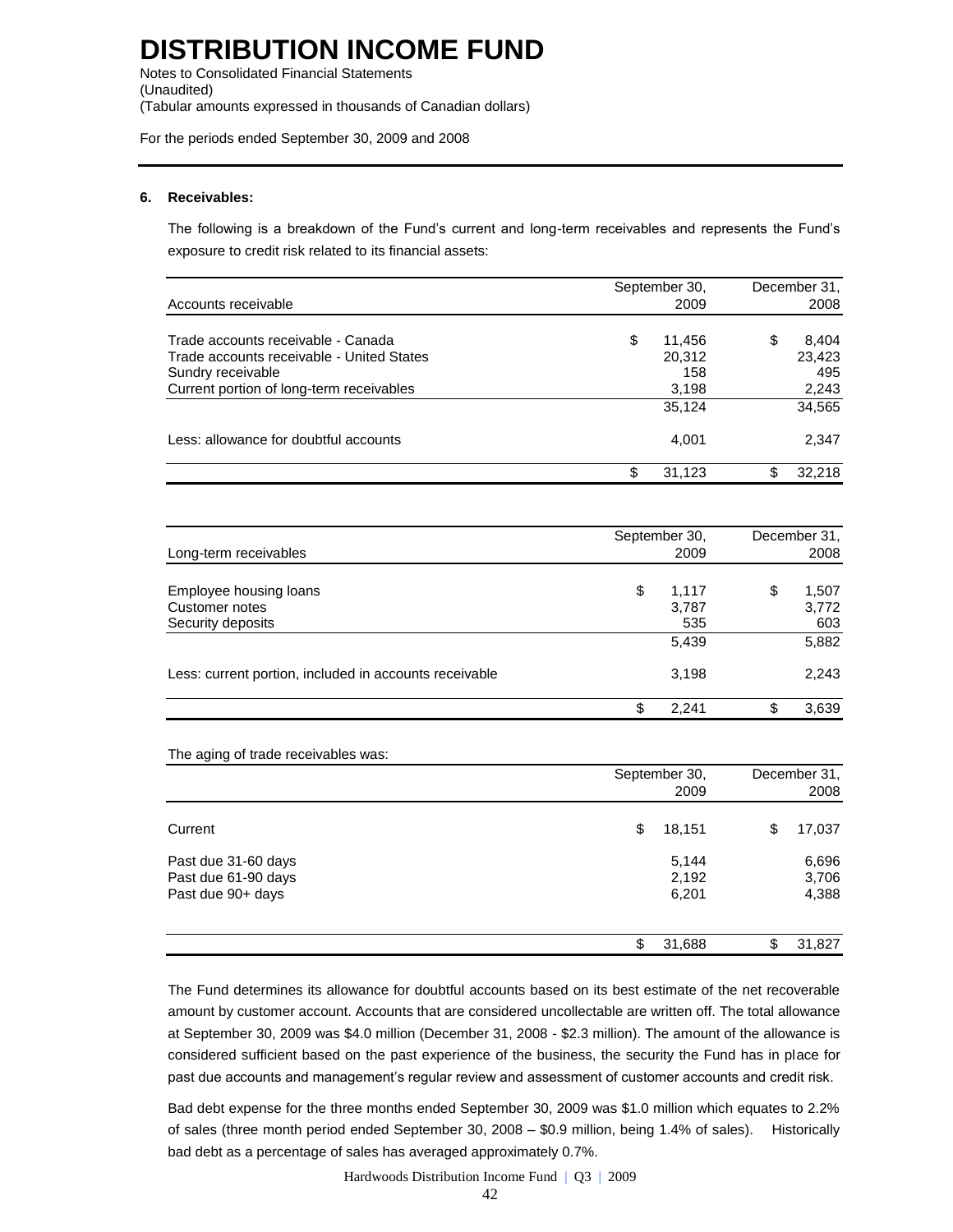# DISTRIBUTION INCOME FUND

Notes to Consolidated Financial Statements
(Unaudited)
(Tabular amounts expressed in thousands of Canadian dollars)

For the periods ended September 30, 2009 and 2008

**6. Receivables:**

The following is a breakdown of the Fund's current and long-term receivables and represents the Fund's exposure to credit risk related to its financial assets:

| Accounts receivable | September 30, 2009 | December 31, 2008 |
|---|---|---|
| Trade accounts receivable - Canada | $ 11,456 | $ 8,404 |
| Trade accounts receivable - United States | 20,312 | 23,423 |
| Sundry receivable | 158 | 495 |
| Current portion of long-term receivables | 3,198 | 2,243 |
| | 35,124 | 34,565 |
| Less: allowance for doubtful accounts | 4,001 | 2,347 |
| | $ 31,123 | $ 32,218 |

| Long-term receivables | September 30, 2009 | December 31, 2008 |
|---|---|---|
| Employee housing loans | $ 1,117 | $ 1,507 |
| Customer notes | 3,787 | 3,772 |
| Security deposits | 535 | 603 |
| | 5,439 | 5,882 |
| Less: current portion, included in accounts receivable | 3,198 | 2,243 |
| | $ 2,241 | $ 3,639 |

The aging of trade receivables was:

| | September 30, 2009 | December 31, 2008 |
|---|---|---|
| Current | $ 18,151 | $ 17,037 |
| Past due 31-60 days | 5,144 | 6,696 |
| Past due 61-90 days | 2,192 | 3,706 |
| Past due 90+ days | 6,201 | 4,388 |
| | $ 31,688 | $ 31,827 |

The Fund determines its allowance for doubtful accounts based on its best estimate of the net recoverable amount by customer account. Accounts that are considered uncollectable are written off. The total allowance at September 30, 2009 was $4.0 million (December 31, 2008 - $2.3 million). The amount of the allowance is considered sufficient based on the past experience of the business, the security the Fund has in place for past due accounts and management's regular review and assessment of customer accounts and credit risk.

Bad debt expense for the three months ended September 30, 2009 was $1.0 million which equates to 2.2% of sales (three month period ended September 30, 2008 – $0.9 million, being 1.4% of sales). Historically bad debt as a percentage of sales has averaged approximately 0.7%.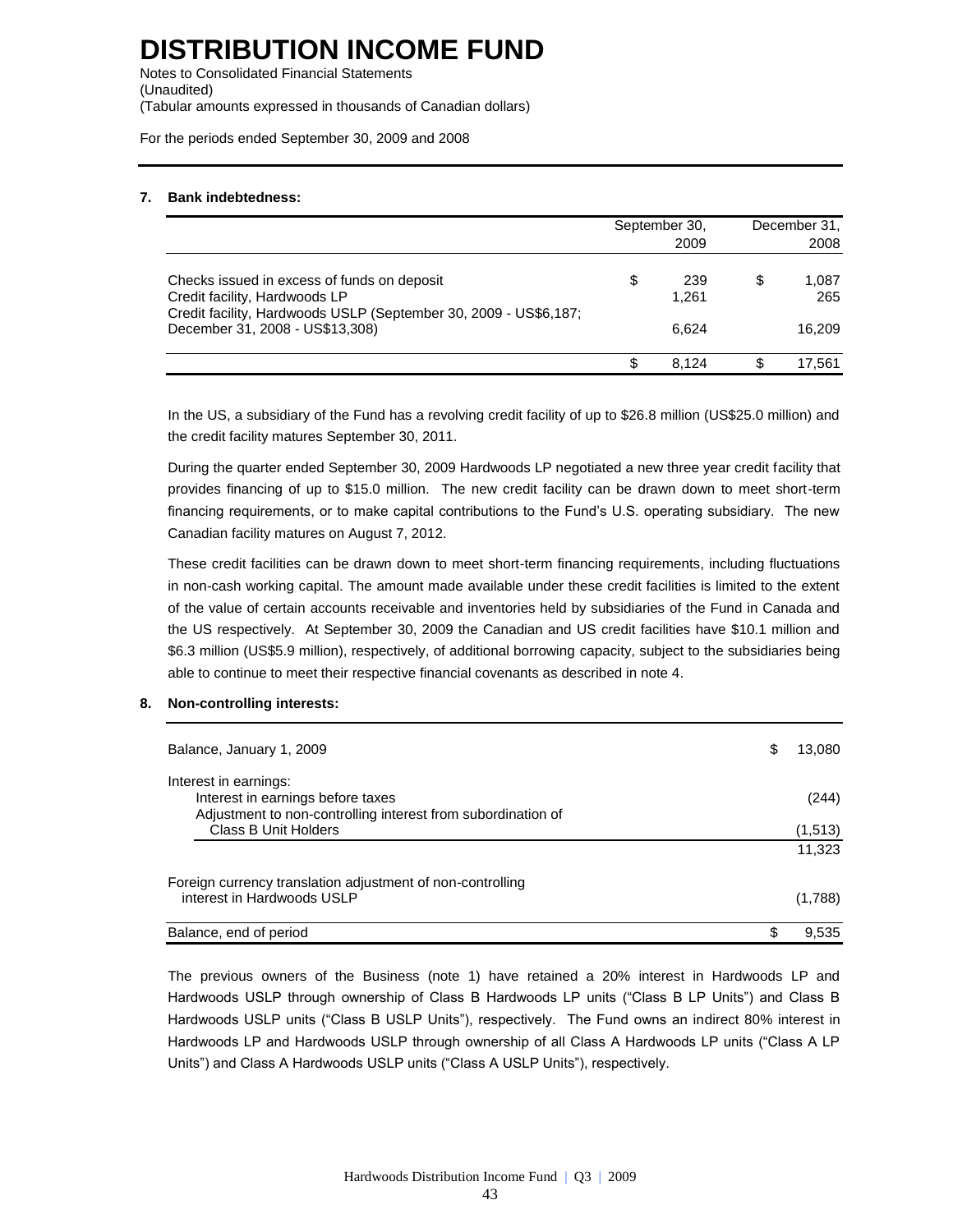# DISTRIBUTION INCOME FUND

Notes to Consolidated Financial Statements
(Unaudited)
(Tabular amounts expressed in thousands of Canadian dollars)

For the periods ended September 30, 2009 and 2008

## 7. Bank indebtedness:

| | September 30, 2009 | December 31, 2008 |
|---|---|---|
| Checks issued in excess of funds on deposit | $ 239 | $ 1,087 |
| Credit facility, Hardwoods LP | 1,261 | 265 |
| Credit facility, Hardwoods USLP (September 30, 2009 - US$6,187; December 31, 2008 - US$13,308) | 6,624 | 16,209 |
| | $ 8,124 | $ 17,561 |

In the US, a subsidiary of the Fund has a revolving credit facility of up to $26.8 million (US$25.0 million) and the credit facility matures September 30, 2011.

During the quarter ended September 30, 2009 Hardwoods LP negotiated a new three year credit facility that provides financing of up to $15.0 million. The new credit facility can be drawn down to meet short-term financing requirements, or to make capital contributions to the Fund's U.S. operating subsidiary. The new Canadian facility matures on August 7, 2012.

These credit facilities can be drawn down to meet short-term financing requirements, including fluctuations in non-cash working capital. The amount made available under these credit facilities is limited to the extent of the value of certain accounts receivable and inventories held by subsidiaries of the Fund in Canada and the US respectively. At September 30, 2009 the Canadian and US credit facilities have $10.1 million and $6.3 million (US$5.9 million), respectively, of additional borrowing capacity, subject to the subsidiaries being able to continue to meet their respective financial covenants as described in note 4.

## 8. Non-controlling interests:

| | |
|---|---|
| Balance, January 1, 2009 | $ 13,080 |
| Interest in earnings: | |
| Interest in earnings before taxes | (244) |
| Adjustment to non-controlling interest from subordination of Class B Unit Holders | (1,513) |
| | 11,323 |
| Foreign currency translation adjustment of non-controlling interest in Hardwoods USLP | (1,788) |
| Balance, end of period | $ 9,535 |

The previous owners of the Business (note 1) have retained a 20% interest in Hardwoods LP and Hardwoods USLP through ownership of Class B Hardwoods LP units ("Class B LP Units") and Class B Hardwoods USLP units ("Class B USLP Units"), respectively. The Fund owns an indirect 80% interest in Hardwoods LP and Hardwoods USLP through ownership of all Class A Hardwoods LP units ("Class A LP Units") and Class A Hardwoods USLP units ("Class A USLP Units"), respectively.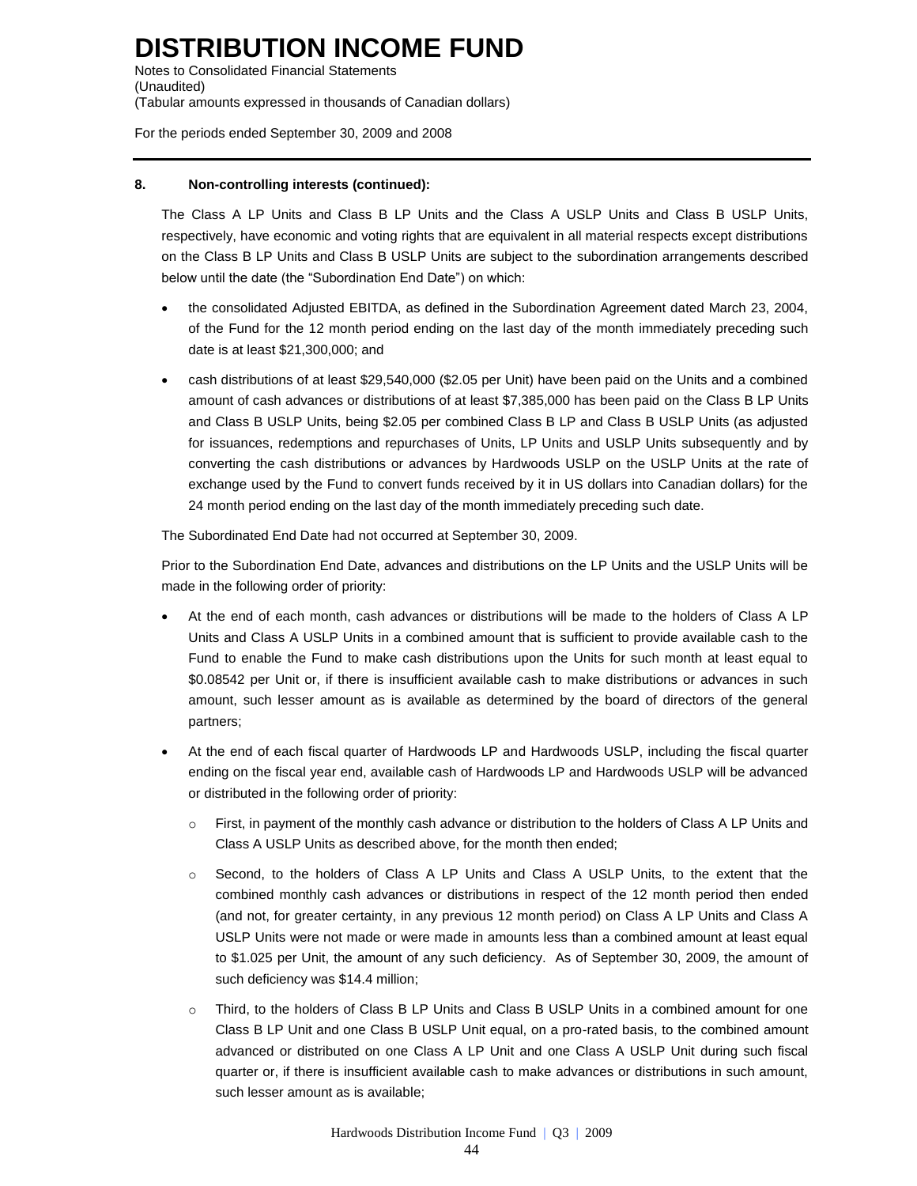## 8. Non-controlling interests (continued):

The Class A LP Units and Class B LP Units and the Class A USLP Units and Class B USLP Units, respectively, have economic and voting rights that are equivalent in all material respects except distributions on the Class B LP Units and Class B USLP Units are subject to the subordination arrangements described below until the date (the "Subordination End Date") on which:

- the consolidated Adjusted EBITDA, as defined in the Subordination Agreement dated March 23, 2004, of the Fund for the 12 month period ending on the last day of the month immediately preceding such date is at least $21,300,000; and
- cash distributions of at least $29,540,000 ($2.05 per Unit) have been paid on the Units and a combined amount of cash advances or distributions of at least $7,385,000 has been paid on the Class B LP Units and Class B USLP Units, being $2.05 per combined Class B LP and Class B USLP Units (as adjusted for issuances, redemptions and repurchases of Units, LP Units and USLP Units subsequently and by converting the cash distributions or advances by Hardwoods USLP on the USLP Units at the rate of exchange used by the Fund to convert funds received by it in US dollars into Canadian dollars) for the 24 month period ending on the last day of the month immediately preceding such date.

The Subordinated End Date had not occurred at September 30, 2009.

Prior to the Subordination End Date, advances and distributions on the LP Units and the USLP Units will be made in the following order of priority:

- At the end of each month, cash advances or distributions will be made to the holders of Class A LP Units and Class A USLP Units in a combined amount that is sufficient to provide available cash to the Fund to enable the Fund to make cash distributions upon the Units for such month at least equal to $0.08542 per Unit or, if there is insufficient available cash to make distributions or advances in such amount, such lesser amount as is available as determined by the board of directors of the general partners;
- At the end of each fiscal quarter of Hardwoods LP and Hardwoods USLP, including the fiscal quarter ending on the fiscal year end, available cash of Hardwoods LP and Hardwoods USLP will be advanced or distributed in the following order of priority:
  - First, in payment of the monthly cash advance or distribution to the holders of Class A LP Units and Class A USLP Units as described above, for the month then ended;
  - Second, to the holders of Class A LP Units and Class A USLP Units, to the extent that the combined monthly cash advances or distributions in respect of the 12 month period then ended (and not, for greater certainty, in any previous 12 month period) on Class A LP Units and Class A USLP Units were not made or were made in amounts less than a combined amount at least equal to $1.025 per Unit, the amount of any such deficiency. As of September 30, 2009, the amount of such deficiency was $14.4 million;
  - Third, to the holders of Class B LP Units and Class B USLP Units in a combined amount for one Class B LP Unit and one Class B USLP Unit equal, on a pro-rated basis, to the combined amount advanced or distributed on one Class A LP Unit and one Class A USLP Unit during such fiscal quarter or, if there is insufficient available cash to make advances or distributions in such amount, such lesser amount as is available;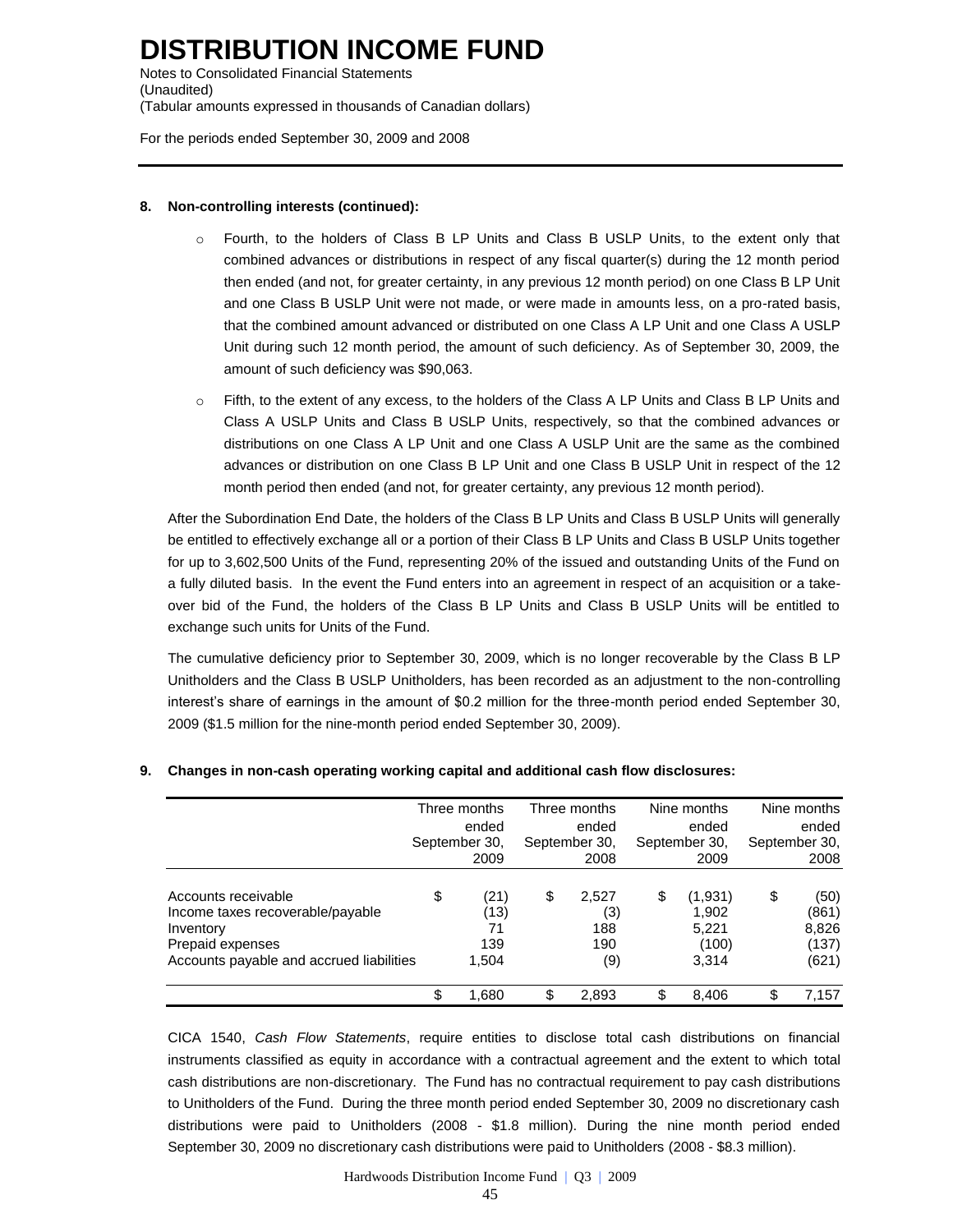# DISTRIBUTION INCOME FUND

Notes to Consolidated Financial Statements
(Unaudited)
(Tabular amounts expressed in thousands of Canadian dollars)

For the periods ended September 30, 2009 and 2008

**8. Non-controlling interests (continued):**

- Fourth, to the holders of Class B LP Units and Class B USLP Units, to the extent only that combined advances or distributions in respect of any fiscal quarter(s) during the 12 month period then ended (and not, for greater certainty, in any previous 12 month period) on one Class B LP Unit and one Class B USLP Unit were not made, or were made in amounts less, on a pro-rated basis, that the combined amount advanced or distributed on one Class A LP Unit and one Class A USLP Unit during such 12 month period, the amount of such deficiency. As of September 30, 2009, the amount of such deficiency was $90,063.

- Fifth, to the extent of any excess, to the holders of the Class A LP Units and Class B LP Units and Class A USLP Units and Class B USLP Units, respectively, so that the combined advances or distributions on one Class A LP Unit and one Class A USLP Unit are the same as the combined advances or distribution on one Class B LP Unit and one Class B USLP Unit in respect of the 12 month period then ended (and not, for greater certainty, any previous 12 month period).

After the Subordination End Date, the holders of the Class B LP Units and Class B USLP Units will generally be entitled to effectively exchange all or a portion of their Class B LP Units and Class B USLP Units together for up to 3,602,500 Units of the Fund, representing 20% of the issued and outstanding Units of the Fund on a fully diluted basis. In the event the Fund enters into an agreement in respect of an acquisition or a take-over bid of the Fund, the holders of the Class B LP Units and Class B USLP Units will be entitled to exchange such units for Units of the Fund.

The cumulative deficiency prior to September 30, 2009, which is no longer recoverable by the Class B LP Unitholders and the Class B USLP Unitholders, has been recorded as an adjustment to the non-controlling interest's share of earnings in the amount of $0.2 million for the three-month period ended September 30, 2009 ($1.5 million for the nine-month period ended September 30, 2009).

**9. Changes in non-cash operating working capital and additional cash flow disclosures:**

| | Three months ended September 30, 2009 | Three months ended September 30, 2008 | Nine months ended September 30, 2009 | Nine months ended September 30, 2008 |
|---|---|---|---|---|
| Accounts receivable | $ (21) | $ 2,527 | $ (1,931) | $ (50) |
| Income taxes recoverable/payable | (13) | (3) | 1,902 | (861) |
| Inventory | 71 | 188 | 5,221 | 8,826 |
| Prepaid expenses | 139 | 190 | (100) | (137) |
| Accounts payable and accrued liabilities | 1,504 | (9) | 3,314 | (621) |
| | $ 1,680 | $ 2,893 | $ 8,406 | $ 7,157 |

CICA 1540, *Cash Flow Statements*, require entities to disclose total cash distributions on financial instruments classified as equity in accordance with a contractual agreement and the extent to which total cash distributions are non-discretionary. The Fund has no contractual requirement to pay cash distributions to Unitholders of the Fund. During the three month period ended September 30, 2009 no discretionary cash distributions were paid to Unitholders (2008 - $1.8 million). During the nine month period ended September 30, 2009 no discretionary cash distributions were paid to Unitholders (2008 - $8.3 million).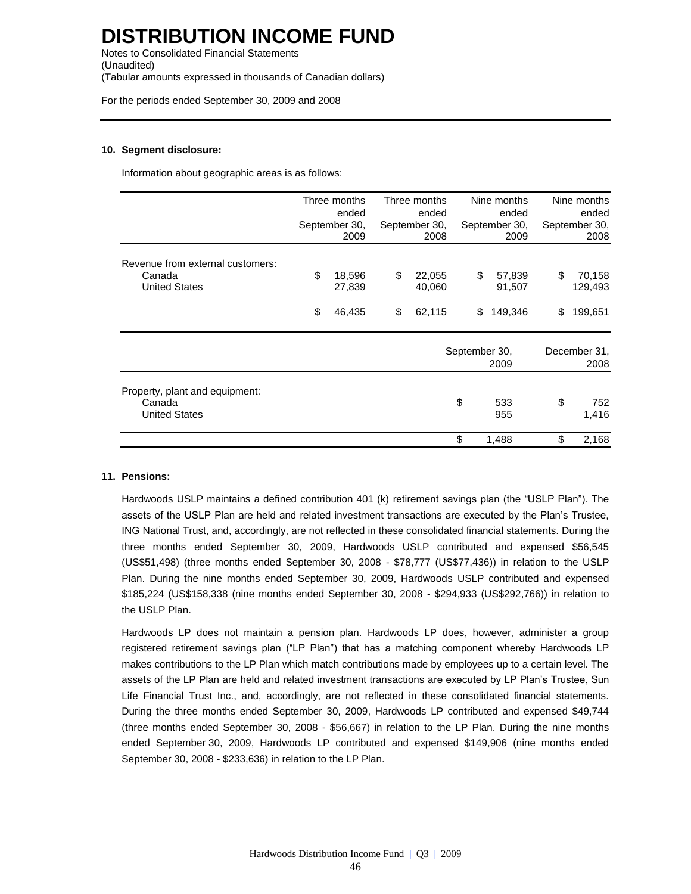# DISTRIBUTION INCOME FUND

Notes to Consolidated Financial Statements
(Unaudited)
(Tabular amounts expressed in thousands of Canadian dollars)

For the periods ended September 30, 2009 and 2008

**10. Segment disclosure:**

Information about geographic areas is as follows:

| | Three months ended September 30, 2009 | Three months ended September 30, 2008 | Nine months ended September 30, 2009 | Nine months ended September 30, 2008 |
|---|---|---|---|---|
| Revenue from external customers: | | | | |
| Canada | $ 18,596 | $ 22,055 | $ 57,839 | $ 70,158 |
| United States | 27,839 | 40,060 | 91,507 | 129,493 |
| | $ 46,435 | $ 62,115 | $ 149,346 | $ 199,651 |

| | September 30, 2009 | December 31, 2008 |
|---|---|---|
| Property, plant and equipment: | | |
| Canada | $ 533 | $ 752 |
| United States | 955 | 1,416 |
| | $ 1,488 | $ 2,168 |

**11. Pensions:**

Hardwoods USLP maintains a defined contribution 401 (k) retirement savings plan (the "USLP Plan"). The assets of the USLP Plan are held and related investment transactions are executed by the Plan's Trustee, ING National Trust, and, accordingly, are not reflected in these consolidated financial statements. During the three months ended September 30, 2009, Hardwoods USLP contributed and expensed $56,545 (US$51,498) (three months ended September 30, 2008 - $78,777 (US$77,436)) in relation to the USLP Plan. During the nine months ended September 30, 2009, Hardwoods USLP contributed and expensed $185,224 (US$158,338 (nine months ended September 30, 2008 - $294,933 (US$292,766)) in relation to the USLP Plan.

Hardwoods LP does not maintain a pension plan. Hardwoods LP does, however, administer a group registered retirement savings plan ("LP Plan") that has a matching component whereby Hardwoods LP makes contributions to the LP Plan which match contributions made by employees up to a certain level. The assets of the LP Plan are held and related investment transactions are executed by LP Plan's Trustee, Sun Life Financial Trust Inc., and, accordingly, are not reflected in these consolidated financial statements. During the three months ended September 30, 2009, Hardwoods LP contributed and expensed $49,744 (three months ended September 30, 2008 - $56,667) in relation to the LP Plan. During the nine months ended September 30, 2009, Hardwoods LP contributed and expensed $149,906 (nine months ended September 30, 2008 - $233,636) in relation to the LP Plan.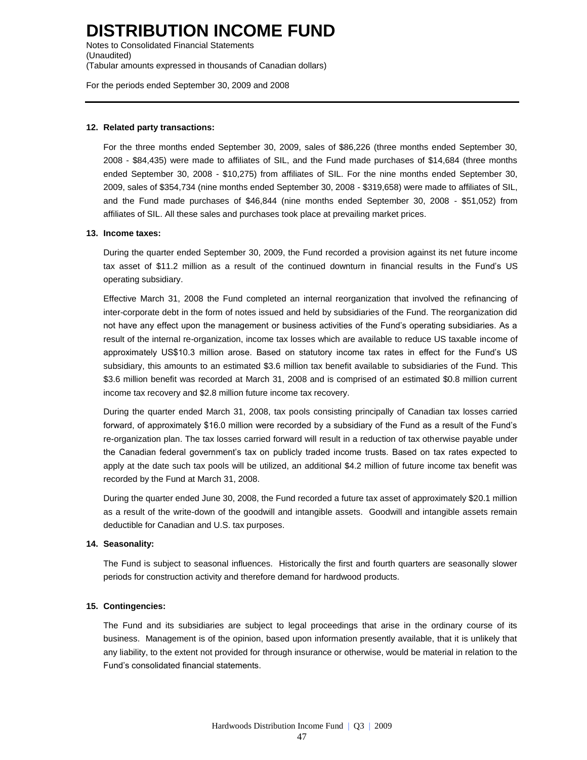## 12. Related party transactions:

For the three months ended September 30, 2009, sales of $86,226 (three months ended September 30, 2008 - $84,435) were made to affiliates of SIL, and the Fund made purchases of $14,684 (three months ended September 30, 2008 - $10,275) from affiliates of SIL. For the nine months ended September 30, 2009, sales of $354,734 (nine months ended September 30, 2008 - $319,658) were made to affiliates of SIL, and the Fund made purchases of $46,844 (nine months ended September 30, 2008 - $51,052) from affiliates of SIL. All these sales and purchases took place at prevailing market prices.

## 13. Income taxes:

During the quarter ended September 30, 2009, the Fund recorded a provision against its net future income tax asset of $11.2 million as a result of the continued downturn in financial results in the Fund's US operating subsidiary.

Effective March 31, 2008 the Fund completed an internal reorganization that involved the refinancing of inter-corporate debt in the form of notes issued and held by subsidiaries of the Fund. The reorganization did not have any effect upon the management or business activities of the Fund's operating subsidiaries. As a result of the internal re-organization, income tax losses which are available to reduce US taxable income of approximately US$10.3 million arose. Based on statutory income tax rates in effect for the Fund's US subsidiary, this amounts to an estimated $3.6 million tax benefit available to subsidiaries of the Fund. This $3.6 million benefit was recorded at March 31, 2008 and is comprised of an estimated $0.8 million current income tax recovery and $2.8 million future income tax recovery.

During the quarter ended March 31, 2008, tax pools consisting principally of Canadian tax losses carried forward, of approximately $16.0 million were recorded by a subsidiary of the Fund as a result of the Fund's re-organization plan. The tax losses carried forward will result in a reduction of tax otherwise payable under the Canadian federal government's tax on publicly traded income trusts. Based on tax rates expected to apply at the date such tax pools will be utilized, an additional $4.2 million of future income tax benefit was recorded by the Fund at March 31, 2008.

During the quarter ended June 30, 2008, the Fund recorded a future tax asset of approximately $20.1 million as a result of the write-down of the goodwill and intangible assets. Goodwill and intangible assets remain deductible for Canadian and U.S. tax purposes.

## 14. Seasonality:

The Fund is subject to seasonal influences. Historically the first and fourth quarters are seasonally slower periods for construction activity and therefore demand for hardwood products.

## 15. Contingencies:

The Fund and its subsidiaries are subject to legal proceedings that arise in the ordinary course of its business. Management is of the opinion, based upon information presently available, that it is unlikely that any liability, to the extent not provided for through insurance or otherwise, would be material in relation to the Fund's consolidated financial statements.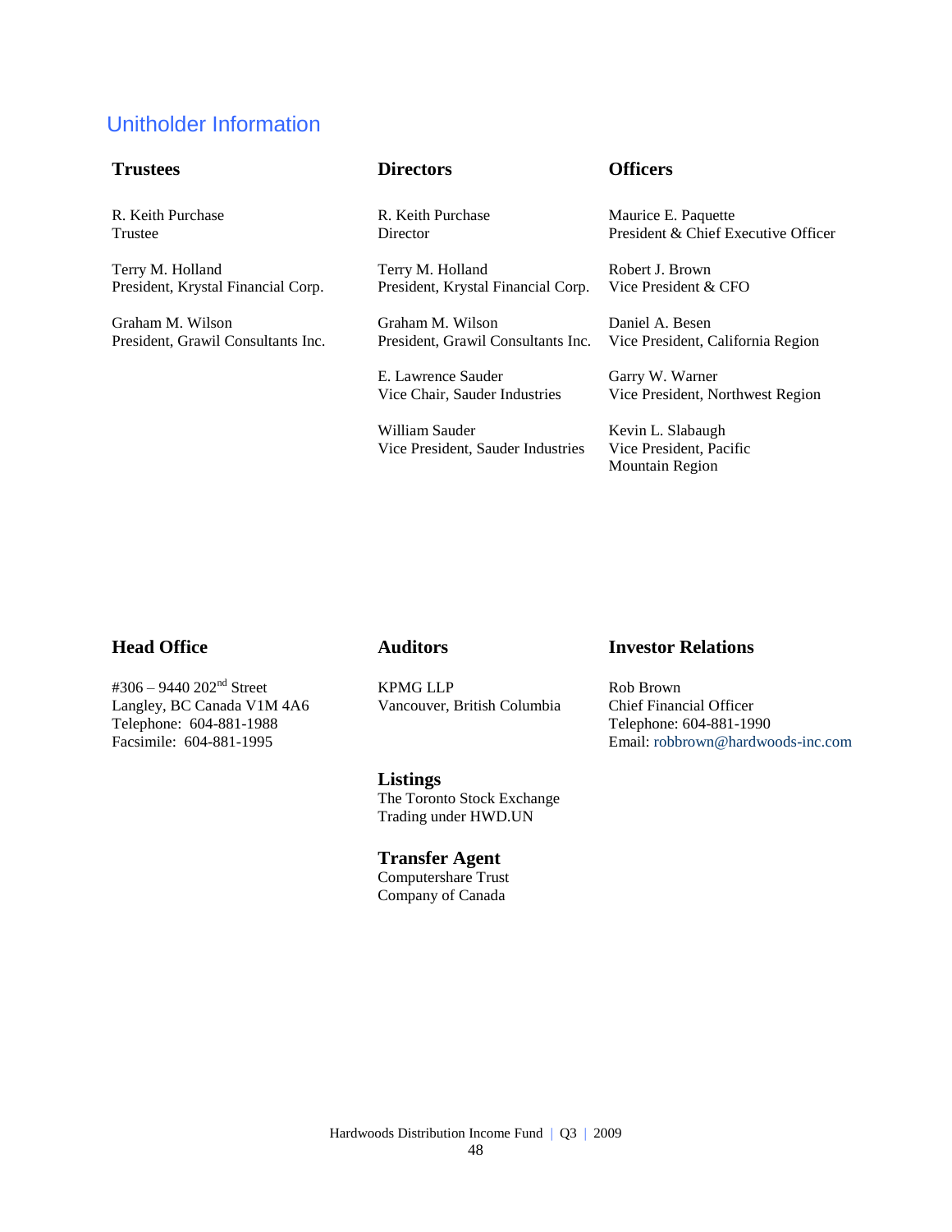# Unitholder Information

### Trustees

R. Keith Purchase
Trustee

Terry M. Holland
President, Krystal Financial Corp.

Graham M. Wilson
President, Grawil Consultants Inc.

### Directors

R. Keith Purchase
Director

Terry M. Holland
President, Krystal Financial Corp.

Graham M. Wilson
President, Grawil Consultants Inc.

E. Lawrence Sauder
Vice Chair, Sauder Industries

William Sauder
Vice President, Sauder Industries

### Officers

Maurice E. Paquette
President & Chief Executive Officer

Robert J. Brown
Vice President & CFO

Daniel A. Besen
Vice President, California Region

Garry W. Warner
Vice President, Northwest Region

Kevin L. Slabaugh
Vice President, Pacific Mountain Region

### Head Office

#306 – 9440 202nd Street
Langley, BC Canada V1M 4A6
Telephone: 604-881-1988
Facsimile: 604-881-1995

### Auditors

KPMG LLP
Vancouver, British Columbia

### Listings

The Toronto Stock Exchange
Trading under HWD.UN

### Transfer Agent

Computershare Trust
Company of Canada

### Investor Relations

Rob Brown
Chief Financial Officer
Telephone: 604-881-1990
Email: robbrown@hardwoods-inc.com